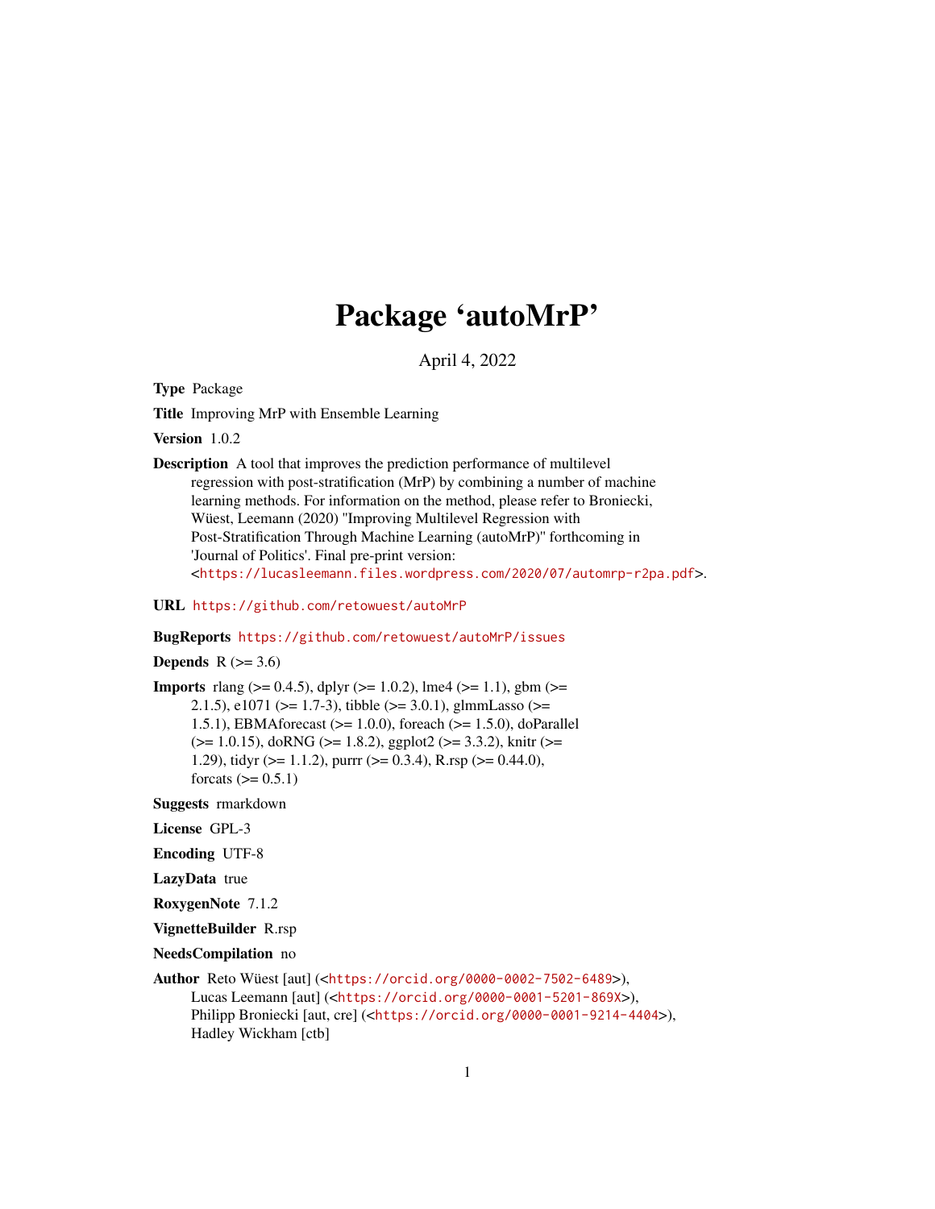# Package 'autoMrP'

April 4, 2022

**Type** Package

**Title** Improving MrP with Ensemble Learning

**Version** 1.0.2

**Description** A tool that improves the prediction performance of multilevel regression with post-stratification (MrP) by combining a number of machine learning methods. For information on the method, please refer to Broniecki, Wüest, Leemann (2020) "Improving Multilevel Regression with Post-Stratification Through Machine Learning (autoMrP)" forthcoming in 'Journal of Politics'. Final pre-print version: <https://lucasleemann.files.wordpress.com/2020/07/automrp-r2pa.pdf>.

**URL** https://github.com/retowuest/autoMrP

**BugReports** https://github.com/retowuest/autoMrP/issues

**Depends** R (>= 3.6)

**Imports** rlang (>= 0.4.5), dplyr (>= 1.0.2), lme4 (>= 1.1), gbm (>= 2.1.5), e1071 (>= 1.7-3), tibble (>= 3.0.1), glmmLasso (>= 1.5.1), EBMAforecast (>= 1.0.0), foreach (>= 1.5.0), doParallel (>= 1.0.15), doRNG (>= 1.8.2), ggplot2 (>= 3.3.2), knitr (>= 1.29), tidyr (>= 1.1.2), purrr (>= 0.3.4), R.rsp (>= 0.44.0), forcats (>= 0.5.1)

**Suggests** rmarkdown

**License** GPL-3

**Encoding** UTF-8

**LazyData** true

**RoxygenNote** 7.1.2

**VignetteBuilder** R.rsp

**NeedsCompilation** no

**Author** Reto Wüest [aut] (<https://orcid.org/0000-0002-7502-6489>), Lucas Leemann [aut] (<https://orcid.org/0000-0001-5201-869X>), Philipp Broniecki [aut, cre] (<https://orcid.org/0000-0001-9214-4404>), Hadley Wickham [ctb]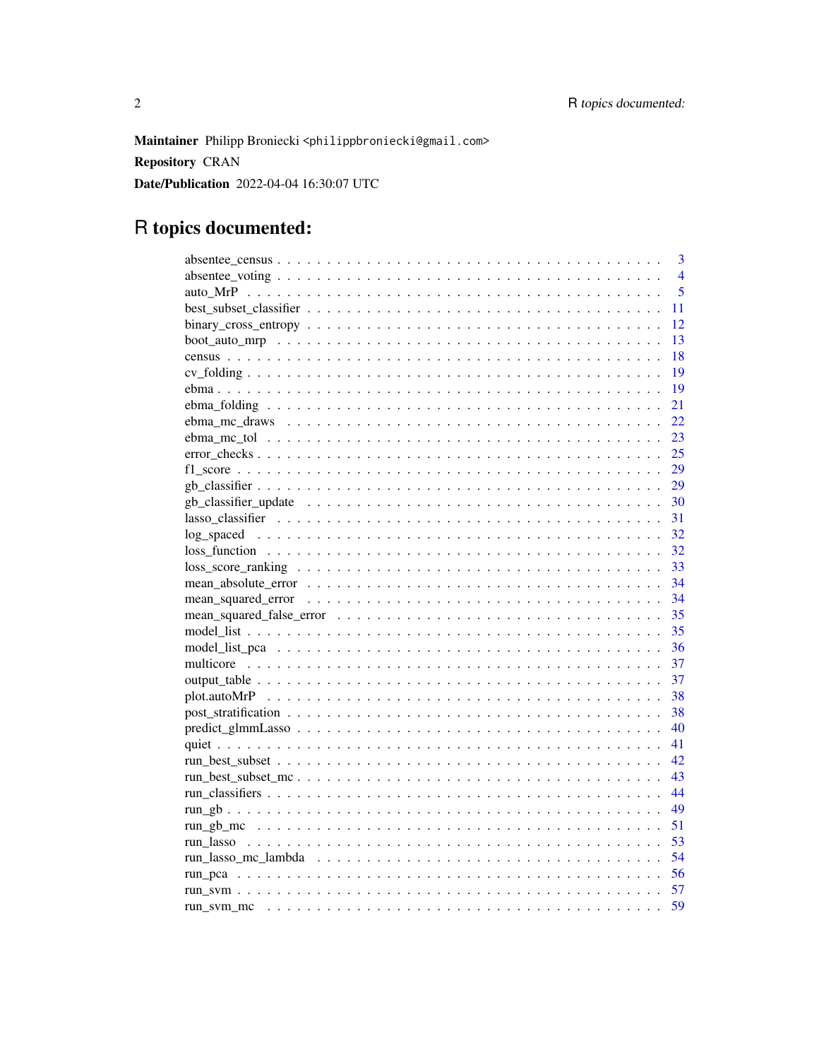**Maintainer** Philipp Broniecki <philippbroniecki@gmail.com>

**Repository** CRAN

**Date/Publication** 2022-04-04 16:30:07 UTC

# R topics documented:

| Topic | Page |
|---|---|
| absentee_census | 3 |
| absentee_voting | 4 |
| auto_MrP | 5 |
| best_subset_classifier | 11 |
| binary_cross_entropy | 12 |
| boot_auto_mrp | 13 |
| census | 18 |
| cv_folding | 19 |
| ebma | 19 |
| ebma_folding | 21 |
| ebma_mc_draws | 22 |
| ebma_mc_tol | 23 |
| error_checks | 25 |
| f1_score | 29 |
| gb_classifier | 29 |
| gb_classifier_update | 30 |
| lasso_classifier | 31 |
| log_spaced | 32 |
| loss_function | 32 |
| loss_score_ranking | 33 |
| mean_absolute_error | 34 |
| mean_squared_error | 34 |
| mean_squared_false_error | 35 |
| model_list | 35 |
| model_list_pca | 36 |
| multicore | 37 |
| output_table | 37 |
| plot.autoMrP | 38 |
| post_stratification | 38 |
| predict_glmmLasso | 40 |
| quiet | 41 |
| run_best_subset | 42 |
| run_best_subset_mc | 43 |
| run_classifiers | 44 |
| run_gb | 49 |
| run_gb_mc | 51 |
| run_lasso | 53 |
| run_lasso_mc_lambda | 54 |
| run_pca | 56 |
| run_svm | 57 |
| run_svm_mc | 59 |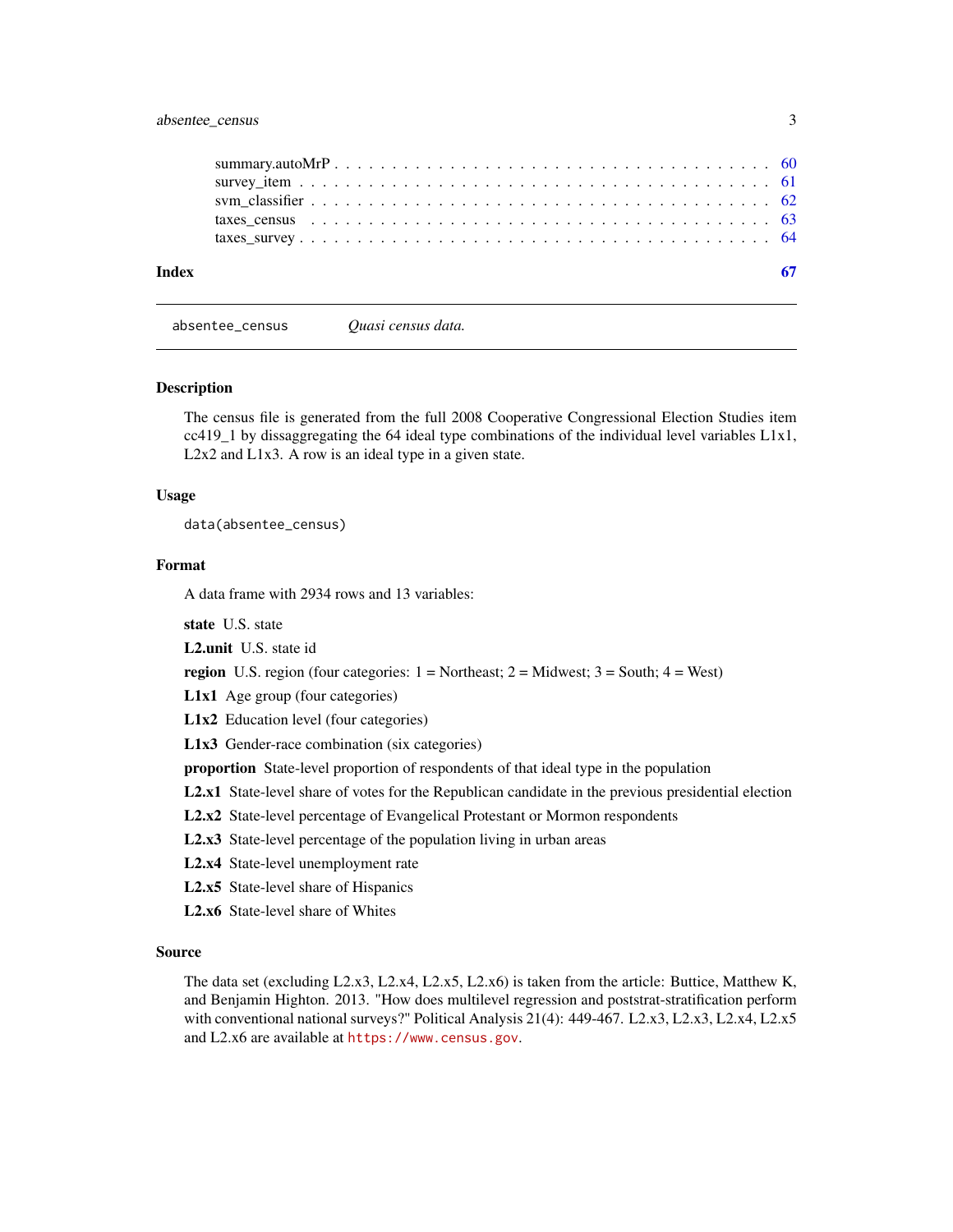summary.autoMrP . . . . . . . . . . . . . . . . . . . . . . . . . . . . . . . . . . . . 60
survey_item . . . . . . . . . . . . . . . . . . . . . . . . . . . . . . . . . . . . . . 61
svm_classifier . . . . . . . . . . . . . . . . . . . . . . . . . . . . . . . . . . . . . 62
taxes_census . . . . . . . . . . . . . . . . . . . . . . . . . . . . . . . . . . . . . . 63
taxes_survey . . . . . . . . . . . . . . . . . . . . . . . . . . . . . . . . . . . . . . 64

**Index** **67**

---

## absentee_census — *Quasi census data.*

### Description

The census file is generated from the full 2008 Cooperative Congressional Election Studies item cc419_1 by dissaggregating the 64 ideal type combinations of the individual level variables L1x1, L2x2 and L1x3. A row is an ideal type in a given state.

### Usage

```
data(absentee_census)
```

### Format

A data frame with 2934 rows and 13 variables:

**state** U.S. state

**L2.unit** U.S. state id

**region** U.S. region (four categories: 1 = Northeast; 2 = Midwest; 3 = South; 4 = West)

**L1x1** Age group (four categories)

**L1x2** Education level (four categories)

**L1x3** Gender-race combination (six categories)

**proportion** State-level proportion of respondents of that ideal type in the population

**L2.x1** State-level share of votes for the Republican candidate in the previous presidential election

**L2.x2** State-level percentage of Evangelical Protestant or Mormon respondents

**L2.x3** State-level percentage of the population living in urban areas

**L2.x4** State-level unemployment rate

**L2.x5** State-level share of Hispanics

**L2.x6** State-level share of Whites

### Source

The data set (excluding L2.x3, L2.x4, L2.x5, L2.x6) is taken from the article: Buttice, Matthew K, and Benjamin Highton. 2013. "How does multilevel regression and poststrat-stratification perform with conventional national surveys?" Political Analysis 21(4): 449-467. L2.x3, L2.x3, L2.x4, L2.x5 and L2.x6 are available at https://www.census.gov.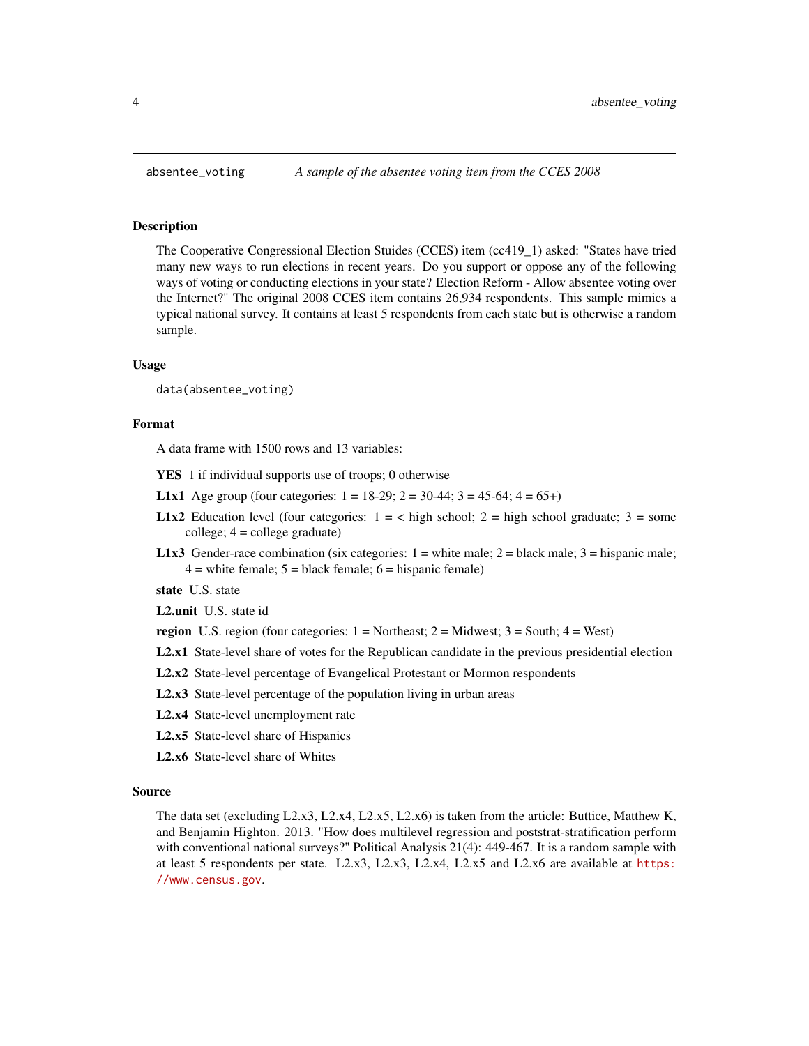# absentee_voting — A sample of the absentee voting item from the CCES 2008

## Description

The Cooperative Congressional Election Stuides (CCES) item (cc419_1) asked: "States have tried many new ways to run elections in recent years. Do you support or oppose any of the following ways of voting or conducting elections in your state? Election Reform - Allow absentee voting over the Internet?" The original 2008 CCES item contains 26,934 respondents. This sample mimics a typical national survey. It contains at least 5 respondents from each state but is otherwise a random sample.

## Usage

```
data(absentee_voting)
```

## Format

A data frame with 1500 rows and 13 variables:

- **YES** 1 if individual supports use of troops; 0 otherwise
- **L1x1** Age group (four categories: 1 = 18-29; 2 = 30-44; 3 = 45-64; 4 = 65+)
- **L1x2** Education level (four categories: 1 = < high school; 2 = high school graduate; 3 = some college; 4 = college graduate)
- **L1x3** Gender-race combination (six categories: 1 = white male; 2 = black male; 3 = hispanic male; 4 = white female; 5 = black female; 6 = hispanic female)
- **state** U.S. state
- **L2.unit** U.S. state id
- **region** U.S. region (four categories: 1 = Northeast; 2 = Midwest; 3 = South; 4 = West)
- **L2.x1** State-level share of votes for the Republican candidate in the previous presidential election
- **L2.x2** State-level percentage of Evangelical Protestant or Mormon respondents
- **L2.x3** State-level percentage of the population living in urban areas
- **L2.x4** State-level unemployment rate
- **L2.x5** State-level share of Hispanics
- **L2.x6** State-level share of Whites

## Source

The data set (excluding L2.x3, L2.x4, L2.x5, L2.x6) is taken from the article: Buttice, Matthew K, and Benjamin Highton. 2013. "How does multilevel regression and poststrat-stratification perform with conventional national surveys?" Political Analysis 21(4): 449-467. It is a random sample with at least 5 respondents per state. L2.x3, L2.x3, L2.x4, L2.x5 and L2.x6 are available at https://www.census.gov.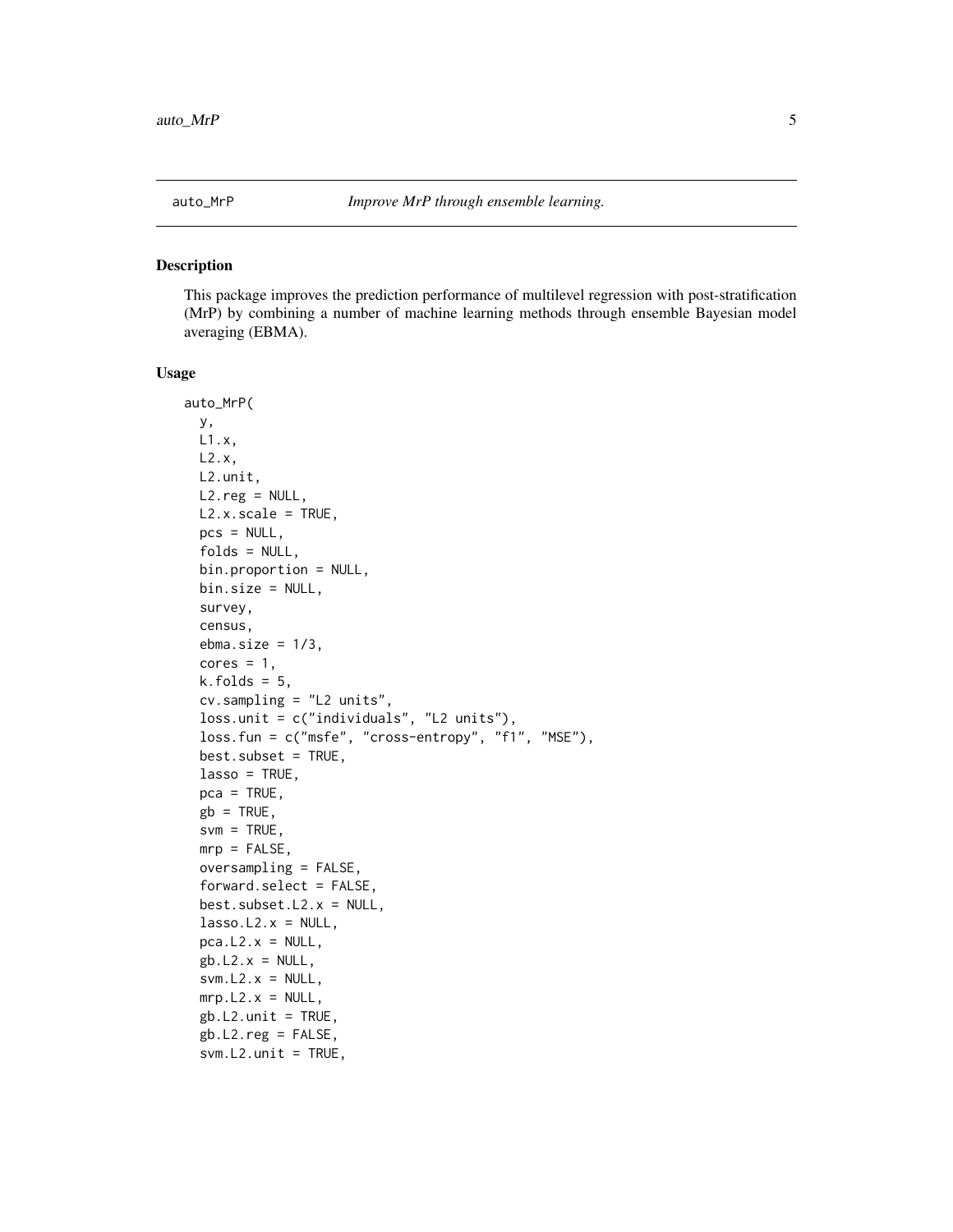`auto_MrP` *Improve MrP through ensemble learning.*

## Description

This package improves the prediction performance of multilevel regression with post-stratification (MrP) by combining a number of machine learning methods through ensemble Bayesian model averaging (EBMA).

## Usage

```
auto_MrP(
  y,
  L1.x,
  L2.x,
  L2.unit,
  L2.reg = NULL,
  L2.x.scale = TRUE,
  pcs = NULL,
  folds = NULL,
  bin.proportion = NULL,
  bin.size = NULL,
  survey,
  census,
  ebma.size = 1/3,
  cores = 1,
  k.folds = 5,
  cv.sampling = "L2 units",
  loss.unit = c("individuals", "L2 units"),
  loss.fun = c("msfe", "cross-entropy", "f1", "MSE"),
  best.subset = TRUE,
  lasso = TRUE,
  pca = TRUE,
  gb = TRUE,
  svm = TRUE,
  mrp = FALSE,
  oversampling = FALSE,
  forward.select = FALSE,
  best.subset.L2.x = NULL,
  lasso.L2.x = NULL,
  pca.L2.x = NULL,
  gb.L2.x = NULL,
  svm.L2.x = NULL,
  mrp.L2.x = NULL,
  gb.L2.unit = TRUE,
  gb.L2.reg = FALSE,
  svm.L2.unit = TRUE,
```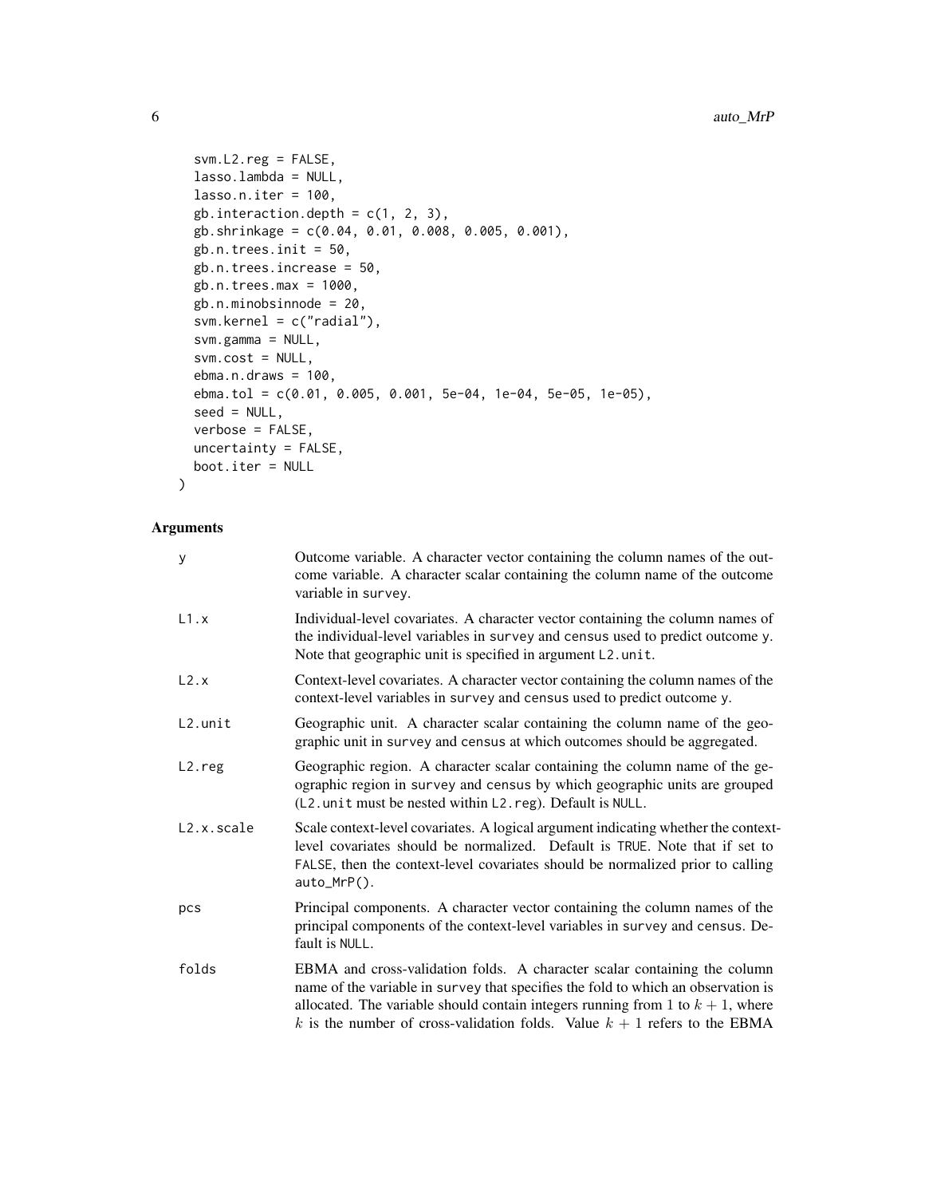```
  svm.L2.reg = FALSE,
  lasso.lambda = NULL,
  lasso.n.iter = 100,
  gb.interaction.depth = c(1, 2, 3),
  gb.shrinkage = c(0.04, 0.01, 0.008, 0.005, 0.001),
  gb.n.trees.init = 50,
  gb.n.trees.increase = 50,
  gb.n.trees.max = 1000,
  gb.n.minobsinnode = 20,
  svm.kernel = c("radial"),
  svm.gamma = NULL,
  svm.cost = NULL,
  ebma.n.draws = 100,
  ebma.tol = c(0.01, 0.005, 0.001, 5e-04, 1e-04, 5e-05, 1e-05),
  seed = NULL,
  verbose = FALSE,
  uncertainty = FALSE,
  boot.iter = NULL
)
```

## Arguments

| | |
|---|---|
| y | Outcome variable. A character vector containing the column names of the outcome variable. A character scalar containing the column name of the outcome variable in survey. |
| L1.x | Individual-level covariates. A character vector containing the column names of the individual-level variables in survey and census used to predict outcome y. Note that geographic unit is specified in argument L2.unit. |
| L2.x | Context-level covariates. A character vector containing the column names of the context-level variables in survey and census used to predict outcome y. |
| L2.unit | Geographic unit. A character scalar containing the column name of the geographic unit in survey and census at which outcomes should be aggregated. |
| L2.reg | Geographic region. A character scalar containing the column name of the geographic region in survey and census by which geographic units are grouped (L2.unit must be nested within L2.reg). Default is NULL. |
| L2.x.scale | Scale context-level covariates. A logical argument indicating whether the context-level covariates should be normalized. Default is TRUE. Note that if set to FALSE, then the context-level covariates should be normalized prior to calling auto_MrP(). |
| pcs | Principal components. A character vector containing the column names of the principal components of the context-level variables in survey and census. Default is NULL. |
| folds | EBMA and cross-validation folds. A character scalar containing the column name of the variable in survey that specifies the fold to which an observation is allocated. The variable should contain integers running from 1 to $k + 1$, where $k$ is the number of cross-validation folds. Value $k + 1$ refers to the EBMA |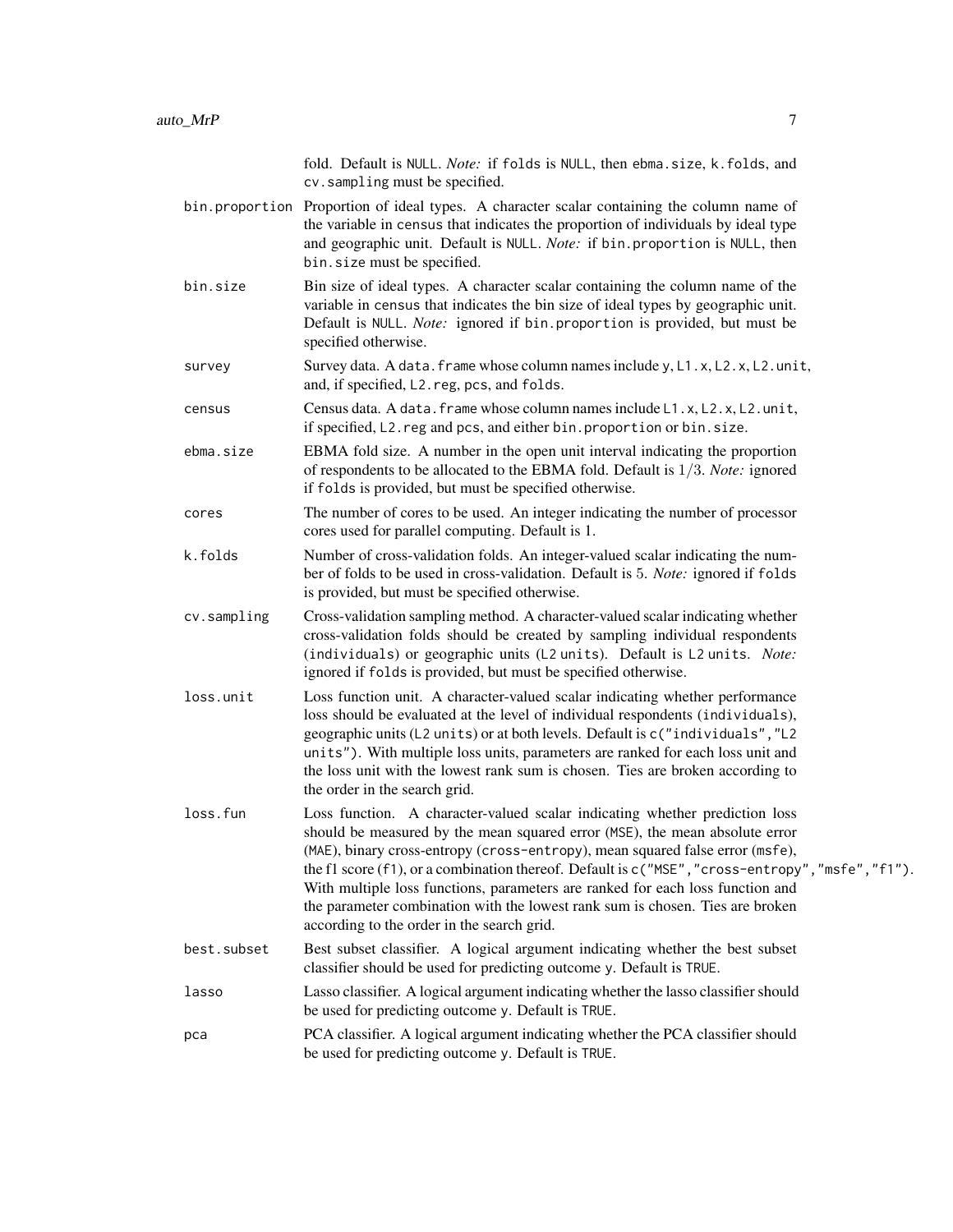fold. Default is `NULL`. *Note:* if `folds` is `NULL`, then `ebma.size`, `k.folds`, and `cv.sampling` must be specified.

**bin.proportion** Proportion of ideal types. A character scalar containing the column name of the variable in `census` that indicates the proportion of individuals by ideal type and geographic unit. Default is `NULL`. *Note:* if `bin.proportion` is `NULL`, then `bin.size` must be specified.

**bin.size** Bin size of ideal types. A character scalar containing the column name of the variable in `census` that indicates the bin size of ideal types by geographic unit. Default is `NULL`. *Note:* ignored if `bin.proportion` is provided, but must be specified otherwise.

**survey** Survey data. A `data.frame` whose column names include `y`, `L1.x`, `L2.x`, `L2.unit`, and, if specified, `L2.reg`, `pcs`, and `folds`.

**census** Census data. A `data.frame` whose column names include `L1.x`, `L2.x`, `L2.unit`, if specified, `L2.reg` and `pcs`, and either `bin.proportion` or `bin.size`.

**ebma.size** EBMA fold size. A number in the open unit interval indicating the proportion of respondents to be allocated to the EBMA fold. Default is $1/3$. *Note:* ignored if `folds` is provided, but must be specified otherwise.

**cores** The number of cores to be used. An integer indicating the number of processor cores used for parallel computing. Default is 1.

**k.folds** Number of cross-validation folds. An integer-valued scalar indicating the number of folds to be used in cross-validation. Default is $5$. *Note:* ignored if `folds` is provided, but must be specified otherwise.

**cv.sampling** Cross-validation sampling method. A character-valued scalar indicating whether cross-validation folds should be created by sampling individual respondents (`individuals`) or geographic units (`L2 units`). Default is `L2 units`. *Note:* ignored if `folds` is provided, but must be specified otherwise.

**loss.unit** Loss function unit. A character-valued scalar indicating whether performance loss should be evaluated at the level of individual respondents (`individuals`), geographic units (`L2 units`) or at both levels. Default is `c("individuals","L2 units")`. With multiple loss units, parameters are ranked for each loss unit and the loss unit with the lowest rank sum is chosen. Ties are broken according to the order in the search grid.

**loss.fun** Loss function. A character-valued scalar indicating whether prediction loss should be measured by the mean squared error (`MSE`), the mean absolute error (`MAE`), binary cross-entropy (`cross-entropy`), mean squared false error (`msfe`), the f1 score (`f1`), or a combination thereof. Default is `c("MSE","cross-entropy","msfe","f1")`. With multiple loss functions, parameters are ranked for each loss function and the parameter combination with the lowest rank sum is chosen. Ties are broken according to the order in the search grid.

**best.subset** Best subset classifier. A logical argument indicating whether the best subset classifier should be used for predicting outcome `y`. Default is `TRUE`.

**lasso** Lasso classifier. A logical argument indicating whether the lasso classifier should be used for predicting outcome `y`. Default is `TRUE`.

**pca** PCA classifier. A logical argument indicating whether the PCA classifier should be used for predicting outcome `y`. Default is `TRUE`.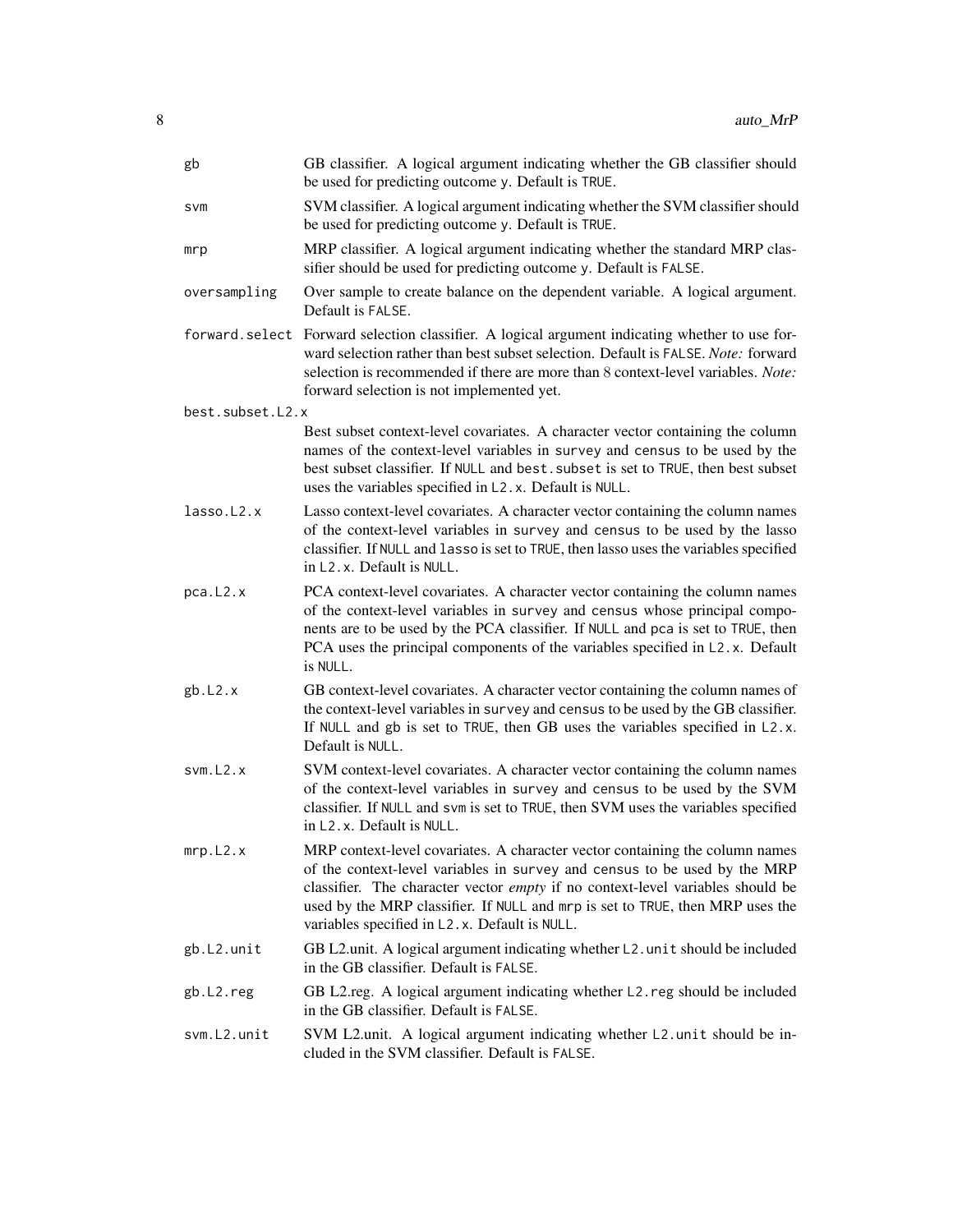| | |
|---|---|
| `gb` | GB classifier. A logical argument indicating whether the GB classifier should be used for predicting outcome `y`. Default is `TRUE`. |
| `svm` | SVM classifier. A logical argument indicating whether the SVM classifier should be used for predicting outcome `y`. Default is `TRUE`. |
| `mrp` | MRP classifier. A logical argument indicating whether the standard MRP classifier should be used for predicting outcome `y`. Default is `FALSE`. |
| `oversampling` | Over sample to create balance on the dependent variable. A logical argument. Default is `FALSE`. |
| `forward.select` | Forward selection classifier. A logical argument indicating whether to use forward selection rather than best subset selection. Default is `FALSE`. *Note:* forward selection is recommended if there are more than 8 context-level variables. *Note:* forward selection is not implemented yet. |
| `best.subset.L2.x` | Best subset context-level covariates. A character vector containing the column names of the context-level variables in `survey` and `census` to be used by the best subset classifier. If `NULL` and `best.subset` is set to `TRUE`, then best subset uses the variables specified in `L2.x`. Default is `NULL`. |
| `lasso.L2.x` | Lasso context-level covariates. A character vector containing the column names of the context-level variables in `survey` and `census` to be used by the lasso classifier. If `NULL` and `lasso` is set to `TRUE`, then lasso uses the variables specified in `L2.x`. Default is `NULL`. |
| `pca.L2.x` | PCA context-level covariates. A character vector containing the column names of the context-level variables in `survey` and `census` whose principal components are to be used by the PCA classifier. If `NULL` and `pca` is set to `TRUE`, then PCA uses the principal components of the variables specified in `L2.x`. Default is `NULL`. |
| `gb.L2.x` | GB context-level covariates. A character vector containing the column names of the context-level variables in `survey` and `census` to be used by the GB classifier. If `NULL` and `gb` is set to `TRUE`, then GB uses the variables specified in `L2.x`. Default is `NULL`. |
| `svm.L2.x` | SVM context-level covariates. A character vector containing the column names of the context-level variables in `survey` and `census` to be used by the SVM classifier. If `NULL` and `svm` is set to `TRUE`, then SVM uses the variables specified in `L2.x`. Default is `NULL`. |
| `mrp.L2.x` | MRP context-level covariates. A character vector containing the column names of the context-level variables in `survey` and `census` to be used by the MRP classifier. The character vector *empty* if no context-level variables should be used by the MRP classifier. If `NULL` and `mrp` is set to `TRUE`, then MRP uses the variables specified in `L2.x`. Default is `NULL`. |
| `gb.L2.unit` | GB L2.unit. A logical argument indicating whether `L2.unit` should be included in the GB classifier. Default is `FALSE`. |
| `gb.L2.reg` | GB L2.reg. A logical argument indicating whether `L2.reg` should be included in the GB classifier. Default is `FALSE`. |
| `svm.L2.unit` | SVM L2.unit. A logical argument indicating whether `L2.unit` should be included in the SVM classifier. Default is `FALSE`. |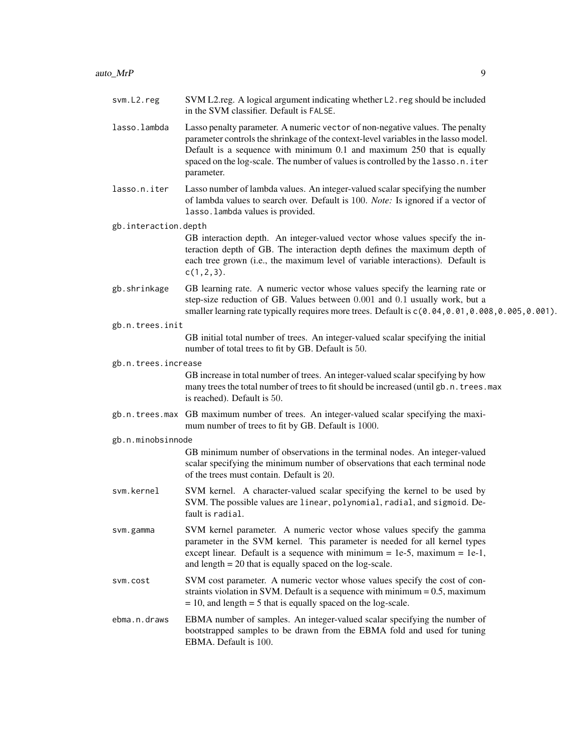**svm.L2.reg** SVM L2.reg. A logical argument indicating whether `L2.reg` should be included in the SVM classifier. Default is `FALSE`.

**lasso.lambda** Lasso penalty parameter. A numeric `vector` of non-negative values. The penalty parameter controls the shrinkage of the context-level variables in the lasso model. Default is a sequence with minimum 0.1 and maximum 250 that is equally spaced on the log-scale. The number of values is controlled by the `lasso.n.iter` parameter.

**lasso.n.iter** Lasso number of lambda values. An integer-valued scalar specifying the number of lambda values to search over. Default is 100. *Note:* Is ignored if a vector of `lasso.lambda` values is provided.

**gb.interaction.depth** GB interaction depth. An integer-valued vector whose values specify the interaction depth of GB. The interaction depth defines the maximum depth of each tree grown (i.e., the maximum level of variable interactions). Default is `c(1,2,3)`.

**gb.shrinkage** GB learning rate. A numeric vector whose values specify the learning rate or step-size reduction of GB. Values between 0.001 and 0.1 usually work, but a smaller learning rate typically requires more trees. Default is `c(0.04,0.01,0.008,0.005,0.001)`.

**gb.n.trees.init** GB initial total number of trees. An integer-valued scalar specifying the initial number of total trees to fit by GB. Default is 50.

**gb.n.trees.increase** GB increase in total number of trees. An integer-valued scalar specifying by how many trees the total number of trees to fit should be increased (until `gb.n.trees.max` is reached). Default is 50.

**gb.n.trees.max** GB maximum number of trees. An integer-valued scalar specifying the maximum number of trees to fit by GB. Default is 1000.

**gb.n.minobsinnode** GB minimum number of observations in the terminal nodes. An integer-valued scalar specifying the minimum number of observations that each terminal node of the trees must contain. Default is 20.

**svm.kernel** SVM kernel. A character-valued scalar specifying the kernel to be used by SVM. The possible values are `linear`, `polynomial`, `radial`, and `sigmoid`. Default is `radial`.

**svm.gamma** SVM kernel parameter. A numeric vector whose values specify the gamma parameter in the SVM kernel. This parameter is needed for all kernel types except linear. Default is a sequence with minimum = 1e-5, maximum = 1e-1, and length = 20 that is equally spaced on the log-scale.

**svm.cost** SVM cost parameter. A numeric vector whose values specify the cost of constraints violation in SVM. Default is a sequence with minimum = 0.5, maximum = 10, and length = 5 that is equally spaced on the log-scale.

**ebma.n.draws** EBMA number of samples. An integer-valued scalar specifying the number of bootstrapped samples to be drawn from the EBMA fold and used for tuning EBMA. Default is 100.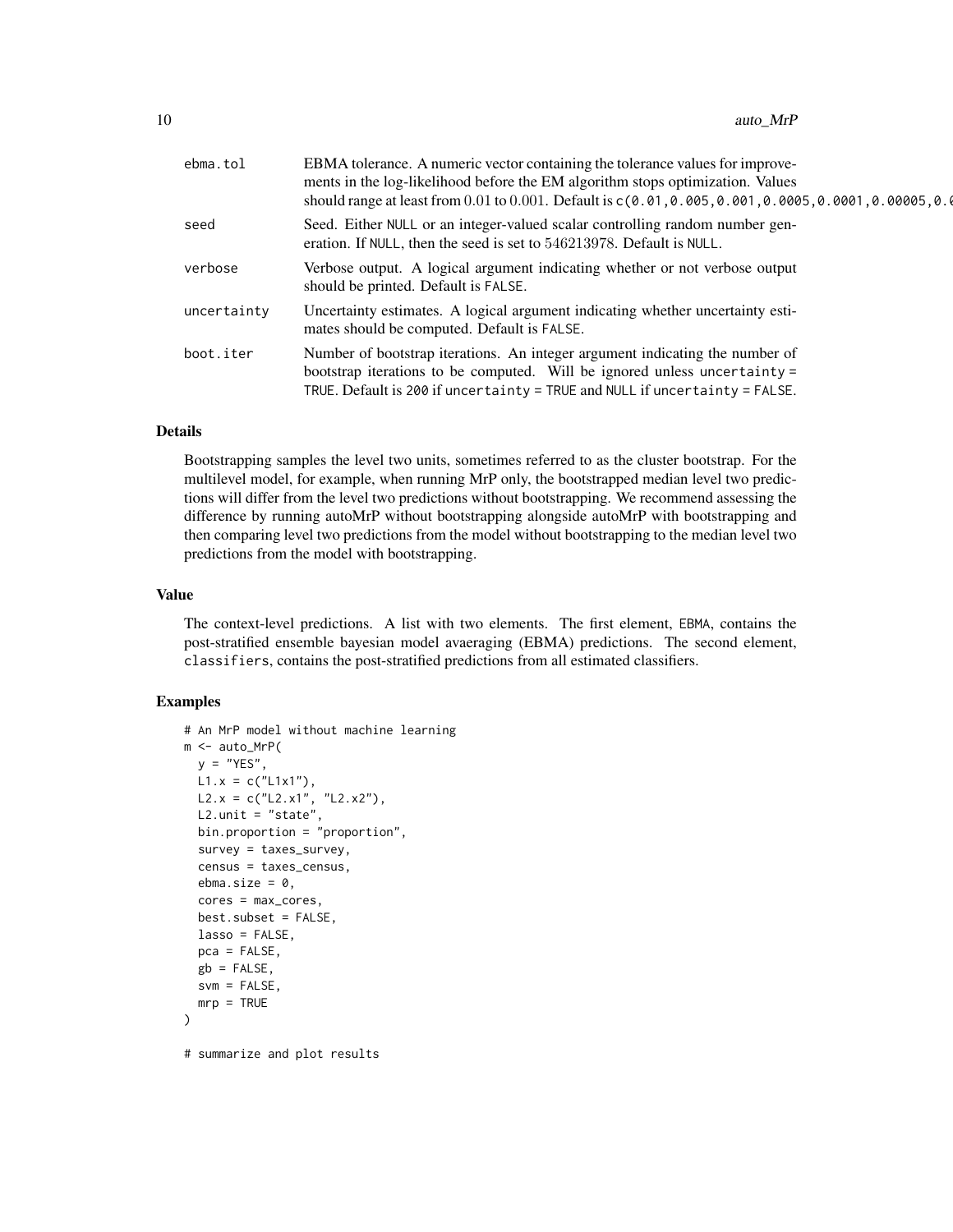| | |
|---|---|
| ebma.tol | EBMA tolerance. A numeric vector containing the tolerance values for improvements in the log-likelihood before the EM algorithm stops optimization. Values should range at least from 0.01 to 0.001. Default is c(0.01,0.005,0.001,0.0005,0.0001,0.00005,0.0 |
| seed | Seed. Either NULL or an integer-valued scalar controlling random number generation. If NULL, then the seed is set to 546213978. Default is NULL. |
| verbose | Verbose output. A logical argument indicating whether or not verbose output should be printed. Default is FALSE. |
| uncertainty | Uncertainty estimates. A logical argument indicating whether uncertainty estimates should be computed. Default is FALSE. |
| boot.iter | Number of bootstrap iterations. An integer argument indicating the number of bootstrap iterations to be computed. Will be ignored unless uncertainty = TRUE. Default is 200 if uncertainty = TRUE and NULL if uncertainty = FALSE. |

## Details

Bootstrapping samples the level two units, sometimes referred to as the cluster bootstrap. For the multilevel model, for example, when running MrP only, the bootstrapped median level two predictions will differ from the level two predictions without bootstrapping. We recommend assessing the difference by running autoMrP without bootstrapping alongside autoMrP with bootstrapping and then comparing level two predictions from the model without bootstrapping to the median level two predictions from the model with bootstrapping.

## Value

The context-level predictions. A list with two elements. The first element, EBMA, contains the post-stratified ensemble bayesian model avaeraging (EBMA) predictions. The second element, classifiers, contains the post-stratified predictions from all estimated classifiers.

## Examples

```
# An MrP model without machine learning
m <- auto_MrP(
  y = "YES",
  L1.x = c("L1x1"),
  L2.x = c("L2.x1", "L2.x2"),
  L2.unit = "state",
  bin.proportion = "proportion",
  survey = taxes_survey,
  census = taxes_census,
  ebma.size = 0,
  cores = max_cores,
  best.subset = FALSE,
  lasso = FALSE,
  pca = FALSE,
  gb = FALSE,
  svm = FALSE,
  mrp = TRUE
)

# summarize and plot results
```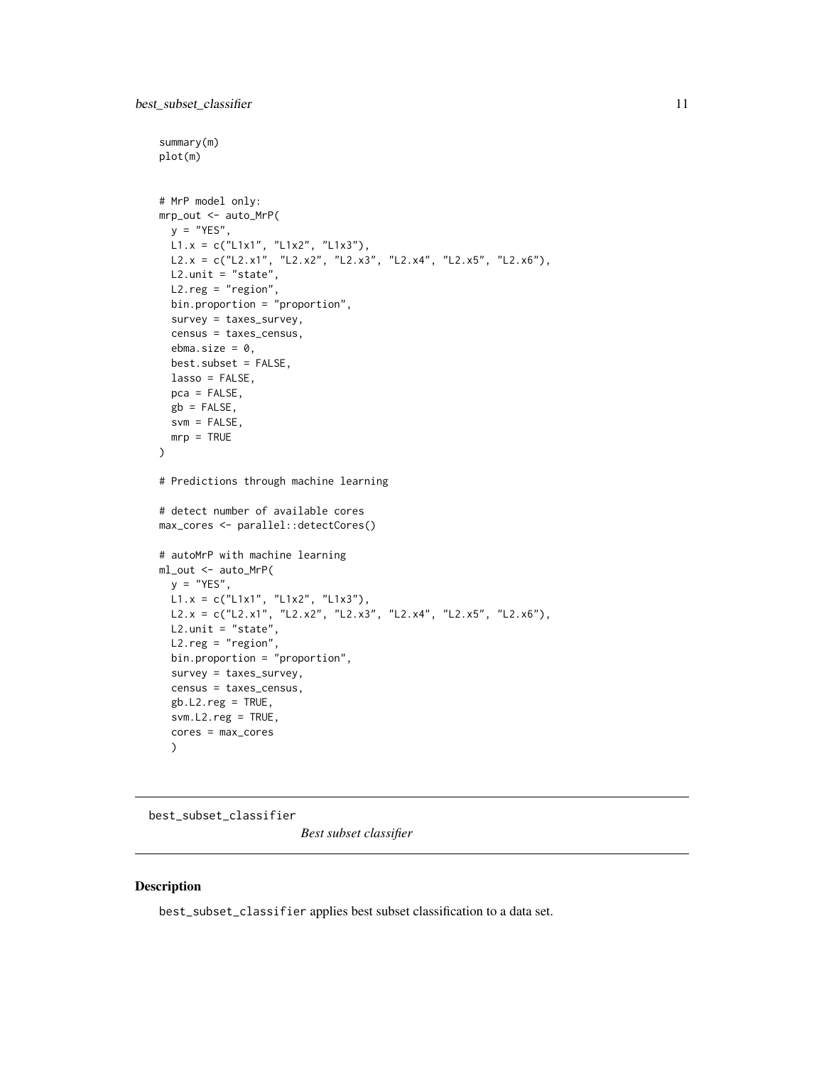```
summary(m)
plot(m)


# MrP model only:
mrp_out <- auto_MrP(
  y = "YES",
  L1.x = c("L1x1", "L1x2", "L1x3"),
  L2.x = c("L2.x1", "L2.x2", "L2.x3", "L2.x4", "L2.x5", "L2.x6"),
  L2.unit = "state",
  L2.reg = "region",
  bin.proportion = "proportion",
  survey = taxes_survey,
  census = taxes_census,
  ebma.size = 0,
  best.subset = FALSE,
  lasso = FALSE,
  pca = FALSE,
  gb = FALSE,
  svm = FALSE,
  mrp = TRUE
)

# Predictions through machine learning

# detect number of available cores
max_cores <- parallel::detectCores()

# autoMrP with machine learning
ml_out <- auto_MrP(
  y = "YES",
  L1.x = c("L1x1", "L1x2", "L1x3"),
  L2.x = c("L2.x1", "L2.x2", "L2.x3", "L2.x4", "L2.x5", "L2.x6"),
  L2.unit = "state",
  L2.reg = "region",
  bin.proportion = "proportion",
  survey = taxes_survey,
  census = taxes_census,
  gb.L2.reg = TRUE,
  svm.L2.reg = TRUE,
  cores = max_cores
  )
```

---

## best_subset_classifier *Best subset classifier*

### Description

best_subset_classifier applies best subset classification to a data set.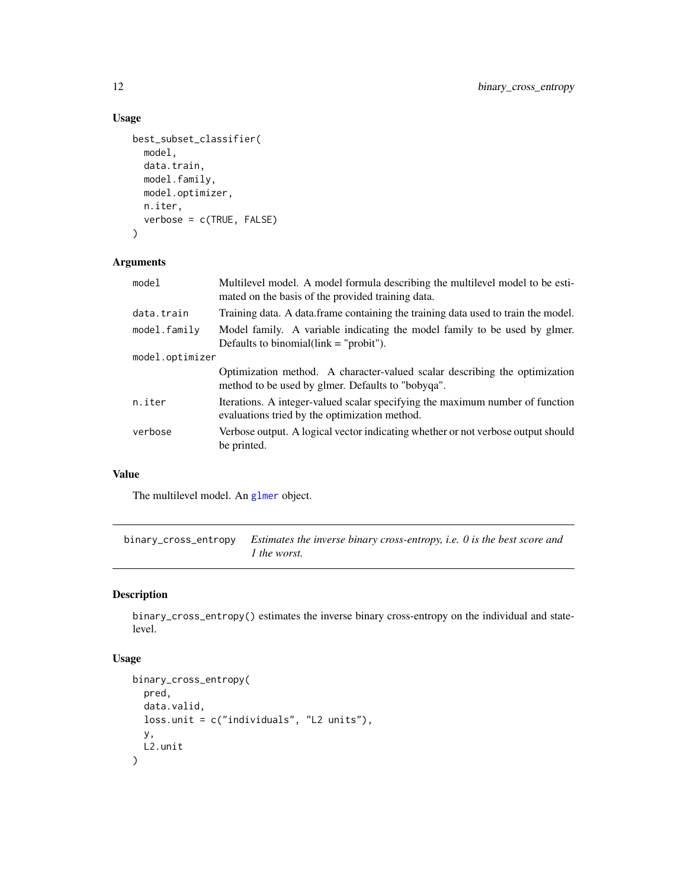### Usage

```
best_subset_classifier(
  model,
  data.train,
  model.family,
  model.optimizer,
  n.iter,
  verbose = c(TRUE, FALSE)
)
```

### Arguments

| Argument | Description |
|---|---|
| model | Multilevel model. A model formula describing the multilevel model to be estimated on the basis of the provided training data. |
| data.train | Training data. A data.frame containing the training data used to train the model. |
| model.family | Model family. A variable indicating the model family to be used by glmer. Defaults to binomial(link = "probit"). |
| model.optimizer | Optimization method. A character-valued scalar describing the optimization method to be used by glmer. Defaults to "bobyqa". |
| n.iter | Iterations. A integer-valued scalar specifying the maximum number of function evaluations tried by the optimization method. |
| verbose | Verbose output. A logical vector indicating whether or not verbose output should be printed. |

### Value

The multilevel model. An glmer object.

---

## binary_cross_entropy

*Estimates the inverse binary cross-entropy, i.e. 0 is the best score and 1 the worst.*

---

### Description

binary_cross_entropy() estimates the inverse binary cross-entropy on the individual and state-level.

### Usage

```
binary_cross_entropy(
  pred,
  data.valid,
  loss.unit = c("individuals", "L2 units"),
  y,
  L2.unit
)
```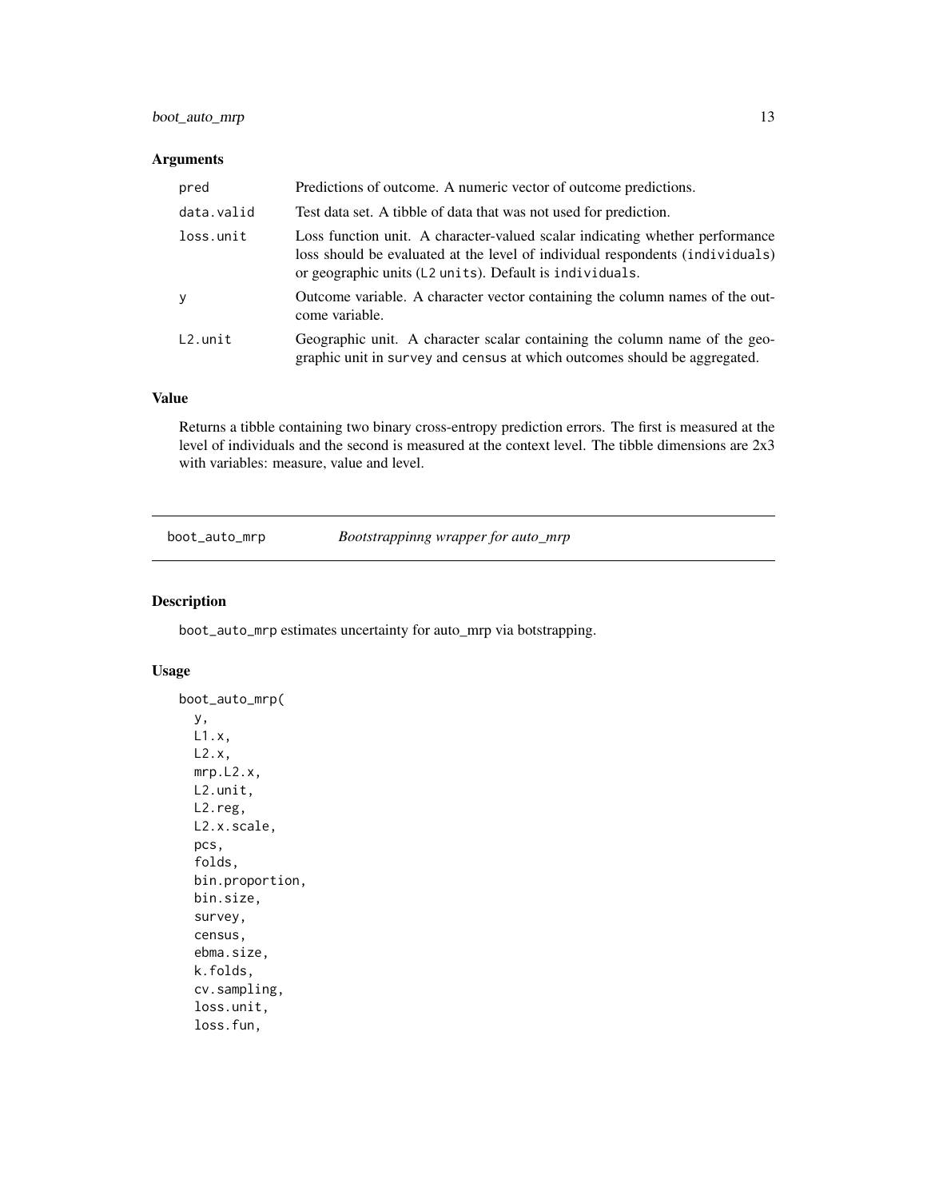### Arguments

| | |
|---|---|
| `pred` | Predictions of outcome. A numeric vector of outcome predictions. |
| `data.valid` | Test data set. A tibble of data that was not used for prediction. |
| `loss.unit` | Loss function unit. A character-valued scalar indicating whether performance loss should be evaluated at the level of individual respondents (`individuals`) or geographic units (`L2 units`). Default is `individuals`. |
| `y` | Outcome variable. A character vector containing the column names of the outcome variable. |
| `L2.unit` | Geographic unit. A character scalar containing the column name of the geographic unit in `survey` and `census` at which outcomes should be aggregated. |

### Value

Returns a tibble containing two binary cross-entropy prediction errors. The first is measured at the level of individuals and the second is measured at the context level. The tibble dimensions are 2x3 with variables: measure, value and level.

---

## boot_auto_mrp — *Bootstrappinng wrapper for auto_mrp*

---

### Description

`boot_auto_mrp` estimates uncertainty for auto_mrp via botstrapping.

### Usage

```
boot_auto_mrp(
  y,
  L1.x,
  L2.x,
  mrp.L2.x,
  L2.unit,
  L2.reg,
  L2.x.scale,
  pcs,
  folds,
  bin.proportion,
  bin.size,
  survey,
  census,
  ebma.size,
  k.folds,
  cv.sampling,
  loss.unit,
  loss.fun,
```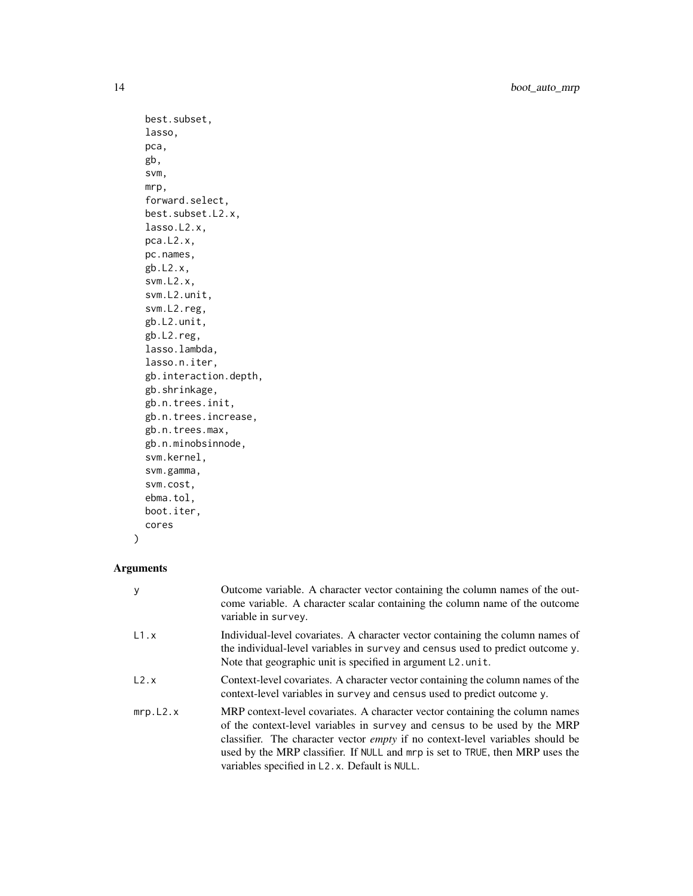```
  best.subset,
  lasso,
  pca,
  gb,
  svm,
  mrp,
  forward.select,
  best.subset.L2.x,
  lasso.L2.x,
  pca.L2.x,
  pc.names,
  gb.L2.x,
  svm.L2.x,
  svm.L2.unit,
  svm.L2.reg,
  gb.L2.unit,
  gb.L2.reg,
  lasso.lambda,
  lasso.n.iter,
  gb.interaction.depth,
  gb.shrinkage,
  gb.n.trees.init,
  gb.n.trees.increase,
  gb.n.trees.max,
  gb.n.minobsinnode,
  svm.kernel,
  svm.gamma,
  svm.cost,
  ebma.tol,
  boot.iter,
  cores
)
```

## Arguments

`y` Outcome variable. A character vector containing the column names of the outcome variable. A character scalar containing the column name of the outcome variable in `survey`.

`L1.x` Individual-level covariates. A character vector containing the column names of the individual-level variables in `survey` and `census` used to predict outcome `y`. Note that geographic unit is specified in argument `L2.unit`.

`L2.x` Context-level covariates. A character vector containing the column names of the context-level variables in `survey` and `census` used to predict outcome `y`.

`mrp.L2.x` MRP context-level covariates. A character vector containing the column names of the context-level variables in `survey` and `census` to be used by the MRP classifier. The character vector *empty* if no context-level variables should be used by the MRP classifier. If `NULL` and `mrp` is set to `TRUE`, then MRP uses the variables specified in `L2.x`. Default is `NULL`.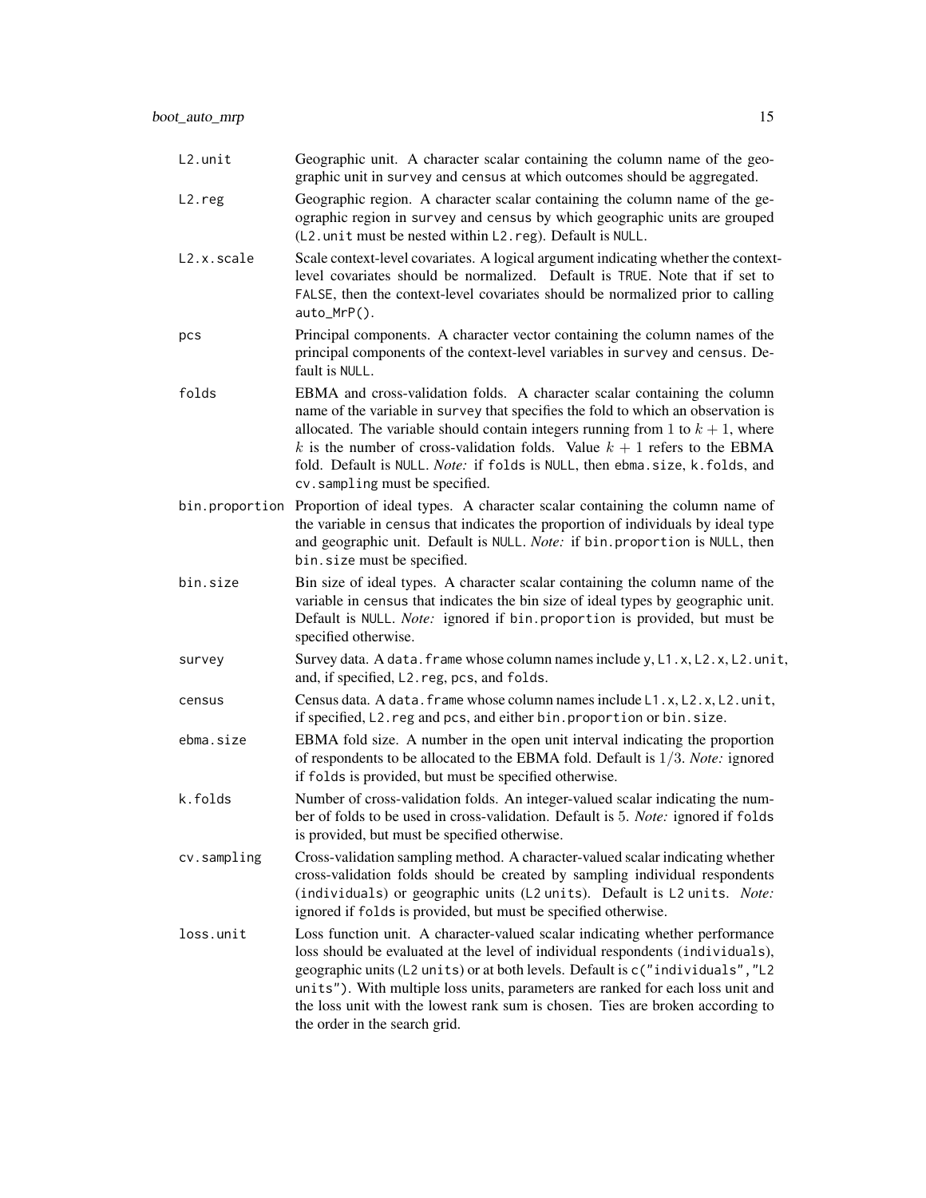`L2.unit` Geographic unit. A character scalar containing the column name of the geographic unit in `survey` and `census` at which outcomes should be aggregated.

`L2.reg` Geographic region. A character scalar containing the column name of the geographic region in `survey` and `census` by which geographic units are grouped (`L2.unit` must be nested within `L2.reg`). Default is `NULL`.

`L2.x.scale` Scale context-level covariates. A logical argument indicating whether the context-level covariates should be normalized. Default is `TRUE`. Note that if set to `FALSE`, then the context-level covariates should be normalized prior to calling `auto_MrP()`.

`pcs` Principal components. A character vector containing the column names of the principal components of the context-level variables in `survey` and `census`. Default is `NULL`.

`folds` EBMA and cross-validation folds. A character scalar containing the column name of the variable in `survey` that specifies the fold to which an observation is allocated. The variable should contain integers running from 1 to $k + 1$, where $k$ is the number of cross-validation folds. Value $k + 1$ refers to the EBMA fold. Default is `NULL`. *Note:* if `folds` is `NULL`, then `ebma.size`, `k.folds`, and `cv.sampling` must be specified.

`bin.proportion` Proportion of ideal types. A character scalar containing the column name of the variable in `census` that indicates the proportion of individuals by ideal type and geographic unit. Default is `NULL`. *Note:* if `bin.proportion` is `NULL`, then `bin.size` must be specified.

`bin.size` Bin size of ideal types. A character scalar containing the column name of the variable in `census` that indicates the bin size of ideal types by geographic unit. Default is `NULL`. *Note:* ignored if `bin.proportion` is provided, but must be specified otherwise.

`survey` Survey data. A `data.frame` whose column names include `y`, `L1.x`, `L2.x`, `L2.unit`, and, if specified, `L2.reg`, `pcs`, and `folds`.

`census` Census data. A `data.frame` whose column names include `L1.x`, `L2.x`, `L2.unit`, if specified, `L2.reg` and `pcs`, and either `bin.proportion` or `bin.size`.

`ebma.size` EBMA fold size. A number in the open unit interval indicating the proportion of respondents to be allocated to the EBMA fold. Default is $1/3$. *Note:* ignored if `folds` is provided, but must be specified otherwise.

`k.folds` Number of cross-validation folds. An integer-valued scalar indicating the number of folds to be used in cross-validation. Default is 5. *Note:* ignored if `folds` is provided, but must be specified otherwise.

`cv.sampling` Cross-validation sampling method. A character-valued scalar indicating whether cross-validation folds should be created by sampling individual respondents (`individuals`) or geographic units (`L2 units`). Default is `L2 units`. *Note:* ignored if `folds` is provided, but must be specified otherwise.

`loss.unit` Loss function unit. A character-valued scalar indicating whether performance loss should be evaluated at the level of individual respondents (`individuals`), geographic units (`L2 units`) or at both levels. Default is `c("individuals","L2 units")`. With multiple loss units, parameters are ranked for each loss unit and the loss unit with the lowest rank sum is chosen. Ties are broken according to the order in the search grid.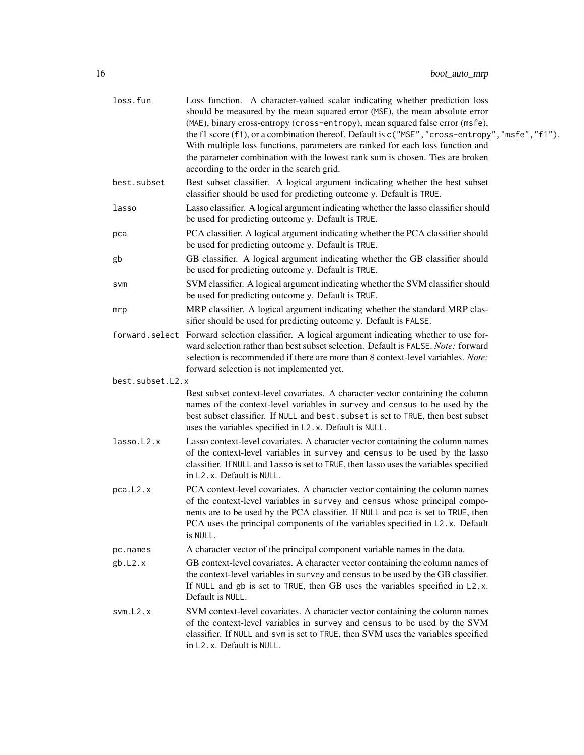| | |
|---|---|
| `loss.fun` | Loss function. A character-valued scalar indicating whether prediction loss should be measured by the mean squared error (`MSE`), the mean absolute error (`MAE`), binary cross-entropy (`cross-entropy`), mean squared false error (`msfe`), the f1 score (`f1`), or a combination thereof. Default is `c("MSE","cross-entropy","msfe","f1")`. With multiple loss functions, parameters are ranked for each loss function and the parameter combination with the lowest rank sum is chosen. Ties are broken according to the order in the search grid. |
| `best.subset` | Best subset classifier. A logical argument indicating whether the best subset classifier should be used for predicting outcome `y`. Default is `TRUE`. |
| `lasso` | Lasso classifier. A logical argument indicating whether the lasso classifier should be used for predicting outcome `y`. Default is `TRUE`. |
| `pca` | PCA classifier. A logical argument indicating whether the PCA classifier should be used for predicting outcome `y`. Default is `TRUE`. |
| `gb` | GB classifier. A logical argument indicating whether the GB classifier should be used for predicting outcome `y`. Default is `TRUE`. |
| `svm` | SVM classifier. A logical argument indicating whether the SVM classifier should be used for predicting outcome `y`. Default is `TRUE`. |
| `mrp` | MRP classifier. A logical argument indicating whether the standard MRP classifier should be used for predicting outcome `y`. Default is `FALSE`. |
| `forward.select` | Forward selection classifier. A logical argument indicating whether to use forward selection rather than best subset selection. Default is `FALSE`. *Note:* forward selection is recommended if there are more than 8 context-level variables. *Note:* forward selection is not implemented yet. |
| `best.subset.L2.x` | Best subset context-level covariates. A character vector containing the column names of the context-level variables in `survey` and `census` to be used by the best subset classifier. If `NULL` and `best.subset` is set to `TRUE`, then best subset uses the variables specified in `L2.x`. Default is `NULL`. |
| `lasso.L2.x` | Lasso context-level covariates. A character vector containing the column names of the context-level variables in `survey` and `census` to be used by the lasso classifier. If `NULL` and `lasso` is set to `TRUE`, then lasso uses the variables specified in `L2.x`. Default is `NULL`. |
| `pca.L2.x` | PCA context-level covariates. A character vector containing the column names of the context-level variables in `survey` and `census` whose principal components are to be used by the PCA classifier. If `NULL` and `pca` is set to `TRUE`, then PCA uses the principal components of the variables specified in `L2.x`. Default is `NULL`. |
| `pc.names` | A character vector of the principal component variable names in the data. |
| `gb.L2.x` | GB context-level covariates. A character vector containing the column names of the context-level variables in `survey` and `census` to be used by the GB classifier. If `NULL` and `gb` is set to `TRUE`, then GB uses the variables specified in `L2.x`. Default is `NULL`. |
| `svm.L2.x` | SVM context-level covariates. A character vector containing the column names of the context-level variables in `survey` and `census` to be used by the SVM classifier. If `NULL` and `svm` is set to `TRUE`, then SVM uses the variables specified in `L2.x`. Default is `NULL`. |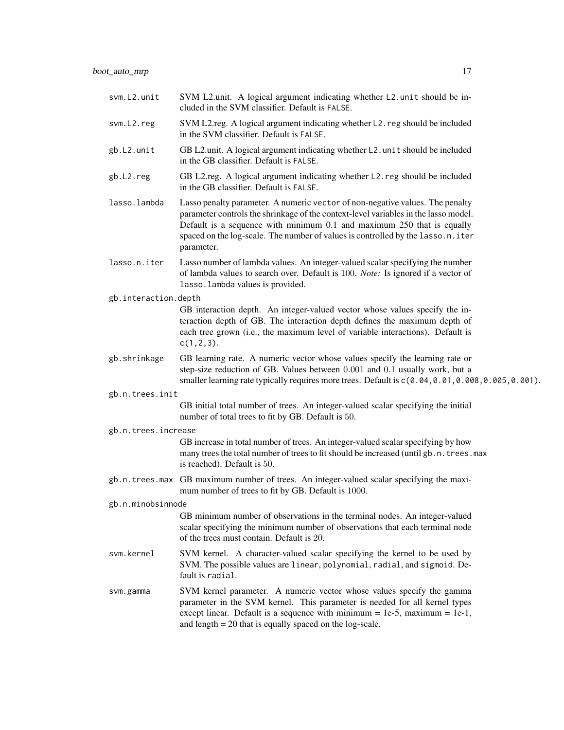`svm.L2.unit`
: SVM L2.unit. A logical argument indicating whether `L2.unit` should be included in the SVM classifier. Default is `FALSE`.

`svm.L2.reg`
: SVM L2.reg. A logical argument indicating whether `L2.reg` should be included in the SVM classifier. Default is `FALSE`.

`gb.L2.unit`
: GB L2.unit. A logical argument indicating whether `L2.unit` should be included in the GB classifier. Default is `FALSE`.

`gb.L2.reg`
: GB L2.reg. A logical argument indicating whether `L2.reg` should be included in the GB classifier. Default is `FALSE`.

`lasso.lambda`
: Lasso penalty parameter. A numeric `vector` of non-negative values. The penalty parameter controls the shrinkage of the context-level variables in the lasso model. Default is a sequence with minimum 0.1 and maximum 250 that is equally spaced on the log-scale. The number of values is controlled by the `lasso.n.iter` parameter.

`lasso.n.iter`
: Lasso number of lambda values. An integer-valued scalar specifying the number of lambda values to search over. Default is 100. *Note:* Is ignored if a vector of `lasso.lambda` values is provided.

`gb.interaction.depth`
: GB interaction depth. An integer-valued vector whose values specify the interaction depth of GB. The interaction depth defines the maximum depth of each tree grown (i.e., the maximum level of variable interactions). Default is `c(1,2,3)`.

`gb.shrinkage`
: GB learning rate. A numeric vector whose values specify the learning rate or step-size reduction of GB. Values between 0.001 and 0.1 usually work, but a smaller learning rate typically requires more trees. Default is `c(0.04,0.01,0.008,0.005,0.001)`.

`gb.n.trees.init`
: GB initial total number of trees. An integer-valued scalar specifying the initial number of total trees to fit by GB. Default is 50.

`gb.n.trees.increase`
: GB increase in total number of trees. An integer-valued scalar specifying by how many trees the total number of trees to fit should be increased (until `gb.n.trees.max` is reached). Default is 50.

`gb.n.trees.max`
: GB maximum number of trees. An integer-valued scalar specifying the maximum number of trees to fit by GB. Default is 1000.

`gb.n.minobsinnode`
: GB minimum number of observations in the terminal nodes. An integer-valued scalar specifying the minimum number of observations that each terminal node of the trees must contain. Default is 20.

`svm.kernel`
: SVM kernel. A character-valued scalar specifying the kernel to be used by SVM. The possible values are `linear`, `polynomial`, `radial`, and `sigmoid`. Default is `radial`.

`svm.gamma`
: SVM kernel parameter. A numeric vector whose values specify the gamma parameter in the SVM kernel. This parameter is needed for all kernel types except linear. Default is a sequence with minimum = 1e-5, maximum = 1e-1, and length = 20 that is equally spaced on the log-scale.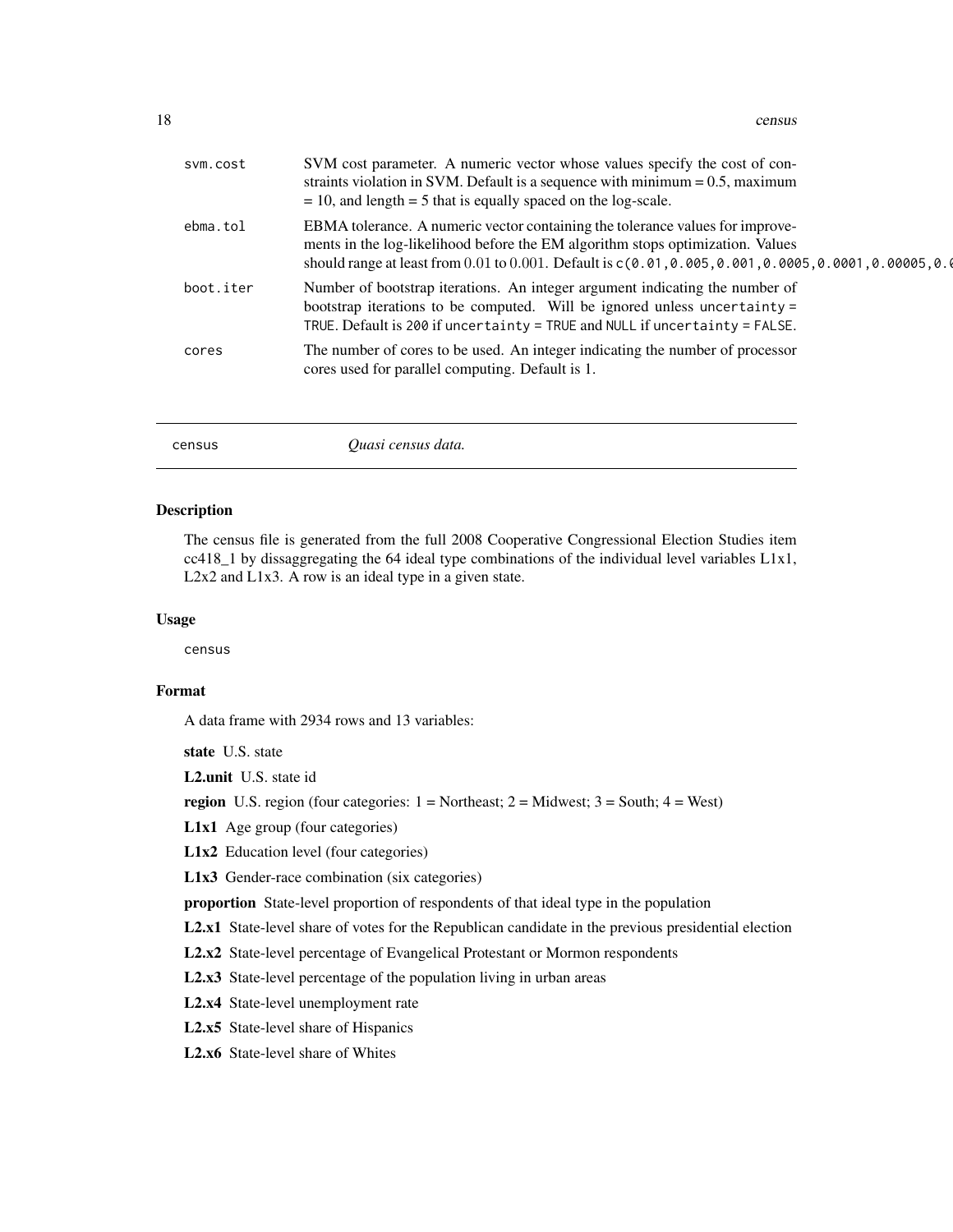| | |
|---|---|
| svm.cost | SVM cost parameter. A numeric vector whose values specify the cost of constraints violation in SVM. Default is a sequence with minimum = 0.5, maximum = 10, and length = 5 that is equally spaced on the log-scale. |
| ebma.tol | EBMA tolerance. A numeric vector containing the tolerance values for improvements in the log-likelihood before the EM algorithm stops optimization. Values should range at least from 0.01 to 0.001. Default is `c(0.01,0.005,0.001,0.0005,0.0001,0.00005,0.0` |
| boot.iter | Number of bootstrap iterations. An integer argument indicating the number of bootstrap iterations to be computed. Will be ignored unless `uncertainty = TRUE`. Default is `200` if `uncertainty = TRUE` and `NULL` if `uncertainty = FALSE`. |
| cores | The number of cores to be used. An integer indicating the number of processor cores used for parallel computing. Default is 1. |

---

`census` *Quasi census data.*

---

## Description

The census file is generated from the full 2008 Cooperative Congressional Election Studies item cc418_1 by dissaggregating the 64 ideal type combinations of the individual level variables L1x1, L2x2 and L1x3. A row is an ideal type in a given state.

## Usage

```
census
```

## Format

A data frame with 2934 rows and 13 variables:

**state** U.S. state

**L2.unit** U.S. state id

**region** U.S. region (four categories: 1 = Northeast; 2 = Midwest; 3 = South; 4 = West)

**L1x1** Age group (four categories)

**L1x2** Education level (four categories)

**L1x3** Gender-race combination (six categories)

**proportion** State-level proportion of respondents of that ideal type in the population

**L2.x1** State-level share of votes for the Republican candidate in the previous presidential election

**L2.x2** State-level percentage of Evangelical Protestant or Mormon respondents

**L2.x3** State-level percentage of the population living in urban areas

**L2.x4** State-level unemployment rate

**L2.x5** State-level share of Hispanics

**L2.x6** State-level share of Whites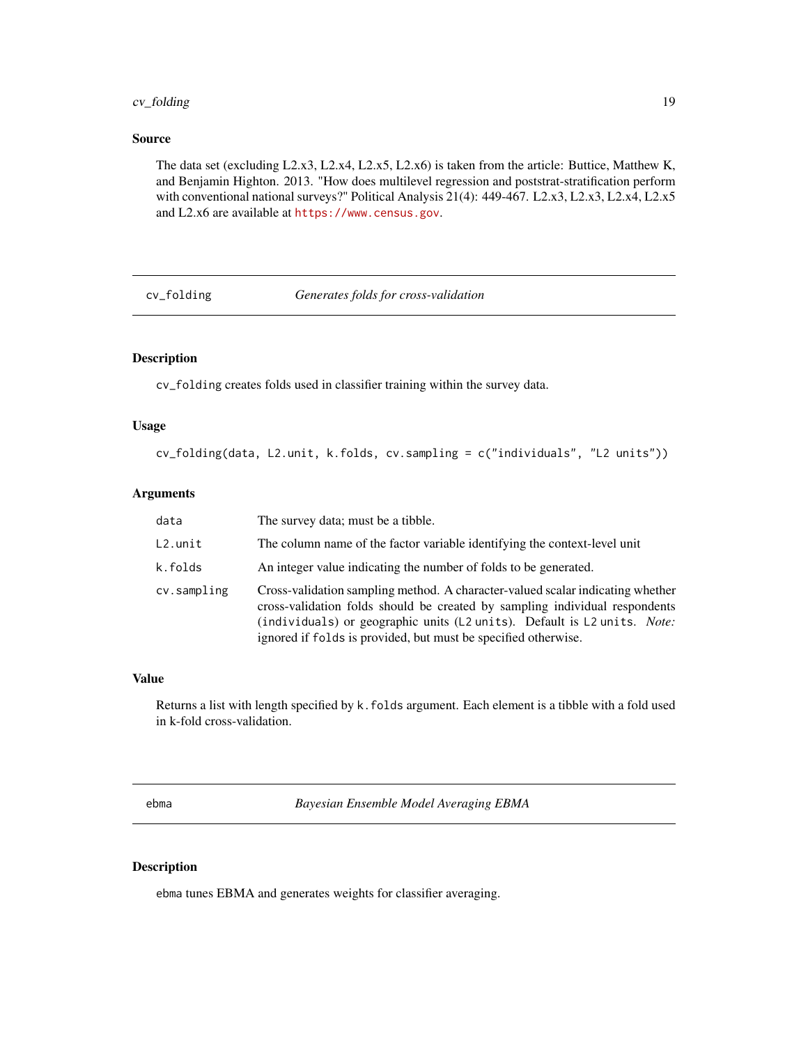### Source

The data set (excluding L2.x3, L2.x4, L2.x5, L2.x6) is taken from the article: Buttice, Matthew K, and Benjamin Highton. 2013. "How does multilevel regression and poststrat-stratification perform with conventional national surveys?" Political Analysis 21(4): 449-467. L2.x3, L2.x3, L2.x4, L2.x5 and L2.x6 are available at https://www.census.gov.

---

## cv_folding — *Generates folds for cross-validation*

### Description

`cv_folding` creates folds used in classifier training within the survey data.

### Usage

```
cv_folding(data, L2.unit, k.folds, cv.sampling = c("individuals", "L2 units"))
```

### Arguments

| Argument | Description |
|---|---|
| `data` | The survey data; must be a tibble. |
| `L2.unit` | The column name of the factor variable identifying the context-level unit |
| `k.folds` | An integer value indicating the number of folds to be generated. |
| `cv.sampling` | Cross-validation sampling method. A character-valued scalar indicating whether cross-validation folds should be created by sampling individual respondents (`individuals`) or geographic units (`L2 units`). Default is `L2 units`. *Note:* ignored if `folds` is provided, but must be specified otherwise. |

### Value

Returns a list with length specified by `k.folds` argument. Each element is a tibble with a fold used in k-fold cross-validation.

---

## ebma — *Bayesian Ensemble Model Averaging EBMA*

### Description

`ebma` tunes EBMA and generates weights for classifier averaging.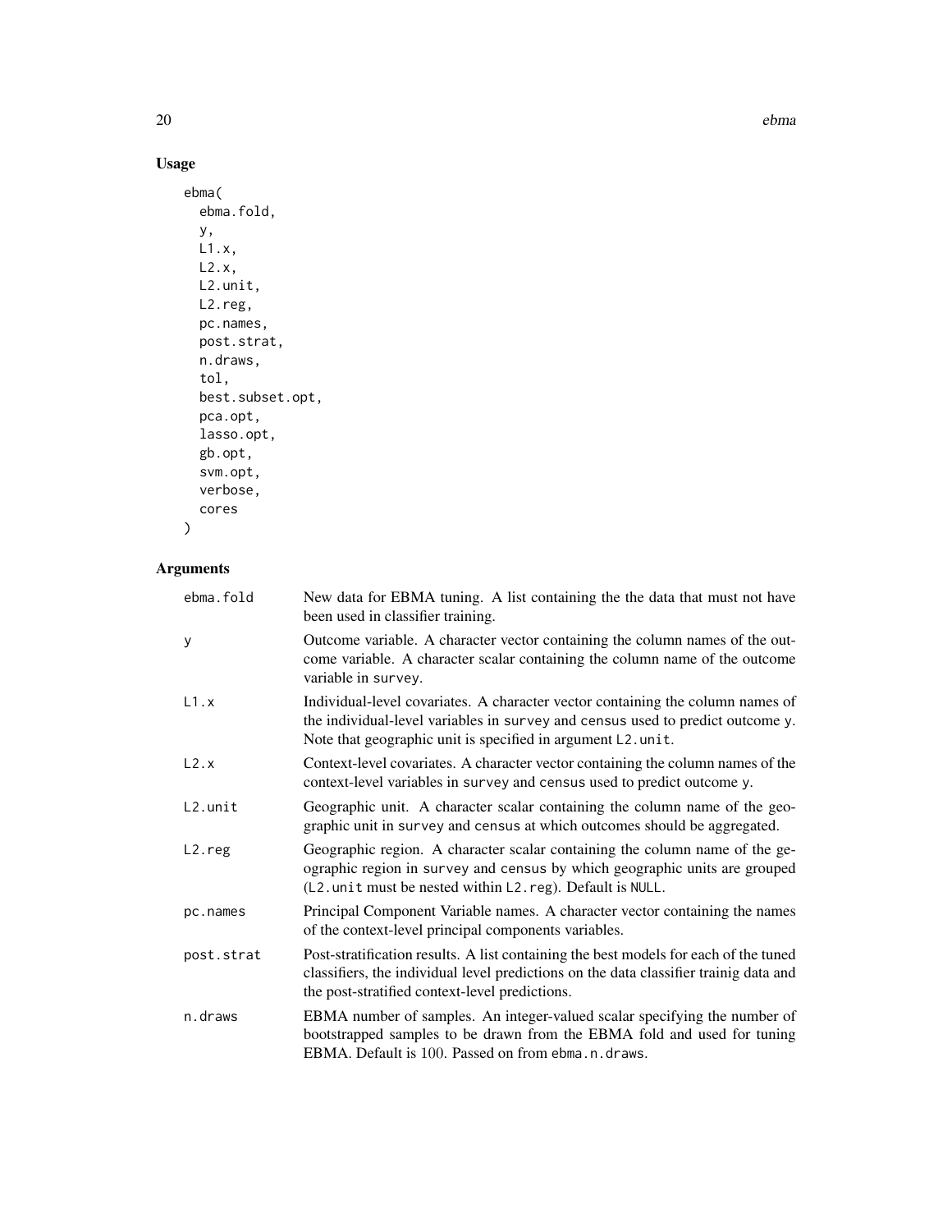## Usage

```
ebma(
  ebma.fold,
  y,
  L1.x,
  L2.x,
  L2.unit,
  L2.reg,
  pc.names,
  post.strat,
  n.draws,
  tol,
  best.subset.opt,
  pca.opt,
  lasso.opt,
  gb.opt,
  svm.opt,
  verbose,
  cores
)
```

## Arguments

| Argument | Description |
|---|---|
| ebma.fold | New data for EBMA tuning. A list containing the the data that must not have been used in classifier training. |
| y | Outcome variable. A character vector containing the column names of the outcome variable. A character scalar containing the column name of the outcome variable in survey. |
| L1.x | Individual-level covariates. A character vector containing the column names of the individual-level variables in survey and census used to predict outcome y. Note that geographic unit is specified in argument L2.unit. |
| L2.x | Context-level covariates. A character vector containing the column names of the context-level variables in survey and census used to predict outcome y. |
| L2.unit | Geographic unit. A character scalar containing the column name of the geographic unit in survey and census at which outcomes should be aggregated. |
| L2.reg | Geographic region. A character scalar containing the column name of the geographic region in survey and census by which geographic units are grouped (L2.unit must be nested within L2.reg). Default is NULL. |
| pc.names | Principal Component Variable names. A character vector containing the names of the context-level principal components variables. |
| post.strat | Post-stratification results. A list containing the best models for each of the tuned classifiers, the individual level predictions on the data classifier trainig data and the post-stratified context-level predictions. |
| n.draws | EBMA number of samples. An integer-valued scalar specifying the number of bootstrapped samples to be drawn from the EBMA fold and used for tuning EBMA. Default is 100. Passed on from ebma.n.draws. |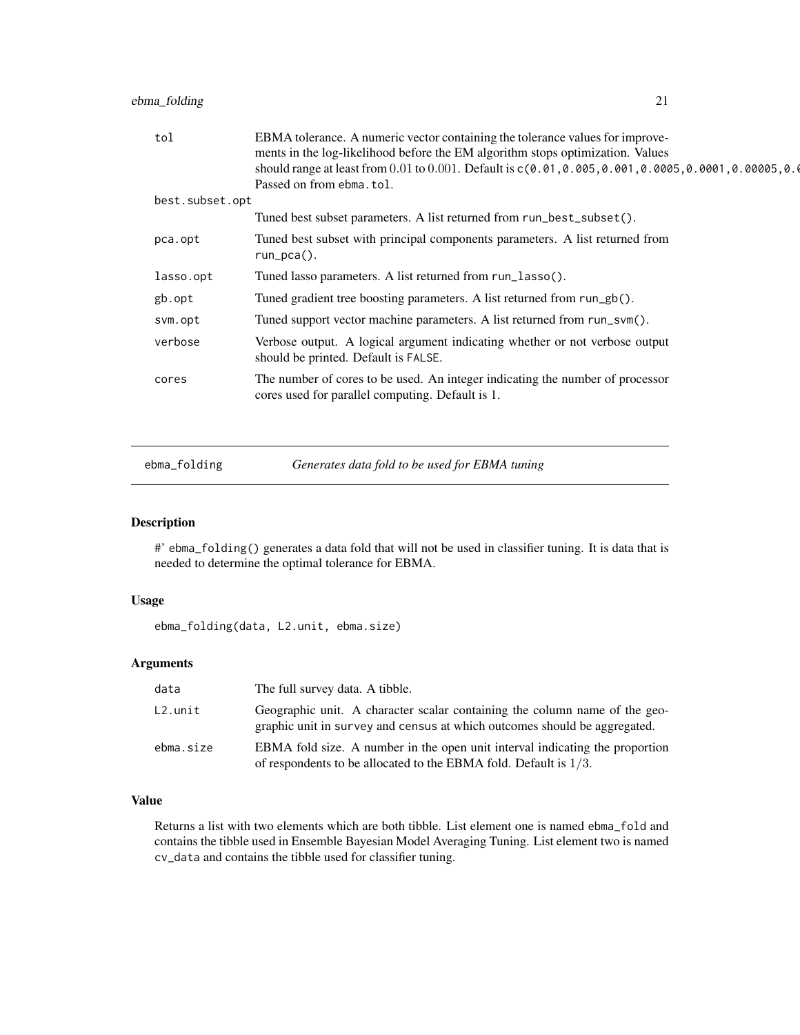| | |
|---|---|
| tol | EBMA tolerance. A numeric vector containing the tolerance values for improvements in the log-likelihood before the EM algorithm stops optimization. Values should range at least from 0.01 to 0.001. Default is c(0.01,0.005,0.001,0.0005,0.0001,0.00005,0.0 Passed on from ebma.tol. |
| best.subset.opt | Tuned best subset parameters. A list returned from run_best_subset(). |
| pca.opt | Tuned best subset with principal components parameters. A list returned from run_pca(). |
| lasso.opt | Tuned lasso parameters. A list returned from run_lasso(). |
| gb.opt | Tuned gradient tree boosting parameters. A list returned from run_gb(). |
| svm.opt | Tuned support vector machine parameters. A list returned from run_svm(). |
| verbose | Verbose output. A logical argument indicating whether or not verbose output should be printed. Default is FALSE. |
| cores | The number of cores to be used. An integer indicating the number of processor cores used for parallel computing. Default is 1. |

## ebma_folding — *Generates data fold to be used for EBMA tuning*

### Description

#' ebma_folding() generates a data fold that will not be used in classifier tuning. It is data that is needed to determine the optimal tolerance for EBMA.

### Usage

```
ebma_folding(data, L2.unit, ebma.size)
```

### Arguments

| | |
|---|---|
| data | The full survey data. A tibble. |
| L2.unit | Geographic unit. A character scalar containing the column name of the geographic unit in survey and census at which outcomes should be aggregated. |
| ebma.size | EBMA fold size. A number in the open unit interval indicating the proportion of respondents to be allocated to the EBMA fold. Default is $1/3$. |

### Value

Returns a list with two elements which are both tibble. List element one is named ebma_fold and contains the tibble used in Ensemble Bayesian Model Averaging Tuning. List element two is named cv_data and contains the tibble used for classifier tuning.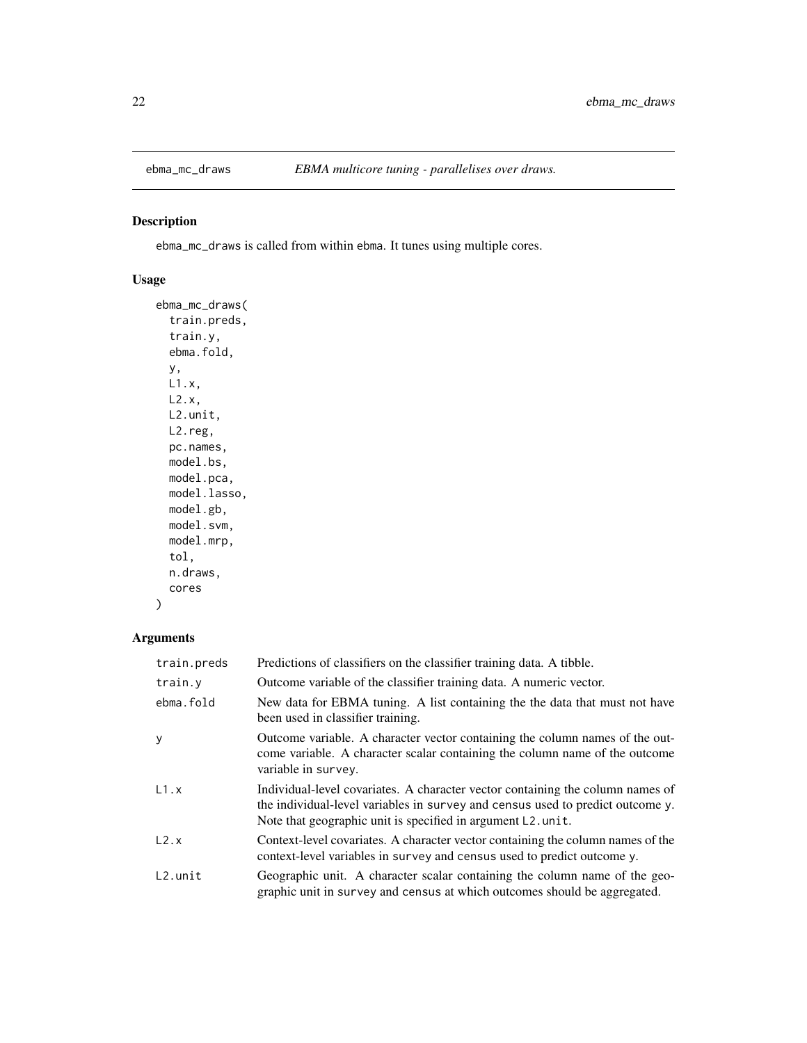## ebma_mc_draws — *EBMA multicore tuning - parallelises over draws.*

### Description

ebma_mc_draws is called from within ebma. It tunes using multiple cores.

### Usage

```
ebma_mc_draws(
  train.preds,
  train.y,
  ebma.fold,
  y,
  L1.x,
  L2.x,
  L2.unit,
  L2.reg,
  pc.names,
  model.bs,
  model.pca,
  model.lasso,
  model.gb,
  model.svm,
  model.mrp,
  tol,
  n.draws,
  cores
)
```

### Arguments

| Argument | Description |
|---|---|
| train.preds | Predictions of classifiers on the classifier training data. A tibble. |
| train.y | Outcome variable of the classifier training data. A numeric vector. |
| ebma.fold | New data for EBMA tuning. A list containing the the data that must not have been used in classifier training. |
| y | Outcome variable. A character vector containing the column names of the outcome variable. A character scalar containing the column name of the outcome variable in survey. |
| L1.x | Individual-level covariates. A character vector containing the column names of the individual-level variables in survey and census used to predict outcome y. Note that geographic unit is specified in argument L2.unit. |
| L2.x | Context-level covariates. A character vector containing the column names of the context-level variables in survey and census used to predict outcome y. |
| L2.unit | Geographic unit. A character scalar containing the column name of the geographic unit in survey and census at which outcomes should be aggregated. |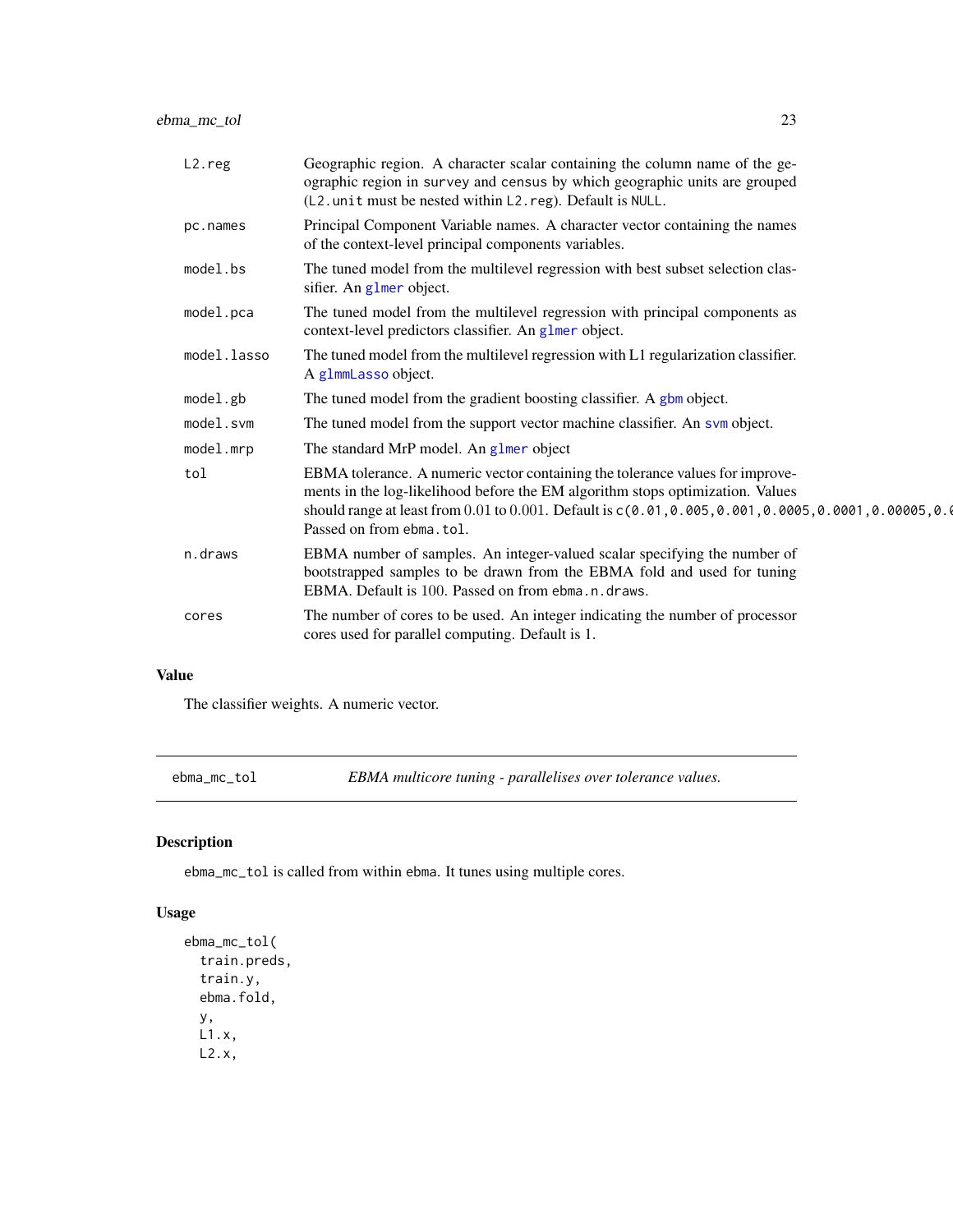| | |
|---|---|
| L2.reg | Geographic region. A character scalar containing the column name of the geographic region in survey and census by which geographic units are grouped (L2.unit must be nested within L2.reg). Default is NULL. |
| pc.names | Principal Component Variable names. A character vector containing the names of the context-level principal components variables. |
| model.bs | The tuned model from the multilevel regression with best subset selection classifier. An glmer object. |
| model.pca | The tuned model from the multilevel regression with principal components as context-level predictors classifier. An glmer object. |
| model.lasso | The tuned model from the multilevel regression with L1 regularization classifier. A glmmLasso object. |
| model.gb | The tuned model from the gradient boosting classifier. A gbm object. |
| model.svm | The tuned model from the support vector machine classifier. An svm object. |
| model.mrp | The standard MrP model. An glmer object |
| tol | EBMA tolerance. A numeric vector containing the tolerance values for improvements in the log-likelihood before the EM algorithm stops optimization. Values should range at least from $0.01$ to $0.001$. Default is c(0.01,0.005,0.001,0.0005,0.0001,0.00005,0.0 Passed on from ebma.tol. |
| n.draws | EBMA number of samples. An integer-valued scalar specifying the number of bootstrapped samples to be drawn from the EBMA fold and used for tuning EBMA. Default is $100$. Passed on from ebma.n.draws. |
| cores | The number of cores to be used. An integer indicating the number of processor cores used for parallel computing. Default is 1. |

## Value

The classifier weights. A numeric vector.

---

ebma_mc_tol *EBMA multicore tuning - parallelises over tolerance values.*

---

## Description

ebma_mc_tol is called from within ebma. It tunes using multiple cores.

## Usage

```
ebma_mc_tol(
  train.preds,
  train.y,
  ebma.fold,
  y,
  L1.x,
  L2.x,
```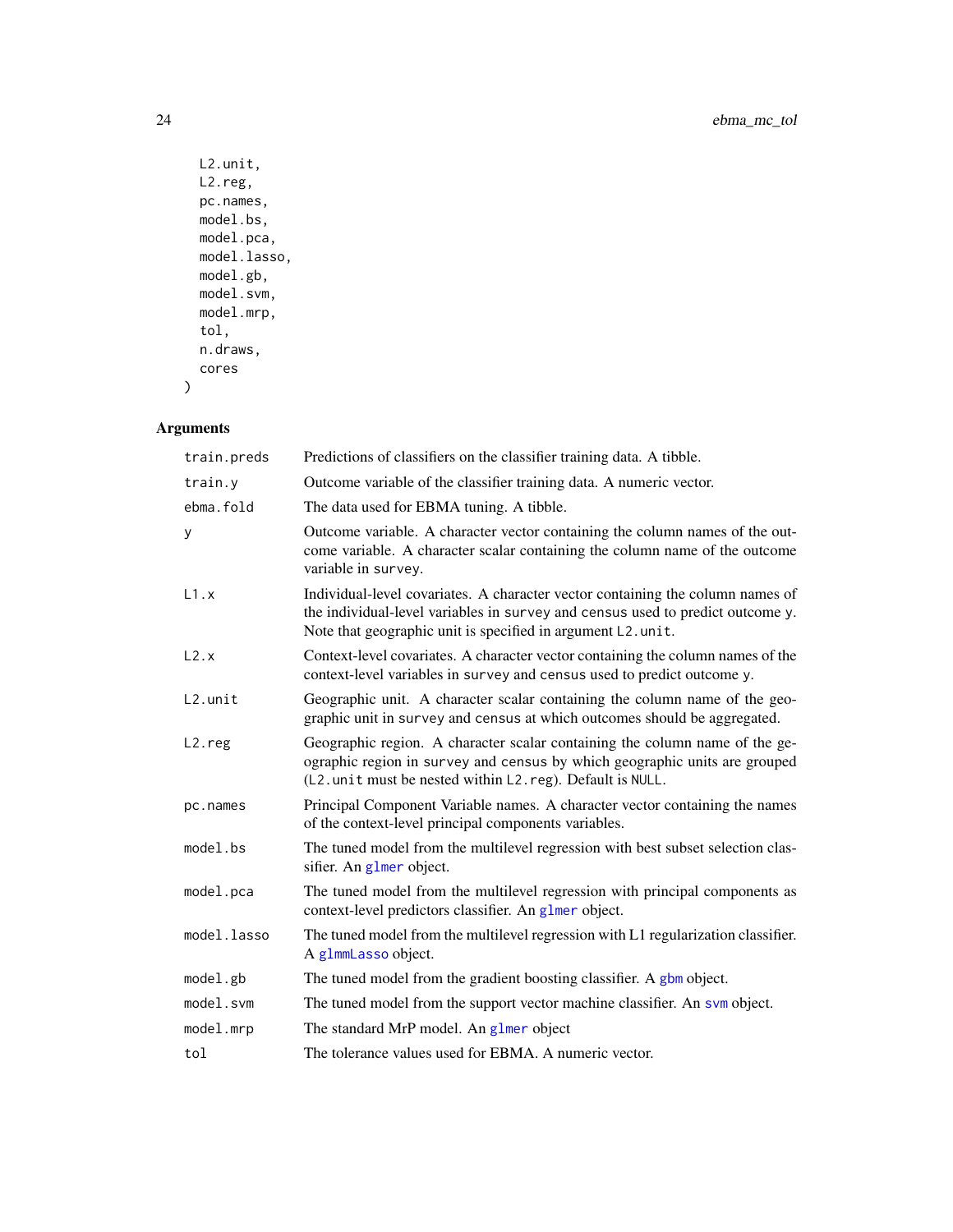```
  L2.unit,
  L2.reg,
  pc.names,
  model.bs,
  model.pca,
  model.lasso,
  model.gb,
  model.svm,
  model.mrp,
  tol,
  n.draws,
  cores
)
```

## Arguments

| | |
|---|---|
| train.preds | Predictions of classifiers on the classifier training data. A tibble. |
| train.y | Outcome variable of the classifier training data. A numeric vector. |
| ebma.fold | The data used for EBMA tuning. A tibble. |
| y | Outcome variable. A character vector containing the column names of the outcome variable. A character scalar containing the column name of the outcome variable in survey. |
| L1.x | Individual-level covariates. A character vector containing the column names of the individual-level variables in survey and census used to predict outcome y. Note that geographic unit is specified in argument L2.unit. |
| L2.x | Context-level covariates. A character vector containing the column names of the context-level variables in survey and census used to predict outcome y. |
| L2.unit | Geographic unit. A character scalar containing the column name of the geographic unit in survey and census at which outcomes should be aggregated. |
| L2.reg | Geographic region. A character scalar containing the column name of the geographic region in survey and census by which geographic units are grouped (L2.unit must be nested within L2.reg). Default is NULL. |
| pc.names | Principal Component Variable names. A character vector containing the names of the context-level principal components variables. |
| model.bs | The tuned model from the multilevel regression with best subset selection classifier. An glmer object. |
| model.pca | The tuned model from the multilevel regression with principal components as context-level predictors classifier. An glmer object. |
| model.lasso | The tuned model from the multilevel regression with L1 regularization classifier. A glmmLasso object. |
| model.gb | The tuned model from the gradient boosting classifier. A gbm object. |
| model.svm | The tuned model from the support vector machine classifier. An svm object. |
| model.mrp | The standard MrP model. An glmer object |
| tol | The tolerance values used for EBMA. A numeric vector. |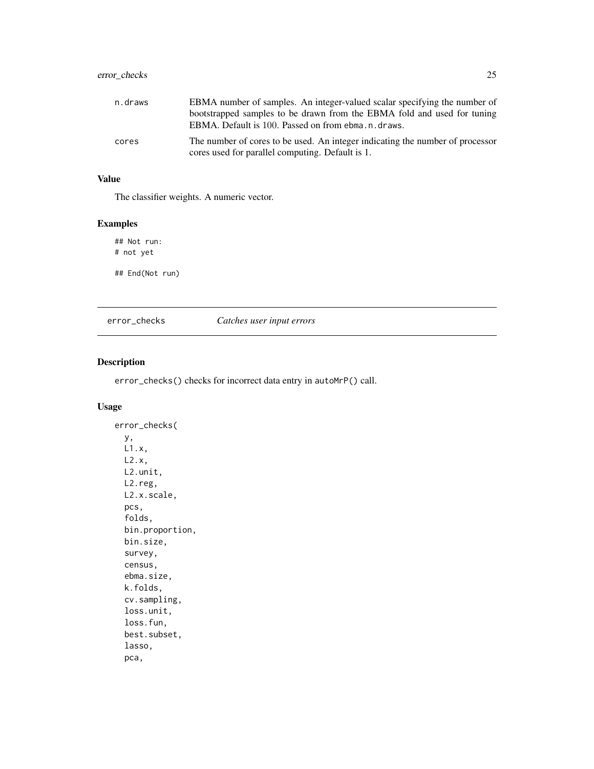| | |
|---|---|
| n.draws | EBMA number of samples. An integer-valued scalar specifying the number of bootstrapped samples to be drawn from the EBMA fold and used for tuning EBMA. Default is 100. Passed on from ebma.n.draws. |
| cores | The number of cores to be used. An integer indicating the number of processor cores used for parallel computing. Default is 1. |

## Value

The classifier weights. A numeric vector.

## Examples

```
## Not run:
# not yet

## End(Not run)
```

---

# error_checks *Catches user input errors*

## Description

error_checks() checks for incorrect data entry in autoMrP() call.

## Usage

```
error_checks(
  y,
  L1.x,
  L2.x,
  L2.unit,
  L2.reg,
  L2.x.scale,
  pcs,
  folds,
  bin.proportion,
  bin.size,
  survey,
  census,
  ebma.size,
  k.folds,
  cv.sampling,
  loss.unit,
  loss.fun,
  best.subset,
  lasso,
  pca,
```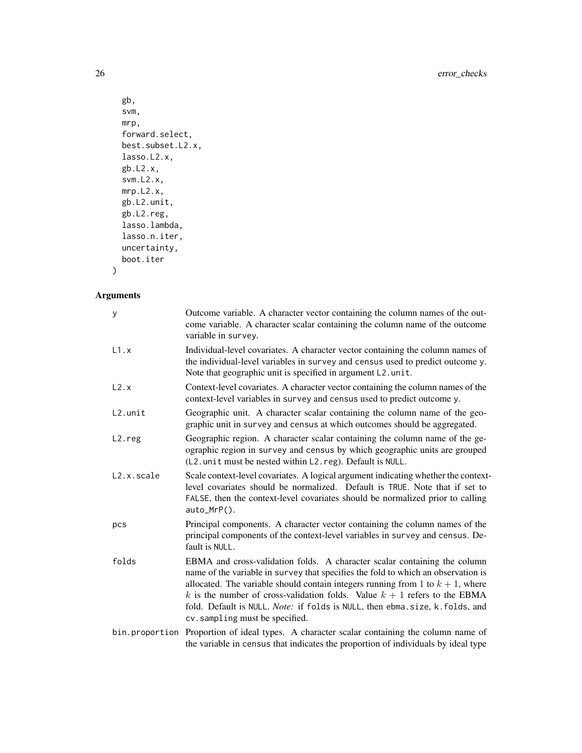```
  gb,
  svm,
  mrp,
  forward.select,
  best.subset.L2.x,
  lasso.L2.x,
  gb.L2.x,
  svm.L2.x,
  mrp.L2.x,
  gb.L2.unit,
  gb.L2.reg,
  lasso.lambda,
  lasso.n.iter,
  uncertainty,
  boot.iter
)
```

## Arguments

| | |
|---|---|
| y | Outcome variable. A character vector containing the column names of the outcome variable. A character scalar containing the column name of the outcome variable in survey. |
| L1.x | Individual-level covariates. A character vector containing the column names of the individual-level variables in survey and census used to predict outcome y. Note that geographic unit is specified in argument L2.unit. |
| L2.x | Context-level covariates. A character vector containing the column names of the context-level variables in survey and census used to predict outcome y. |
| L2.unit | Geographic unit. A character scalar containing the column name of the geographic unit in survey and census at which outcomes should be aggregated. |
| L2.reg | Geographic region. A character scalar containing the column name of the geographic region in survey and census by which geographic units are grouped (L2.unit must be nested within L2.reg). Default is NULL. |
| L2.x.scale | Scale context-level covariates. A logical argument indicating whether the context-level covariates should be normalized. Default is TRUE. Note that if set to FALSE, then the context-level covariates should be normalized prior to calling auto_MrP(). |
| pcs | Principal components. A character vector containing the column names of the principal components of the context-level variables in survey and census. Default is NULL. |
| folds | EBMA and cross-validation folds. A character scalar containing the column name of the variable in survey that specifies the fold to which an observation is allocated. The variable should contain integers running from $1$ to $k+1$, where $k$ is the number of cross-validation folds. Value $k+1$ refers to the EBMA fold. Default is NULL. *Note:* if folds is NULL, then ebma.size, k.folds, and cv.sampling must be specified. |
| bin.proportion | Proportion of ideal types. A character scalar containing the column name of the variable in census that indicates the proportion of individuals by ideal type |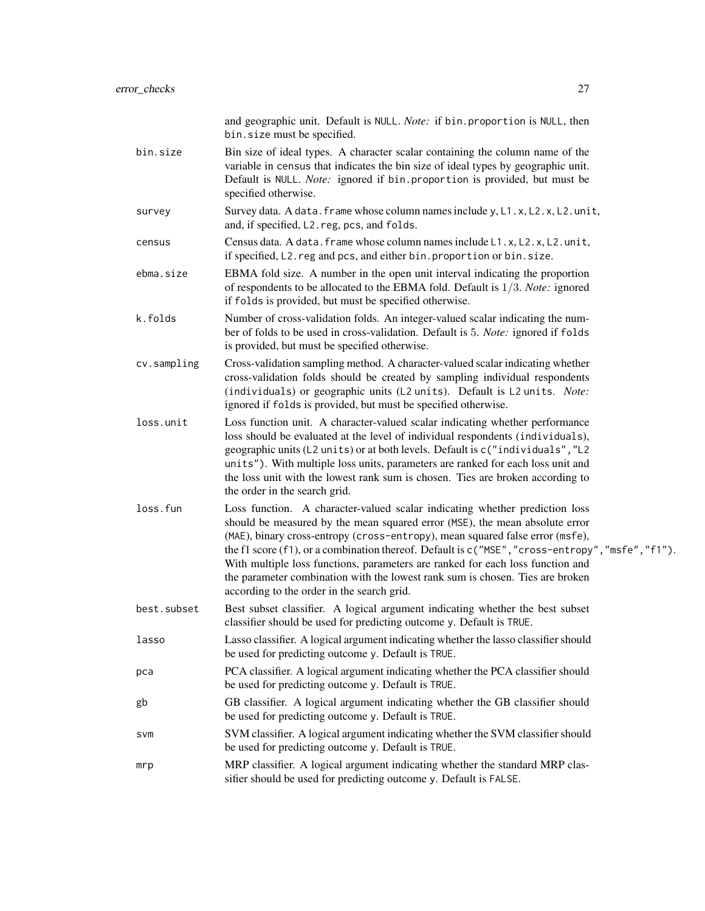and geographic unit. Default is `NULL`. *Note:* if `bin.proportion` is `NULL`, then `bin.size` must be specified.

`bin.size`
: Bin size of ideal types. A character scalar containing the column name of the variable in census that indicates the bin size of ideal types by geographic unit. Default is `NULL`. *Note:* ignored if `bin.proportion` is provided, but must be specified otherwise.

`survey`
: Survey data. A `data.frame` whose column names include `y`, `L1.x`, `L2.x`, `L2.unit`, and, if specified, `L2.reg`, `pcs`, and `folds`.

`census`
: Census data. A `data.frame` whose column names include `L1.x`, `L2.x`, `L2.unit`, if specified, `L2.reg` and `pcs`, and either `bin.proportion` or `bin.size`.

`ebma.size`
: EBMA fold size. A number in the open unit interval indicating the proportion of respondents to be allocated to the EBMA fold. Default is $1/3$. *Note:* ignored if `folds` is provided, but must be specified otherwise.

`k.folds`
: Number of cross-validation folds. An integer-valued scalar indicating the number of folds to be used in cross-validation. Default is $5$. *Note:* ignored if `folds` is provided, but must be specified otherwise.

`cv.sampling`
: Cross-validation sampling method. A character-valued scalar indicating whether cross-validation folds should be created by sampling individual respondents (`individuals`) or geographic units (`L2 units`). Default is `L2 units`. *Note:* ignored if `folds` is provided, but must be specified otherwise.

`loss.unit`
: Loss function unit. A character-valued scalar indicating whether performance loss should be evaluated at the level of individual respondents (`individuals`), geographic units (`L2 units`) or at both levels. Default is `c("individuals","L2 units")`. With multiple loss units, parameters are ranked for each loss unit and the loss unit with the lowest rank sum is chosen. Ties are broken according to the order in the search grid.

`loss.fun`
: Loss function. A character-valued scalar indicating whether prediction loss should be measured by the mean squared error (`MSE`), the mean absolute error (`MAE`), binary cross-entropy (`cross-entropy`), mean squared false error (`msfe`), the f1 score (`f1`), or a combination thereof. Default is `c("MSE","cross-entropy","msfe","f1")`. With multiple loss functions, parameters are ranked for each loss function and the parameter combination with the lowest rank sum is chosen. Ties are broken according to the order in the search grid.

`best.subset`
: Best subset classifier. A logical argument indicating whether the best subset classifier should be used for predicting outcome `y`. Default is `TRUE`.

`lasso`
: Lasso classifier. A logical argument indicating whether the lasso classifier should be used for predicting outcome `y`. Default is `TRUE`.

`pca`
: PCA classifier. A logical argument indicating whether the PCA classifier should be used for predicting outcome `y`. Default is `TRUE`.

`gb`
: GB classifier. A logical argument indicating whether the GB classifier should be used for predicting outcome `y`. Default is `TRUE`.

`svm`
: SVM classifier. A logical argument indicating whether the SVM classifier should be used for predicting outcome `y`. Default is `TRUE`.

`mrp`
: MRP classifier. A logical argument indicating whether the standard MRP classifier should be used for predicting outcome `y`. Default is `FALSE`.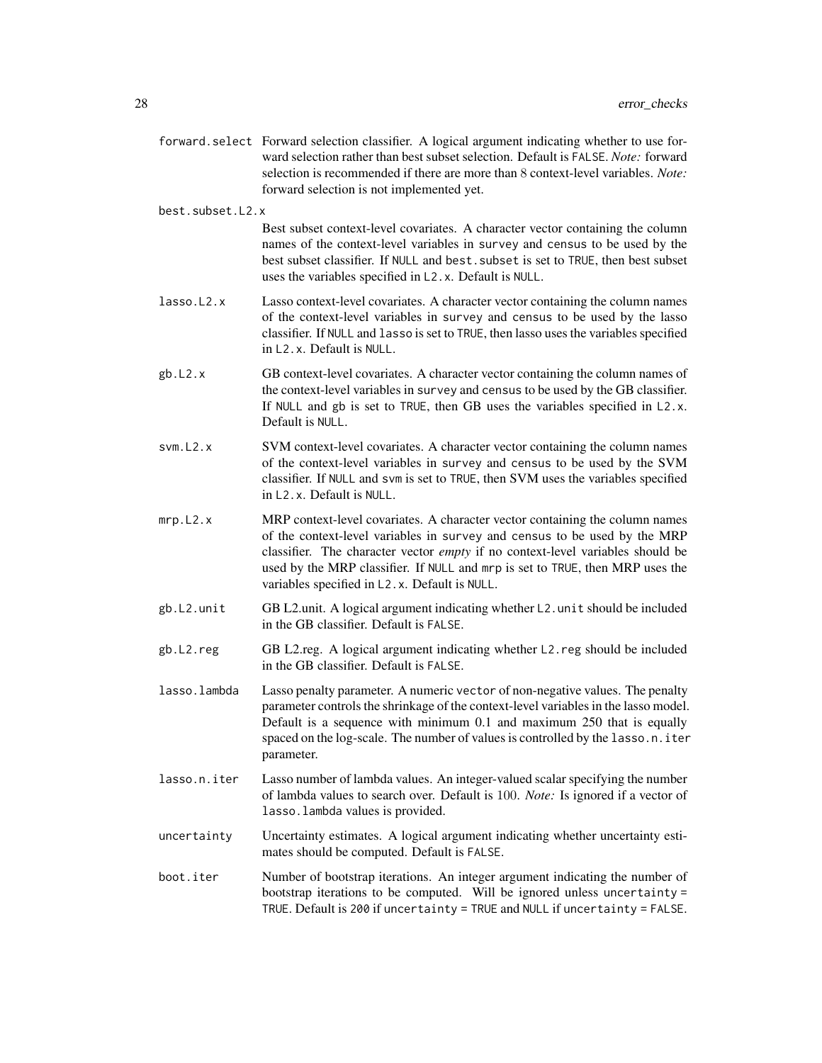`forward.select` Forward selection classifier. A logical argument indicating whether to use forward selection rather than best subset selection. Default is `FALSE`. *Note:* forward selection is recommended if there are more than 8 context-level variables. *Note:* forward selection is not implemented yet.

`best.subset.L2.x`
Best subset context-level covariates. A character vector containing the column names of the context-level variables in `survey` and `census` to be used by the best subset classifier. If `NULL` and `best.subset` is set to `TRUE`, then best subset uses the variables specified in `L2.x`. Default is `NULL`.

`lasso.L2.x` Lasso context-level covariates. A character vector containing the column names of the context-level variables in `survey` and `census` to be used by the lasso classifier. If `NULL` and `lasso` is set to `TRUE`, then lasso uses the variables specified in `L2.x`. Default is `NULL`.

`gb.L2.x` GB context-level covariates. A character vector containing the column names of the context-level variables in `survey` and `census` to be used by the GB classifier. If `NULL` and `gb` is set to `TRUE`, then GB uses the variables specified in `L2.x`. Default is `NULL`.

`svm.L2.x` SVM context-level covariates. A character vector containing the column names of the context-level variables in `survey` and `census` to be used by the SVM classifier. If `NULL` and `svm` is set to `TRUE`, then SVM uses the variables specified in `L2.x`. Default is `NULL`.

`mrp.L2.x` MRP context-level covariates. A character vector containing the column names of the context-level variables in `survey` and `census` to be used by the MRP classifier. The character vector *empty* if no context-level variables should be used by the MRP classifier. If `NULL` and `mrp` is set to `TRUE`, then MRP uses the variables specified in `L2.x`. Default is `NULL`.

`gb.L2.unit` GB L2.unit. A logical argument indicating whether `L2.unit` should be included in the GB classifier. Default is `FALSE`.

`gb.L2.reg` GB L2.reg. A logical argument indicating whether `L2.reg` should be included in the GB classifier. Default is `FALSE`.

`lasso.lambda` Lasso penalty parameter. A numeric `vector` of non-negative values. The penalty parameter controls the shrinkage of the context-level variables in the lasso model. Default is a sequence with minimum 0.1 and maximum 250 that is equally spaced on the log-scale. The number of values is controlled by the `lasso.n.iter` parameter.

`lasso.n.iter` Lasso number of lambda values. An integer-valued scalar specifying the number of lambda values to search over. Default is 100. *Note:* Is ignored if a vector of `lasso.lambda` values is provided.

`uncertainty` Uncertainty estimates. A logical argument indicating whether uncertainty estimates should be computed. Default is `FALSE`.

`boot.iter` Number of bootstrap iterations. An integer argument indicating the number of bootstrap iterations to be computed. Will be ignored unless `uncertainty = TRUE`. Default is `200` if `uncertainty = TRUE` and `NULL` if `uncertainty = FALSE`.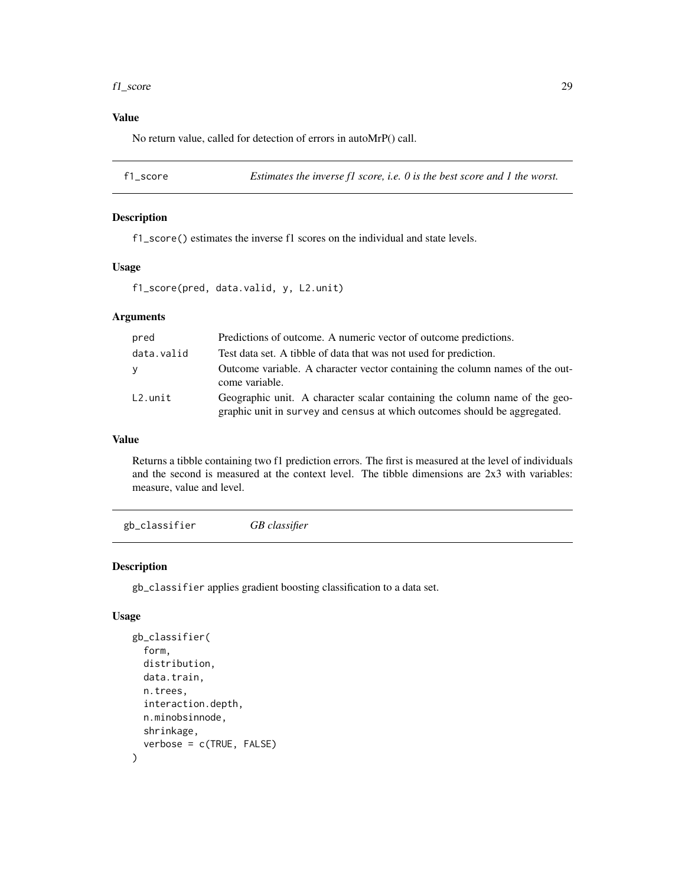### Value

No return value, called for detection of errors in autoMrP() call.

---

## f1_score — *Estimates the inverse f1 score, i.e. 0 is the best score and 1 the worst.*

---

### Description

`f1_score()` estimates the inverse f1 scores on the individual and state levels.

### Usage

```
f1_score(pred, data.valid, y, L2.unit)
```

### Arguments

| | |
|---|---|
| `pred` | Predictions of outcome. A numeric vector of outcome predictions. |
| `data.valid` | Test data set. A tibble of data that was not used for prediction. |
| `y` | Outcome variable. A character vector containing the column names of the outcome variable. |
| `L2.unit` | Geographic unit. A character scalar containing the column name of the geographic unit in `survey` and `census` at which outcomes should be aggregated. |

### Value

Returns a tibble containing two f1 prediction errors. The first is measured at the level of individuals and the second is measured at the context level. The tibble dimensions are 2x3 with variables: measure, value and level.

---

## gb_classifier — *GB classifier*

---

### Description

`gb_classifier` applies gradient boosting classification to a data set.

### Usage

```
gb_classifier(
  form,
  distribution,
  data.train,
  n.trees,
  interaction.depth,
  n.minobsinnode,
  shrinkage,
  verbose = c(TRUE, FALSE)
)
```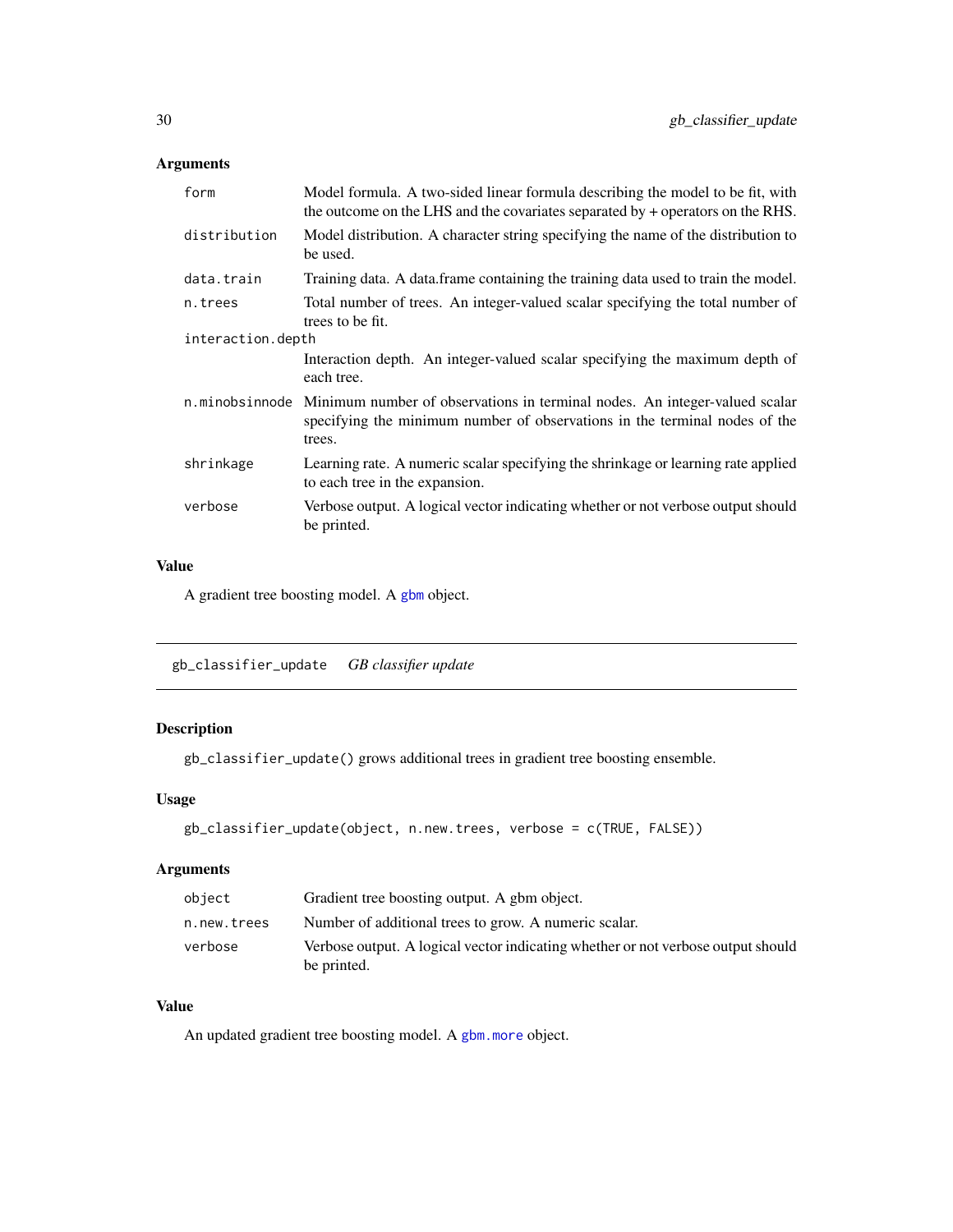### Arguments

| | |
|---|---|
| form | Model formula. A two-sided linear formula describing the model to be fit, with the outcome on the LHS and the covariates separated by + operators on the RHS. |
| distribution | Model distribution. A character string specifying the name of the distribution to be used. |
| data.train | Training data. A data.frame containing the training data used to train the model. |
| n.trees | Total number of trees. An integer-valued scalar specifying the total number of trees to be fit. |
| interaction.depth | Interaction depth. An integer-valued scalar specifying the maximum depth of each tree. |
| n.minobsinnode | Minimum number of observations in terminal nodes. An integer-valued scalar specifying the minimum number of observations in the terminal nodes of the trees. |
| shrinkage | Learning rate. A numeric scalar specifying the shrinkage or learning rate applied to each tree in the expansion. |
| verbose | Verbose output. A logical vector indicating whether or not verbose output should be printed. |

### Value

A gradient tree boosting model. A gbm object.

---

## gb_classifier_update *GB classifier update*

### Description

gb_classifier_update() grows additional trees in gradient tree boosting ensemble.

### Usage

```
gb_classifier_update(object, n.new.trees, verbose = c(TRUE, FALSE))
```

### Arguments

| | |
|---|---|
| object | Gradient tree boosting output. A gbm object. |
| n.new.trees | Number of additional trees to grow. A numeric scalar. |
| verbose | Verbose output. A logical vector indicating whether or not verbose output should be printed. |

### Value

An updated gradient tree boosting model. A gbm.more object.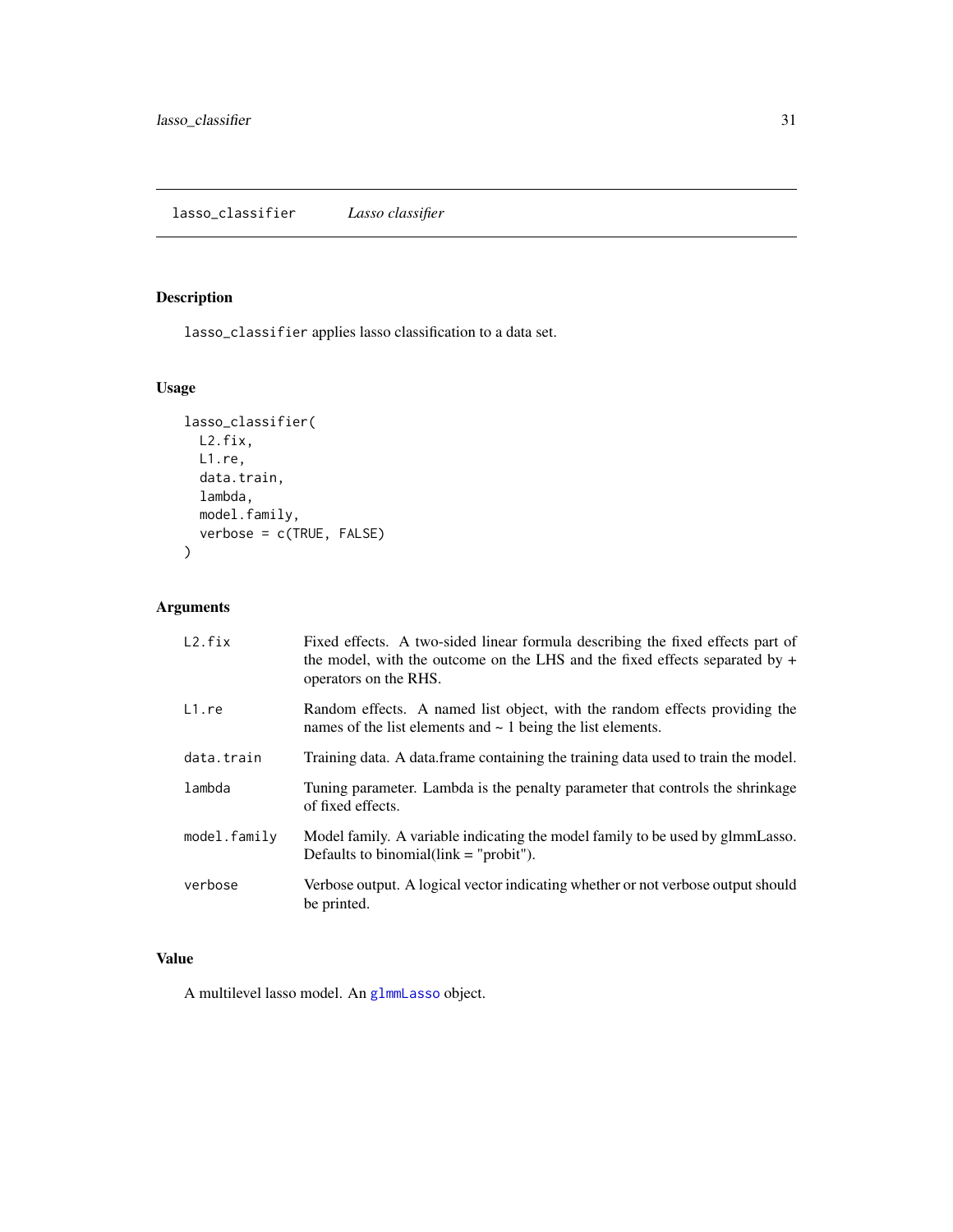## lasso_classifier *Lasso classifier*

### Description

`lasso_classifier` applies lasso classification to a data set.

### Usage

```
lasso_classifier(
  L2.fix,
  L1.re,
  data.train,
  lambda,
  model.family,
  verbose = c(TRUE, FALSE)
)
```

### Arguments

| | |
|---|---|
| `L2.fix` | Fixed effects. A two-sided linear formula describing the fixed effects part of the model, with the outcome on the LHS and the fixed effects separated by + operators on the RHS. |
| `L1.re` | Random effects. A named list object, with the random effects providing the names of the list elements and ~ 1 being the list elements. |
| `data.train` | Training data. A data.frame containing the training data used to train the model. |
| `lambda` | Tuning parameter. Lambda is the penalty parameter that controls the shrinkage of fixed effects. |
| `model.family` | Model family. A variable indicating the model family to be used by glmmLasso. Defaults to binomial(link = "probit"). |
| `verbose` | Verbose output. A logical vector indicating whether or not verbose output should be printed. |

### Value

A multilevel lasso model. An `glmmLasso` object.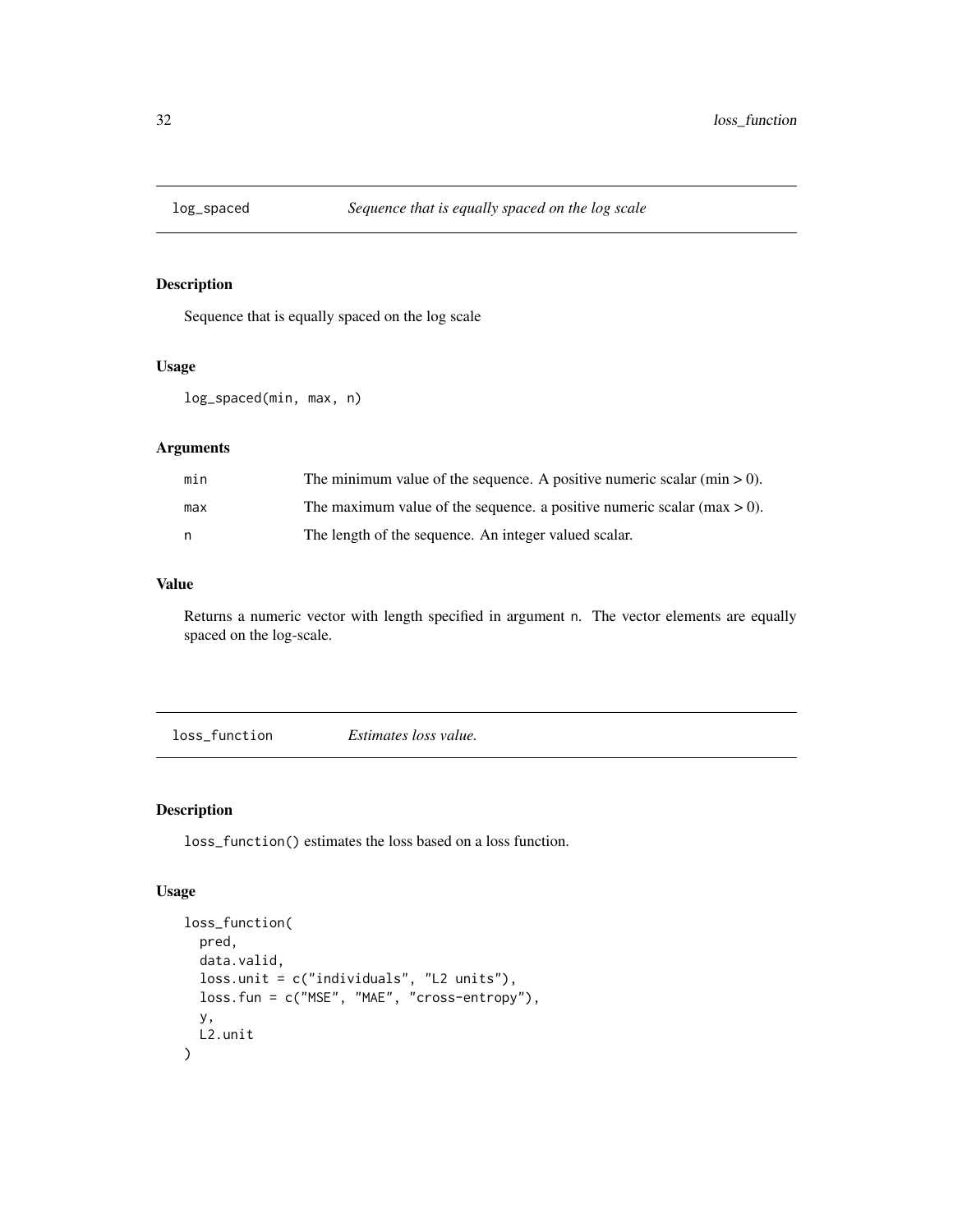## log_spaced — *Sequence that is equally spaced on the log scale*

### Description

Sequence that is equally spaced on the log scale

### Usage

```
log_spaced(min, max, n)
```

### Arguments

| | |
|---|---|
| min | The minimum value of the sequence. A positive numeric scalar (min > 0). |
| max | The maximum value of the sequence. a positive numeric scalar (max > 0). |
| n | The length of the sequence. An integer valued scalar. |

### Value

Returns a numeric vector with length specified in argument n. The vector elements are equally spaced on the log-scale.

## loss_function — *Estimates loss value.*

### Description

loss_function() estimates the loss based on a loss function.

### Usage

```
loss_function(
  pred,
  data.valid,
  loss.unit = c("individuals", "L2 units"),
  loss.fun = c("MSE", "MAE", "cross-entropy"),
  y,
  L2.unit
)
```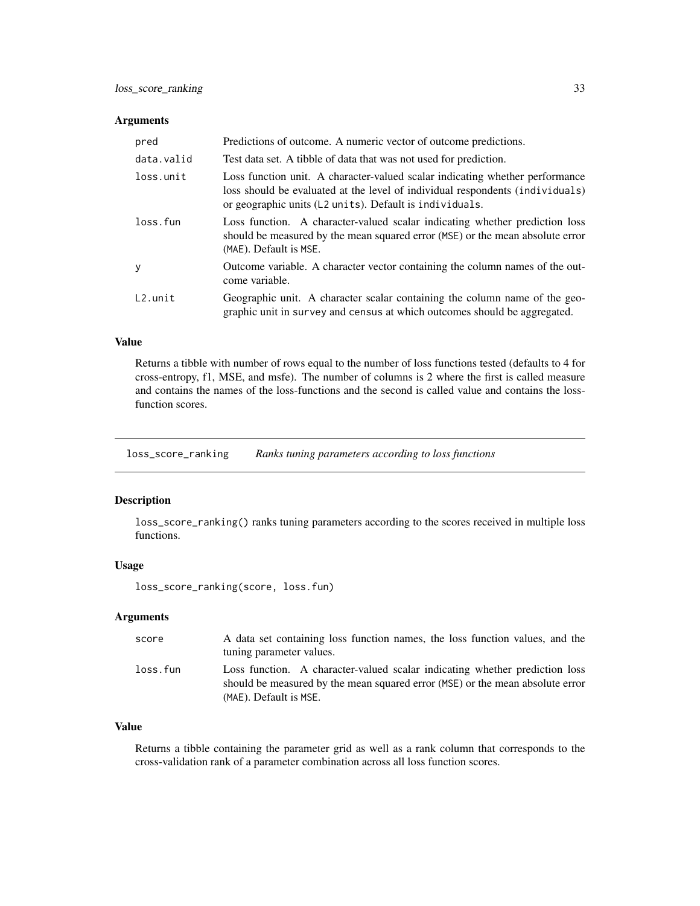### Arguments

| | |
|---|---|
| pred | Predictions of outcome. A numeric vector of outcome predictions. |
| data.valid | Test data set. A tibble of data that was not used for prediction. |
| loss.unit | Loss function unit. A character-valued scalar indicating whether performance loss should be evaluated at the level of individual respondents (individuals) or geographic units (L2 units). Default is individuals. |
| loss.fun | Loss function. A character-valued scalar indicating whether prediction loss should be measured by the mean squared error (MSE) or the mean absolute error (MAE). Default is MSE. |
| y | Outcome variable. A character vector containing the column names of the outcome variable. |
| L2.unit | Geographic unit. A character scalar containing the column name of the geographic unit in survey and census at which outcomes should be aggregated. |

### Value

Returns a tibble with number of rows equal to the number of loss functions tested (defaults to 4 for cross-entropy, f1, MSE, and msfe). The number of columns is 2 where the first is called measure and contains the names of the loss-functions and the second is called value and contains the loss-function scores.

---

## loss_score_ranking *Ranks tuning parameters according to loss functions*

### Description

loss_score_ranking() ranks tuning parameters according to the scores received in multiple loss functions.

### Usage

```
loss_score_ranking(score, loss.fun)
```

### Arguments

| | |
|---|---|
| score | A data set containing loss function names, the loss function values, and the tuning parameter values. |
| loss.fun | Loss function. A character-valued scalar indicating whether prediction loss should be measured by the mean squared error (MSE) or the mean absolute error (MAE). Default is MSE. |

### Value

Returns a tibble containing the parameter grid as well as a rank column that corresponds to the cross-validation rank of a parameter combination across all loss function scores.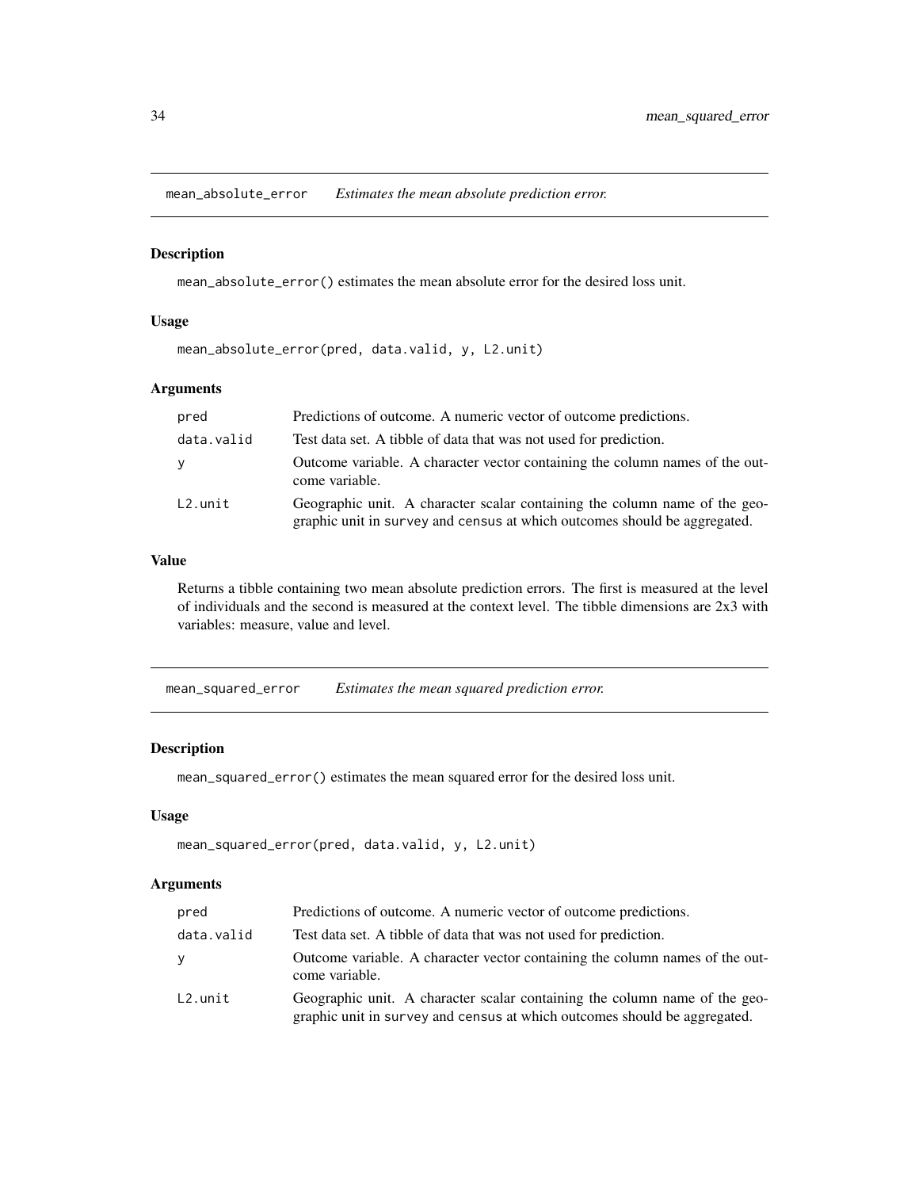## mean_absolute_error    *Estimates the mean absolute prediction error.*

### Description

`mean_absolute_error()` estimates the mean absolute error for the desired loss unit.

### Usage

```
mean_absolute_error(pred, data.valid, y, L2.unit)
```

### Arguments

| | |
|---|---|
| `pred` | Predictions of outcome. A numeric vector of outcome predictions. |
| `data.valid` | Test data set. A tibble of data that was not used for prediction. |
| `y` | Outcome variable. A character vector containing the column names of the outcome variable. |
| `L2.unit` | Geographic unit. A character scalar containing the column name of the geographic unit in `survey` and `census` at which outcomes should be aggregated. |

### Value

Returns a tibble containing two mean absolute prediction errors. The first is measured at the level of individuals and the second is measured at the context level. The tibble dimensions are 2x3 with variables: measure, value and level.

## mean_squared_error    *Estimates the mean squared prediction error.*

### Description

`mean_squared_error()` estimates the mean squared error for the desired loss unit.

### Usage

```
mean_squared_error(pred, data.valid, y, L2.unit)
```

### Arguments

| | |
|---|---|
| `pred` | Predictions of outcome. A numeric vector of outcome predictions. |
| `data.valid` | Test data set. A tibble of data that was not used for prediction. |
| `y` | Outcome variable. A character vector containing the column names of the outcome variable. |
| `L2.unit` | Geographic unit. A character scalar containing the column name of the geographic unit in `survey` and `census` at which outcomes should be aggregated. |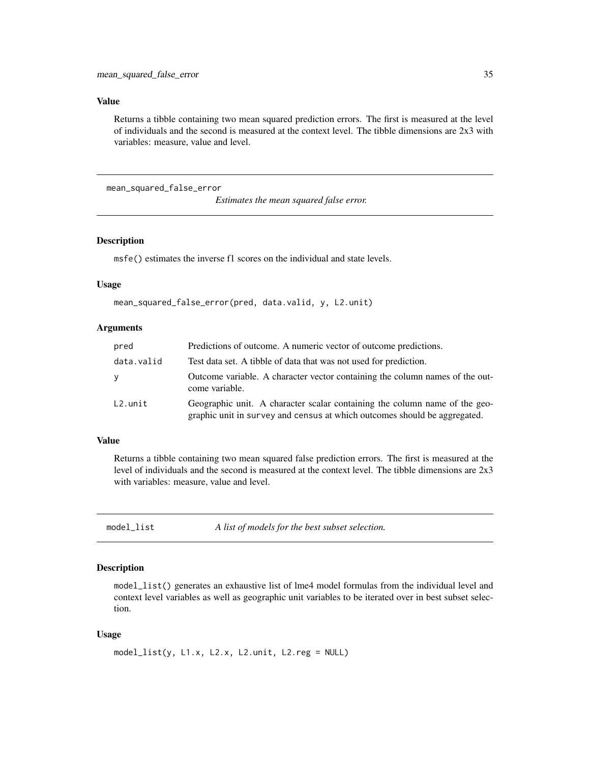### Value

Returns a tibble containing two mean squared prediction errors. The first is measured at the level of individuals and the second is measured at the context level. The tibble dimensions are 2x3 with variables: measure, value and level.

## mean_squared_false_error

*Estimates the mean squared false error.*

### Description

msfe() estimates the inverse f1 scores on the individual and state levels.

### Usage

```
mean_squared_false_error(pred, data.valid, y, L2.unit)
```

### Arguments

| | |
|---|---|
| pred | Predictions of outcome. A numeric vector of outcome predictions. |
| data.valid | Test data set. A tibble of data that was not used for prediction. |
| y | Outcome variable. A character vector containing the column names of the outcome variable. |
| L2.unit | Geographic unit. A character scalar containing the column name of the geographic unit in survey and census at which outcomes should be aggregated. |

### Value

Returns a tibble containing two mean squared false prediction errors. The first is measured at the level of individuals and the second is measured at the context level. The tibble dimensions are 2x3 with variables: measure, value and level.

## model_list

*A list of models for the best subset selection.*

### Description

model_list() generates an exhaustive list of lme4 model formulas from the individual level and context level variables as well as geographic unit variables to be iterated over in best subset selection.

### Usage

```
model_list(y, L1.x, L2.x, L2.unit, L2.reg = NULL)
```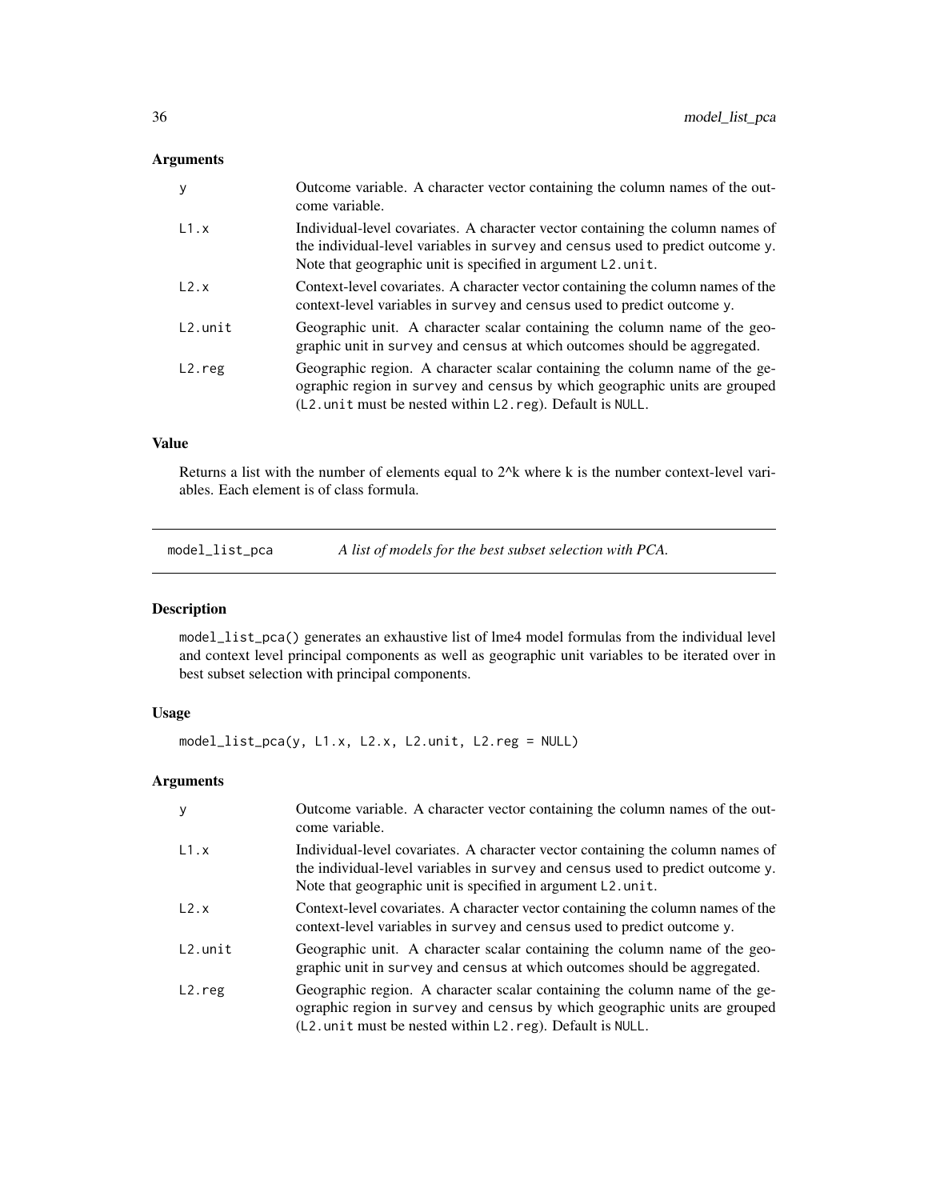### Arguments

| | |
|---|---|
| `y` | Outcome variable. A character vector containing the column names of the outcome variable. |
| `L1.x` | Individual-level covariates. A character vector containing the column names of the individual-level variables in `survey` and `census` used to predict outcome `y`. Note that geographic unit is specified in argument `L2.unit`. |
| `L2.x` | Context-level covariates. A character vector containing the column names of the context-level variables in `survey` and `census` used to predict outcome `y`. |
| `L2.unit` | Geographic unit. A character scalar containing the column name of the geographic unit in `survey` and `census` at which outcomes should be aggregated. |
| `L2.reg` | Geographic region. A character scalar containing the column name of the geographic region in `survey` and `census` by which geographic units are grouped (`L2.unit` must be nested within `L2.reg`). Default is `NULL`. |

### Value

Returns a list with the number of elements equal to 2^k where k is the number context-level variables. Each element is of class formula.

---

## model_list_pca — *A list of models for the best subset selection with PCA.*

### Description

`model_list_pca()` generates an exhaustive list of lme4 model formulas from the individual level and context level principal components as well as geographic unit variables to be iterated over in best subset selection with principal components.

### Usage

```
model_list_pca(y, L1.x, L2.x, L2.unit, L2.reg = NULL)
```

### Arguments

| | |
|---|---|
| `y` | Outcome variable. A character vector containing the column names of the outcome variable. |
| `L1.x` | Individual-level covariates. A character vector containing the column names of the individual-level variables in `survey` and `census` used to predict outcome `y`. Note that geographic unit is specified in argument `L2.unit`. |
| `L2.x` | Context-level covariates. A character vector containing the column names of the context-level variables in `survey` and `census` used to predict outcome `y`. |
| `L2.unit` | Geographic unit. A character scalar containing the column name of the geographic unit in `survey` and `census` at which outcomes should be aggregated. |
| `L2.reg` | Geographic region. A character scalar containing the column name of the geographic region in `survey` and `census` by which geographic units are grouped (`L2.unit` must be nested within `L2.reg`). Default is `NULL`. |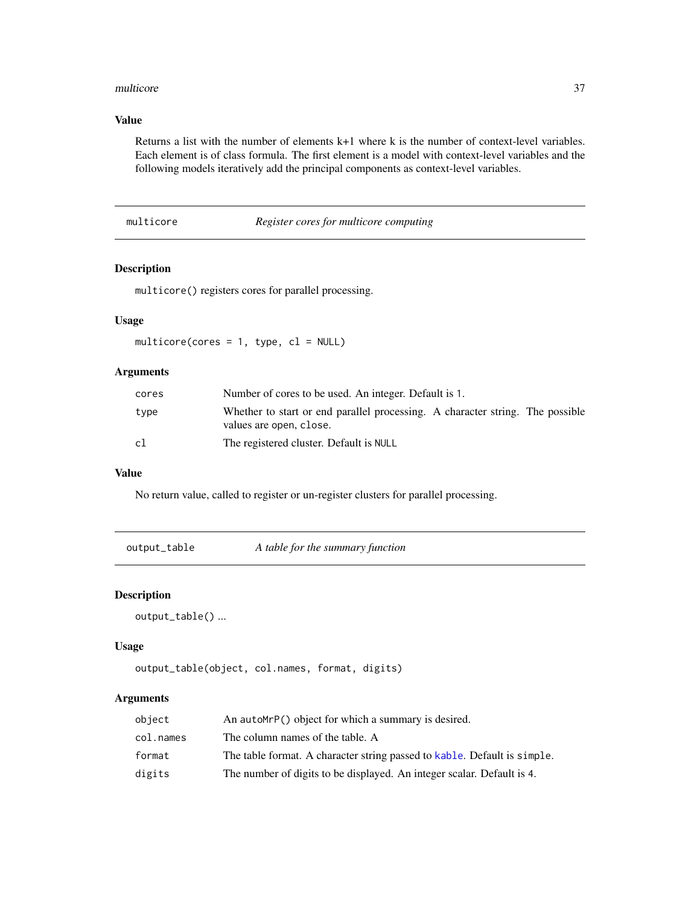### Value

Returns a list with the number of elements k+1 where k is the number of context-level variables. Each element is of class formula. The first element is a model with context-level variables and the following models iteratively add the principal components as context-level variables.

---

## multicore — *Register cores for multicore computing*

### Description

`multicore()` registers cores for parallel processing.

### Usage

```
multicore(cores = 1, type, cl = NULL)
```

### Arguments

| | |
|---|---|
| `cores` | Number of cores to be used. An integer. Default is `1`. |
| `type` | Whether to start or end parallel processing. A character string. The possible values are `open`, `close`. |
| `cl` | The registered cluster. Default is `NULL` |

### Value

No return value, called to register or un-register clusters for parallel processing.

---

## output_table — *A table for the summary function*

### Description

`output_table()` ...

### Usage

```
output_table(object, col.names, format, digits)
```

### Arguments

| | |
|---|---|
| `object` | An `autoMrP()` object for which a summary is desired. |
| `col.names` | The column names of the table. A |
| `format` | The table format. A character string passed to `kable`. Default is `simple`. |
| `digits` | The number of digits to be displayed. An integer scalar. Default is `4`. |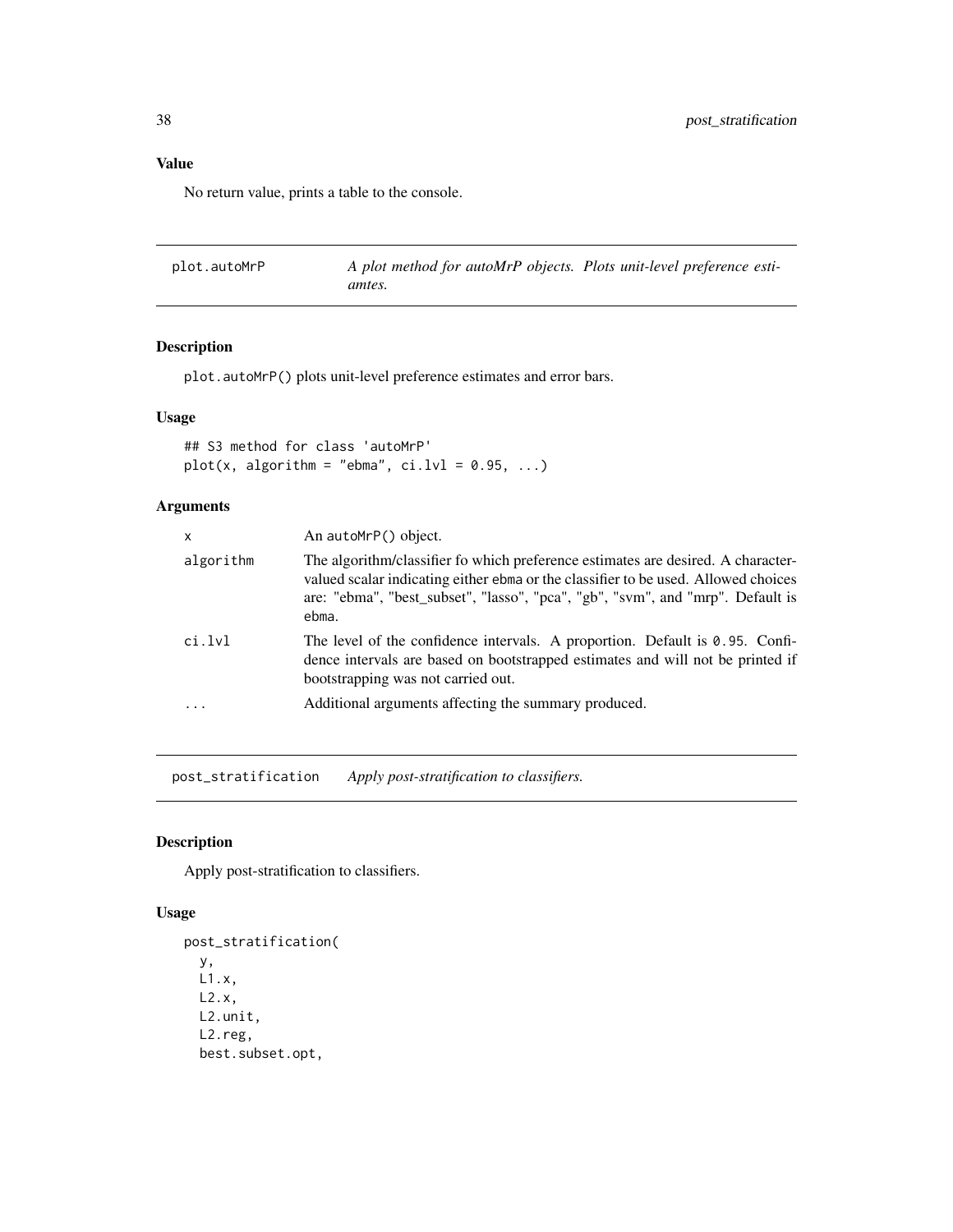### Value

No return value, prints a table to the console.

## plot.autoMrP — *A plot method for autoMrP objects. Plots unit-level preference estiamtes.*

### Description

plot.autoMrP() plots unit-level preference estimates and error bars.

### Usage

```
## S3 method for class 'autoMrP'
plot(x, algorithm = "ebma", ci.lvl = 0.95, ...)
```

### Arguments

| | |
|---|---|
| x | An autoMrP() object. |
| algorithm | The algorithm/classifier fo which preference estimates are desired. A character-valued scalar indicating either ebma or the classifier to be used. Allowed choices are: "ebma", "best_subset", "lasso", "pca", "gb", "svm", and "mrp". Default is ebma. |
| ci.lvl | The level of the confidence intervals. A proportion. Default is 0.95. Confidence intervals are based on bootstrapped estimates and will not be printed if bootstrapping was not carried out. |
| ... | Additional arguments affecting the summary produced. |

## post_stratification — *Apply post-stratification to classifiers.*

### Description

Apply post-stratification to classifiers.

### Usage

```
post_stratification(
  y,
  L1.x,
  L2.x,
  L2.unit,
  L2.reg,
  best.subset.opt,
```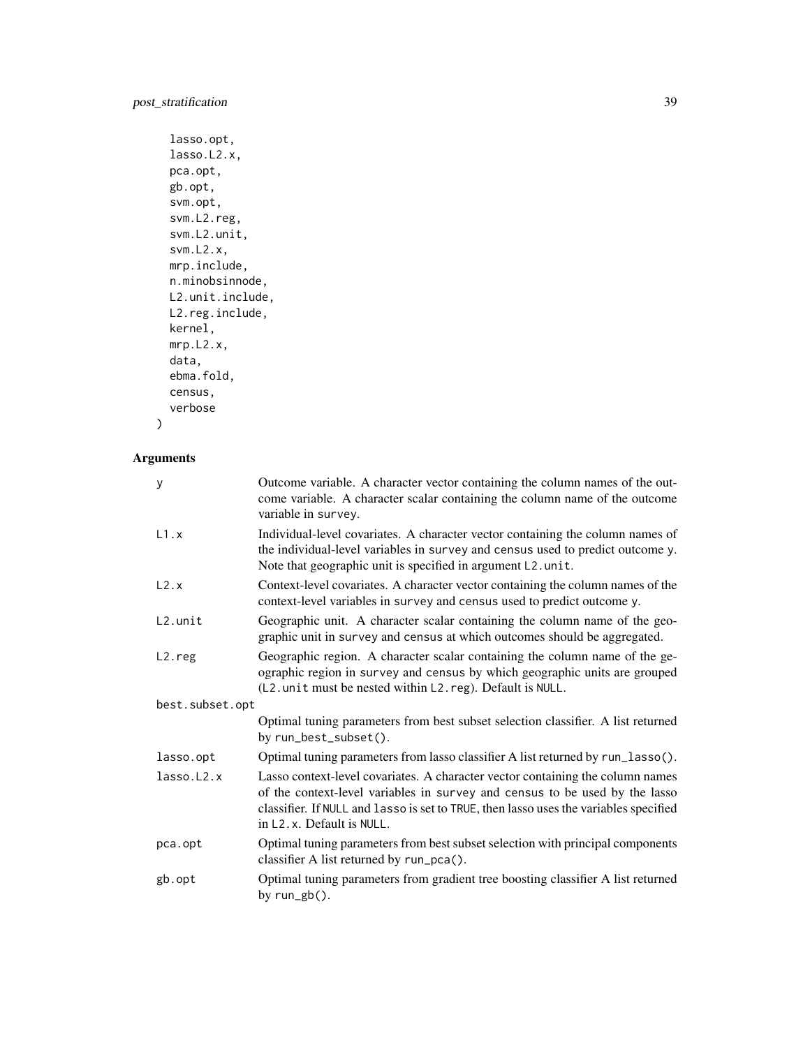```
  lasso.opt,
  lasso.L2.x,
  pca.opt,
  gb.opt,
  svm.opt,
  svm.L2.reg,
  svm.L2.unit,
  svm.L2.x,
  mrp.include,
  n.minobsinnode,
  L2.unit.include,
  L2.reg.include,
  kernel,
  mrp.L2.x,
  data,
  ebma.fold,
  census,
  verbose
)
```

## Arguments

| Argument | Description |
|---|---|
| `y` | Outcome variable. A character vector containing the column names of the outcome variable. A character scalar containing the column name of the outcome variable in `survey`. |
| `L1.x` | Individual-level covariates. A character vector containing the column names of the individual-level variables in `survey` and `census` used to predict outcome `y`. Note that geographic unit is specified in argument `L2.unit`. |
| `L2.x` | Context-level covariates. A character vector containing the column names of the context-level variables in `survey` and `census` used to predict outcome `y`. |
| `L2.unit` | Geographic unit. A character scalar containing the column name of the geographic unit in `survey` and `census` at which outcomes should be aggregated. |
| `L2.reg` | Geographic region. A character scalar containing the column name of the geographic region in `survey` and `census` by which geographic units are grouped (`L2.unit` must be nested within `L2.reg`). Default is `NULL`. |
| `best.subset.opt` | Optimal tuning parameters from best subset selection classifier. A list returned by `run_best_subset()`. |
| `lasso.opt` | Optimal tuning parameters from lasso classifier A list returned by `run_lasso()`. |
| `lasso.L2.x` | Lasso context-level covariates. A character vector containing the column names of the context-level variables in `survey` and `census` to be used by the lasso classifier. If `NULL` and `lasso` is set to `TRUE`, then lasso uses the variables specified in `L2.x`. Default is `NULL`. |
| `pca.opt` | Optimal tuning parameters from best subset selection with principal components classifier A list returned by `run_pca()`. |
| `gb.opt` | Optimal tuning parameters from gradient tree boosting classifier A list returned by `run_gb()`. |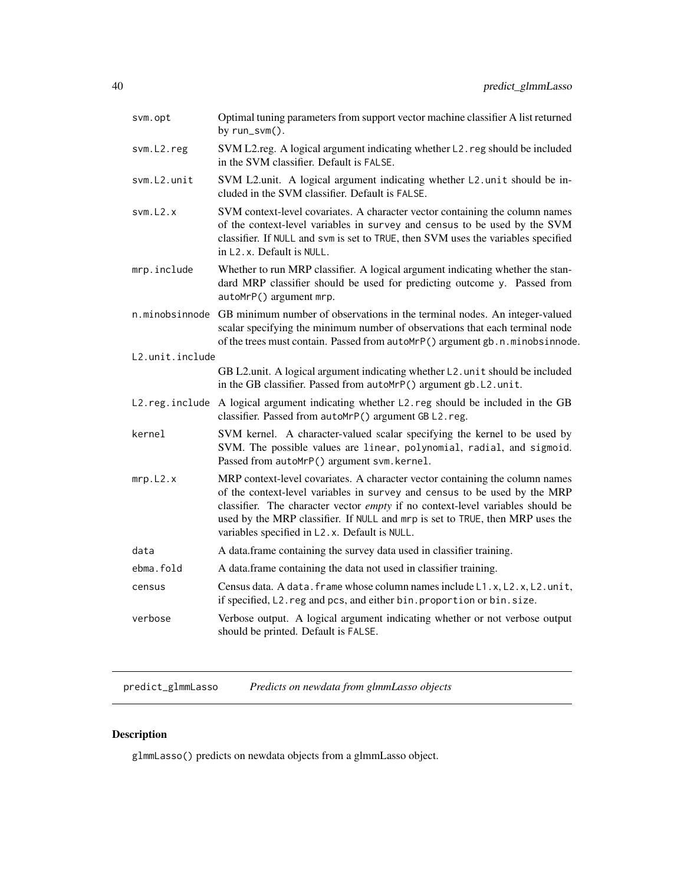| | |
|---|---|
| svm.opt | Optimal tuning parameters from support vector machine classifier A list returned by `run_svm()`. |
| svm.L2.reg | SVM L2.reg. A logical argument indicating whether `L2.reg` should be included in the SVM classifier. Default is `FALSE`. |
| svm.L2.unit | SVM L2.unit. A logical argument indicating whether `L2.unit` should be included in the SVM classifier. Default is `FALSE`. |
| svm.L2.x | SVM context-level covariates. A character vector containing the column names of the context-level variables in `survey` and `census` to be used by the SVM classifier. If `NULL` and `svm` is set to `TRUE`, then SVM uses the variables specified in `L2.x`. Default is `NULL`. |
| mrp.include | Whether to run MRP classifier. A logical argument indicating whether the standard MRP classifier should be used for predicting outcome `y`. Passed from `autoMrP()` argument `mrp`. |
| n.minobsinnode | GB minimum number of observations in the terminal nodes. An integer-valued scalar specifying the minimum number of observations that each terminal node of the trees must contain. Passed from `autoMrP()` argument `gb.n.minobsinnode`. |
| L2.unit.include | GB L2.unit. A logical argument indicating whether `L2.unit` should be included in the GB classifier. Passed from `autoMrP()` argument `gb.L2.unit`. |
| L2.reg.include | A logical argument indicating whether `L2.reg` should be included in the GB classifier. Passed from `autoMrP()` argument `GB L2.reg`. |
| kernel | SVM kernel. A character-valued scalar specifying the kernel to be used by SVM. The possible values are `linear`, `polynomial`, `radial`, and `sigmoid`. Passed from `autoMrP()` argument `svm.kernel`. |
| mrp.L2.x | MRP context-level covariates. A character vector containing the column names of the context-level variables in `survey` and `census` to be used by the MRP classifier. The character vector *empty* if no context-level variables should be used by the MRP classifier. If `NULL` and `mrp` is set to `TRUE`, then MRP uses the variables specified in `L2.x`. Default is `NULL`. |
| data | A data.frame containing the survey data used in classifier training. |
| ebma.fold | A data.frame containing the data not used in classifier training. |
| census | Census data. A `data.frame` whose column names include `L1.x`, `L2.x`, `L2.unit`, if specified, `L2.reg` and `pcs`, and either `bin.proportion` or `bin.size`. |
| verbose | Verbose output. A logical argument indicating whether or not verbose output should be printed. Default is `FALSE`. |

## predict_glmmLasso — *Predicts on newdata from glmmLasso objects*

### Description

`glmmLasso()` predicts on newdata objects from a glmmLasso object.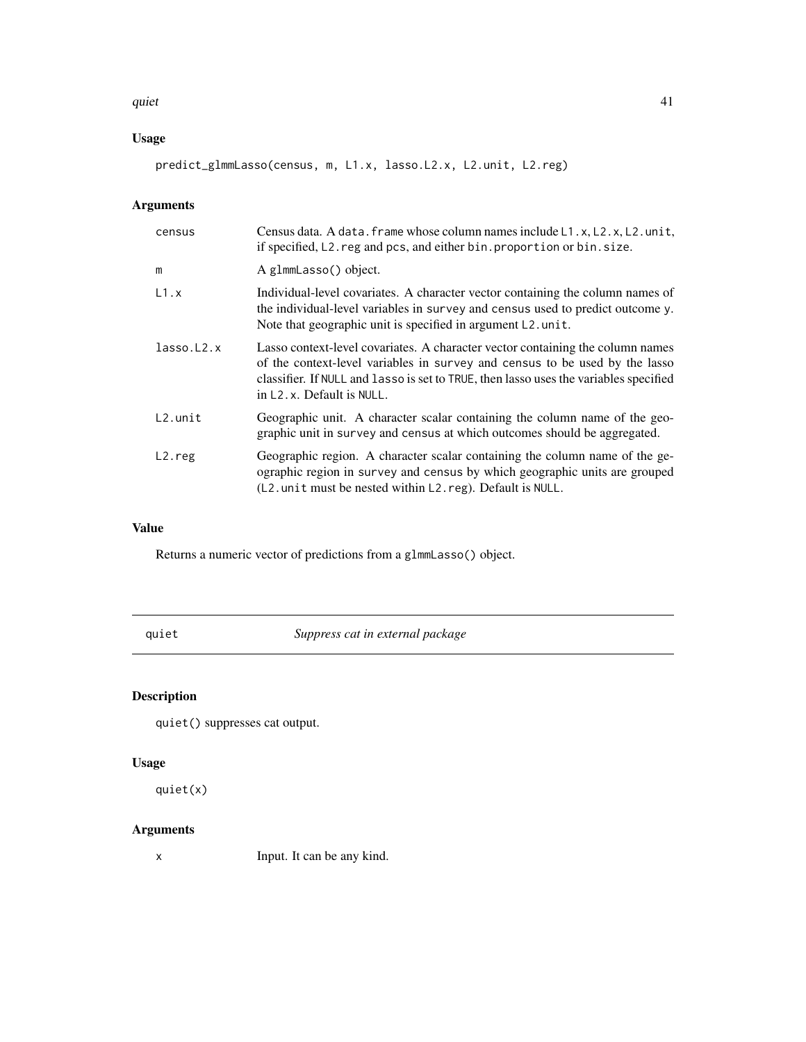## Usage

```
predict_glmmLasso(census, m, L1.x, lasso.L2.x, L2.unit, L2.reg)
```

## Arguments

| | |
|---|---|
| census | Census data. A data.frame whose column names include L1.x, L2.x, L2.unit, if specified, L2.reg and pcs, and either bin.proportion or bin.size. |
| m | A glmmLasso() object. |
| L1.x | Individual-level covariates. A character vector containing the column names of the individual-level variables in survey and census used to predict outcome y. Note that geographic unit is specified in argument L2.unit. |
| lasso.L2.x | Lasso context-level covariates. A character vector containing the column names of the context-level variables in survey and census to be used by the lasso classifier. If NULL and lasso is set to TRUE, then lasso uses the variables specified in L2.x. Default is NULL. |
| L2.unit | Geographic unit. A character scalar containing the column name of the geographic unit in survey and census at which outcomes should be aggregated. |
| L2.reg | Geographic region. A character scalar containing the column name of the geographic region in survey and census by which geographic units are grouped (L2.unit must be nested within L2.reg). Default is NULL. |

## Value

Returns a numeric vector of predictions from a glmmLasso() object.

---

# quiet *Suppress cat in external package*

## Description

quiet() suppresses cat output.

## Usage

```
quiet(x)
```

## Arguments

| | |
|---|---|
| x | Input. It can be any kind. |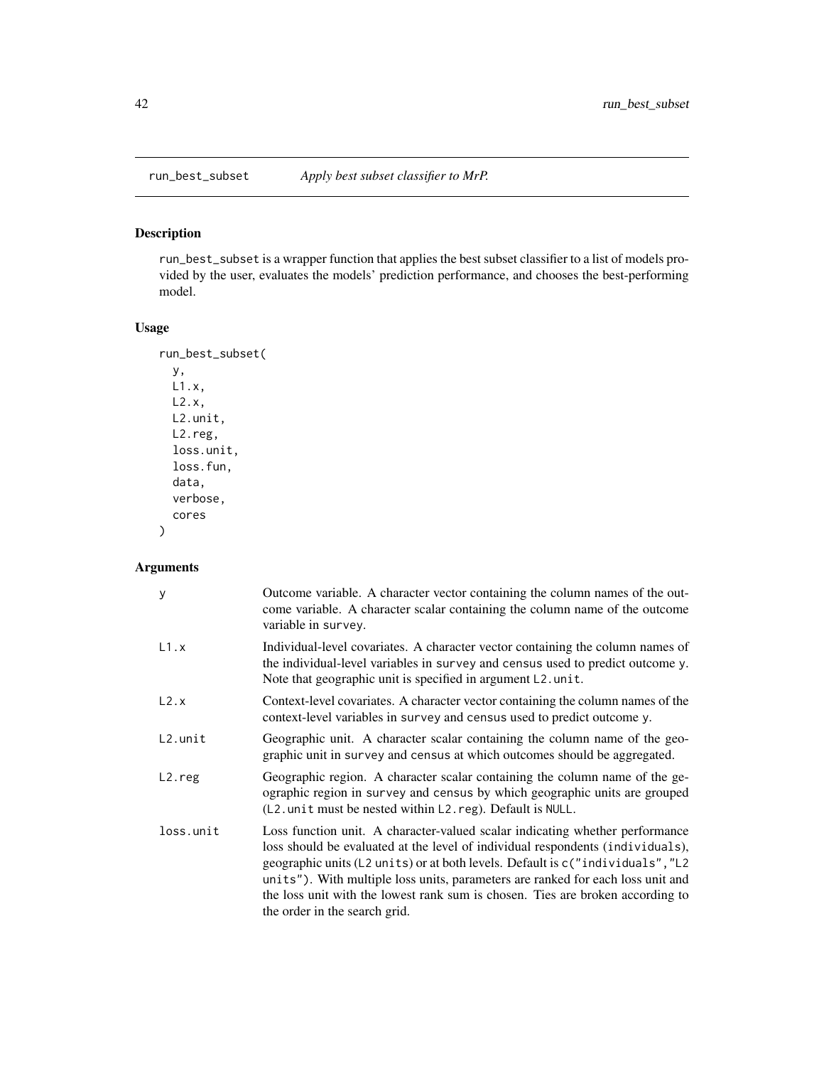# run_best_subset — *Apply best subset classifier to MrP.*

## Description

run_best_subset is a wrapper function that applies the best subset classifier to a list of models provided by the user, evaluates the models' prediction performance, and chooses the best-performing model.

## Usage

```
run_best_subset(
  y,
  L1.x,
  L2.x,
  L2.unit,
  L2.reg,
  loss.unit,
  loss.fun,
  data,
  verbose,
  cores
)
```

## Arguments

| | |
|---|---|
| y | Outcome variable. A character vector containing the column names of the outcome variable. A character scalar containing the column name of the outcome variable in survey. |
| L1.x | Individual-level covariates. A character vector containing the column names of the individual-level variables in survey and census used to predict outcome y. Note that geographic unit is specified in argument L2.unit. |
| L2.x | Context-level covariates. A character vector containing the column names of the context-level variables in survey and census used to predict outcome y. |
| L2.unit | Geographic unit. A character scalar containing the column name of the geographic unit in survey and census at which outcomes should be aggregated. |
| L2.reg | Geographic region. A character scalar containing the column name of the geographic region in survey and census by which geographic units are grouped (L2.unit must be nested within L2.reg). Default is NULL. |
| loss.unit | Loss function unit. A character-valued scalar indicating whether performance loss should be evaluated at the level of individual respondents (individuals), geographic units (L2 units) or at both levels. Default is c("individuals","L2 units"). With multiple loss units, parameters are ranked for each loss unit and the loss unit with the lowest rank sum is chosen. Ties are broken according to the order in the search grid. |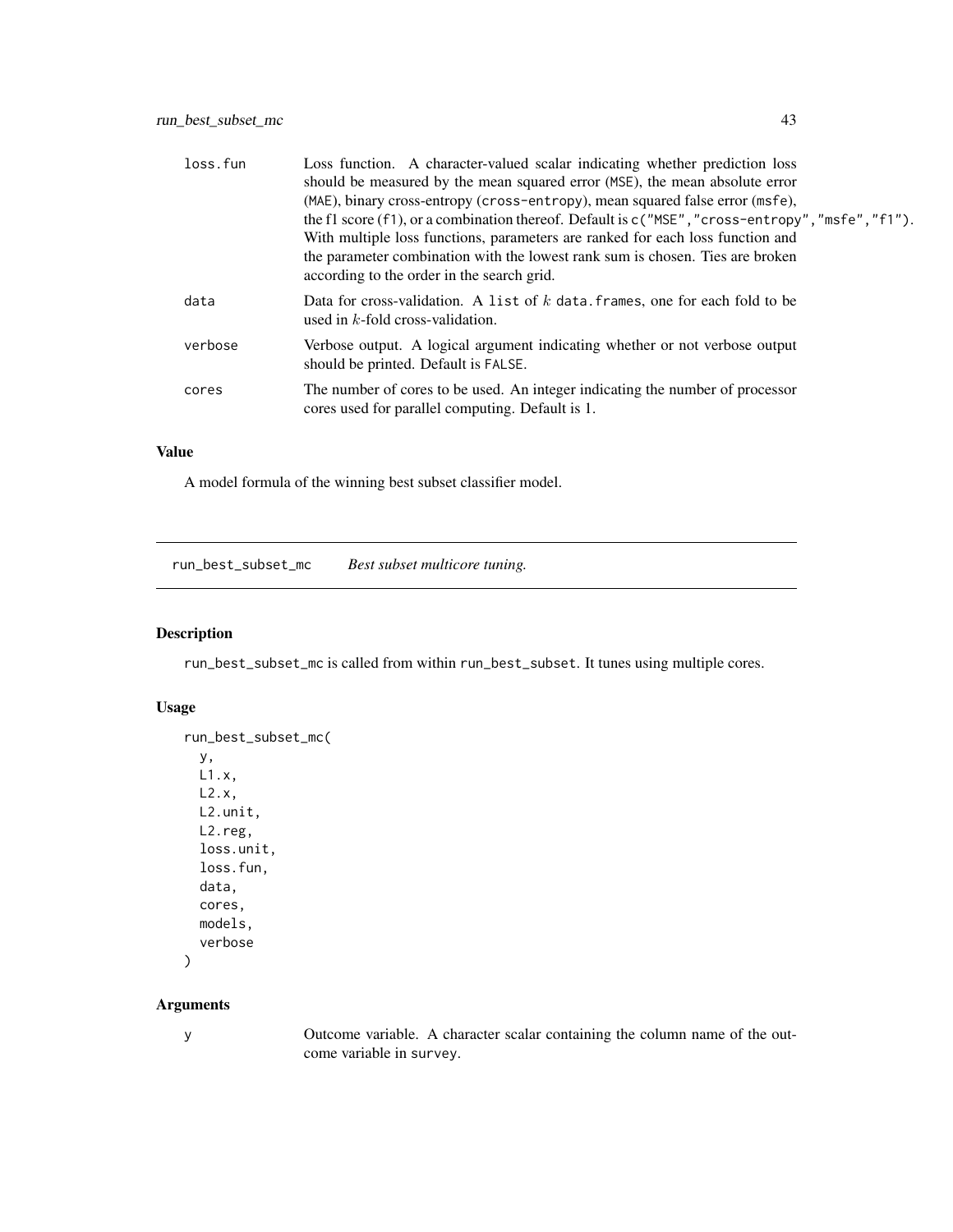| | |
|---|---|
| loss.fun | Loss function. A character-valued scalar indicating whether prediction loss should be measured by the mean squared error (MSE), the mean absolute error (MAE), binary cross-entropy (cross-entropy), mean squared false error (msfe), the f1 score (f1), or a combination thereof. Default is c("MSE","cross-entropy","msfe","f1"). With multiple loss functions, parameters are ranked for each loss function and the parameter combination with the lowest rank sum is chosen. Ties are broken according to the order in the search grid. |
| data | Data for cross-validation. A list of $k$ data.frames, one for each fold to be used in $k$-fold cross-validation. |
| verbose | Verbose output. A logical argument indicating whether or not verbose output should be printed. Default is FALSE. |
| cores | The number of cores to be used. An integer indicating the number of processor cores used for parallel computing. Default is 1. |

### Value

A model formula of the winning best subset classifier model.

## run_best_subset_mc    *Best subset multicore tuning.*

### Description

run_best_subset_mc is called from within run_best_subset. It tunes using multiple cores.

### Usage

```
run_best_subset_mc(
  y,
  L1.x,
  L2.x,
  L2.unit,
  L2.reg,
  loss.unit,
  loss.fun,
  data,
  cores,
  models,
  verbose
)
```

### Arguments

| | |
|---|---|
| y | Outcome variable. A character scalar containing the column name of the outcome variable in survey. |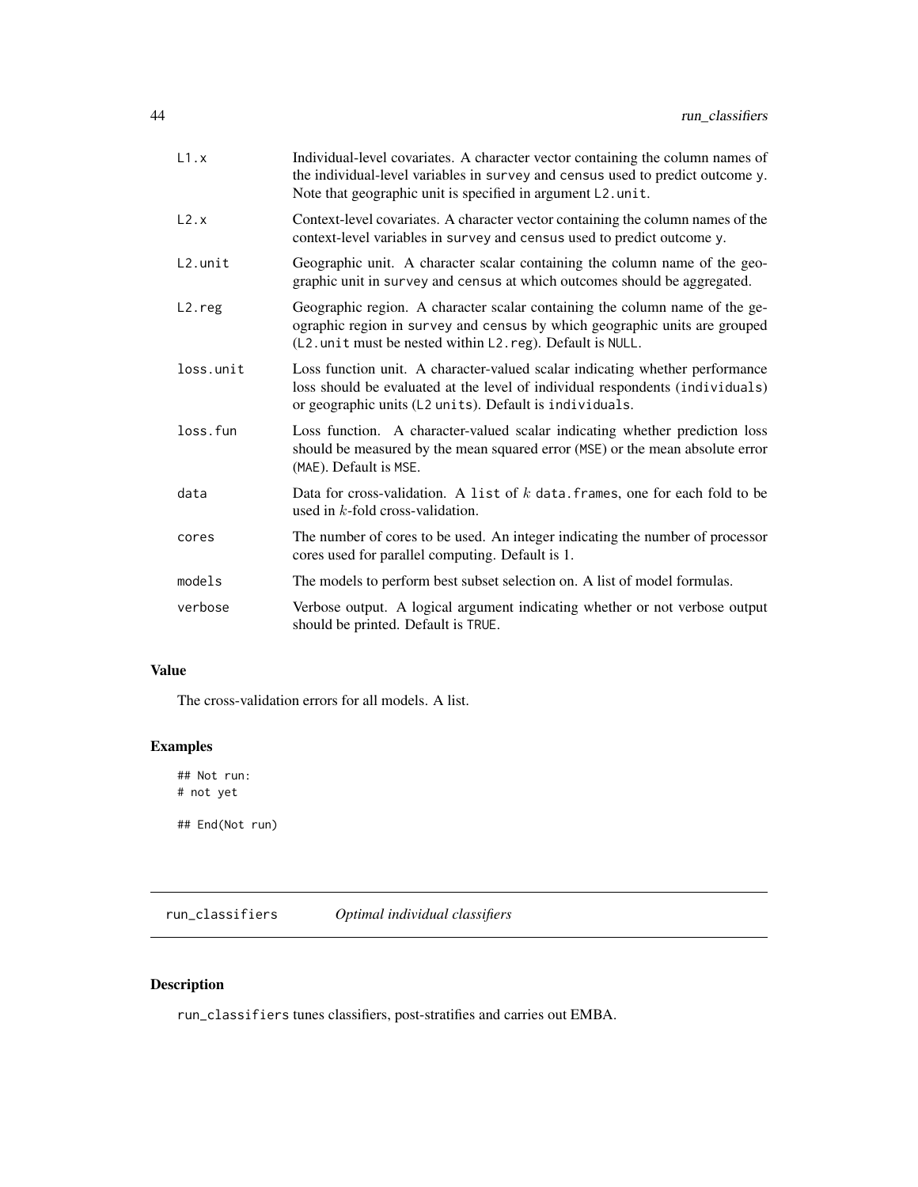| | |
|---|---|
| L1.x | Individual-level covariates. A character vector containing the column names of the individual-level variables in survey and census used to predict outcome y. Note that geographic unit is specified in argument L2.unit. |
| L2.x | Context-level covariates. A character vector containing the column names of the context-level variables in survey and census used to predict outcome y. |
| L2.unit | Geographic unit. A character scalar containing the column name of the geographic unit in survey and census at which outcomes should be aggregated. |
| L2.reg | Geographic region. A character scalar containing the column name of the geographic region in survey and census by which geographic units are grouped (L2.unit must be nested within L2.reg). Default is NULL. |
| loss.unit | Loss function unit. A character-valued scalar indicating whether performance loss should be evaluated at the level of individual respondents (individuals) or geographic units (L2 units). Default is individuals. |
| loss.fun | Loss function. A character-valued scalar indicating whether prediction loss should be measured by the mean squared error (MSE) or the mean absolute error (MAE). Default is MSE. |
| data | Data for cross-validation. A list of $k$ data.frames, one for each fold to be used in $k$-fold cross-validation. |
| cores | The number of cores to be used. An integer indicating the number of processor cores used for parallel computing. Default is 1. |
| models | The models to perform best subset selection on. A list of model formulas. |
| verbose | Verbose output. A logical argument indicating whether or not verbose output should be printed. Default is TRUE. |

### Value

The cross-validation errors for all models. A list.

### Examples

```
## Not run:
# not yet

## End(Not run)
```

---

## run_classifiers *Optimal individual classifiers*

---

### Description

run_classifiers tunes classifiers, post-stratifies and carries out EMBA.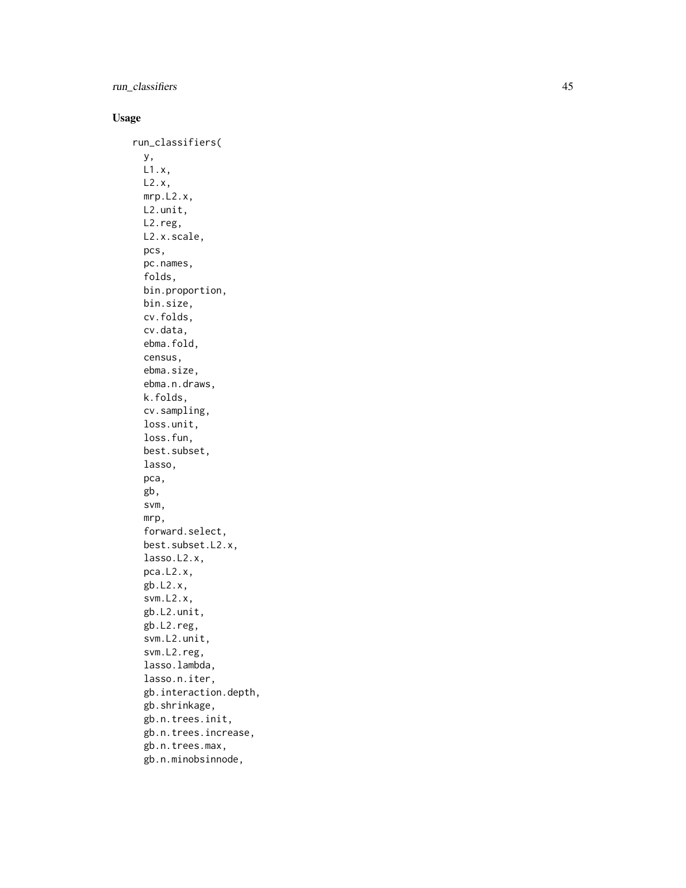## Usage

```
run_classifiers(
  y,
  L1.x,
  L2.x,
  mrp.L2.x,
  L2.unit,
  L2.reg,
  L2.x.scale,
  pcs,
  pc.names,
  folds,
  bin.proportion,
  bin.size,
  cv.folds,
  cv.data,
  ebma.fold,
  census,
  ebma.size,
  ebma.n.draws,
  k.folds,
  cv.sampling,
  loss.unit,
  loss.fun,
  best.subset,
  lasso,
  pca,
  gb,
  svm,
  mrp,
  forward.select,
  best.subset.L2.x,
  lasso.L2.x,
  pca.L2.x,
  gb.L2.x,
  svm.L2.x,
  gb.L2.unit,
  gb.L2.reg,
  svm.L2.unit,
  svm.L2.reg,
  lasso.lambda,
  lasso.n.iter,
  gb.interaction.depth,
  gb.shrinkage,
  gb.n.trees.init,
  gb.n.trees.increase,
  gb.n.trees.max,
  gb.n.minobsinnode,
```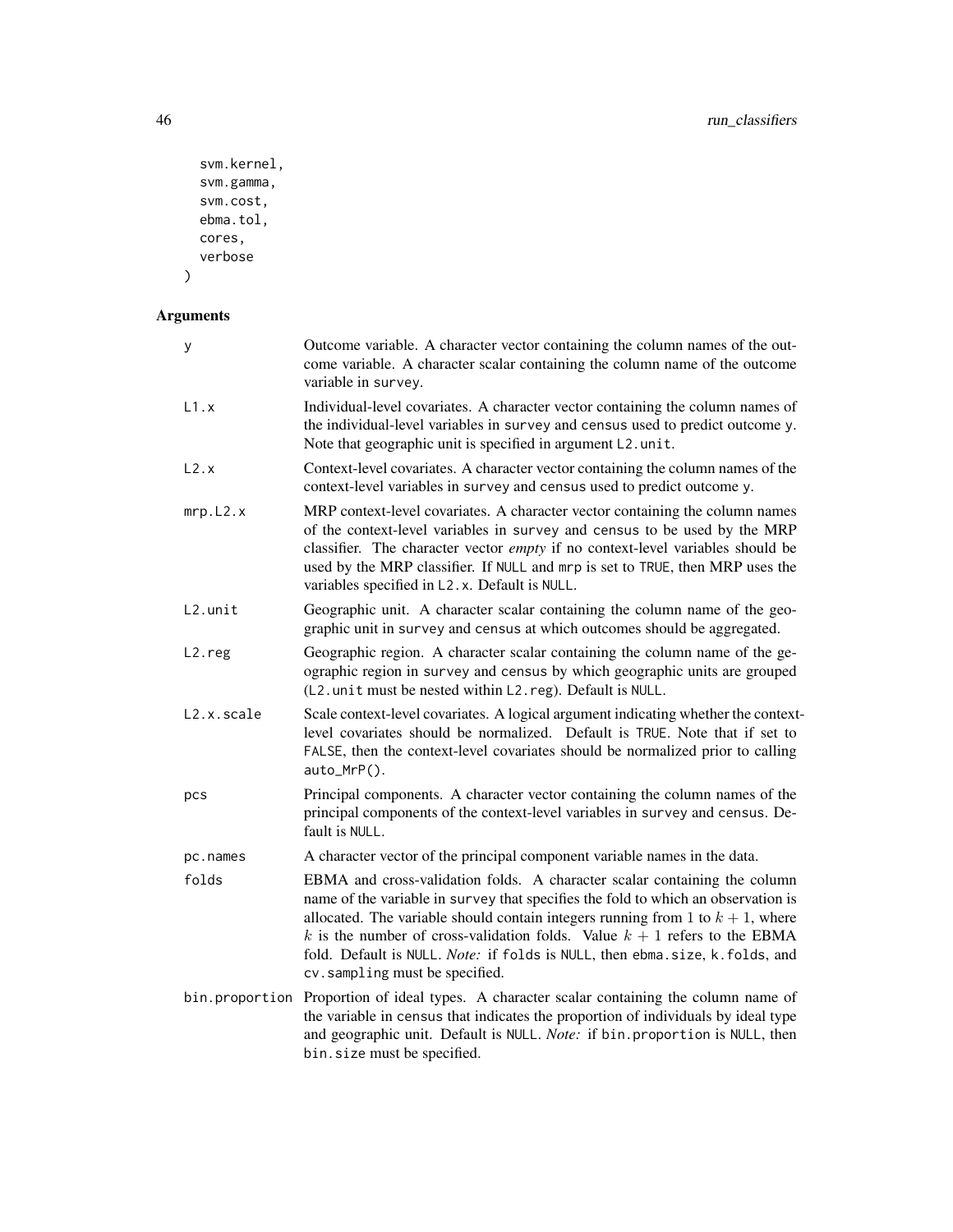```
  svm.kernel,
  svm.gamma,
  svm.cost,
  ebma.tol,
  cores,
  verbose
)
```

## Arguments

| | |
|---|---|
| y | Outcome variable. A character vector containing the column names of the outcome variable. A character scalar containing the column name of the outcome variable in survey. |
| L1.x | Individual-level covariates. A character vector containing the column names of the individual-level variables in survey and census used to predict outcome y. Note that geographic unit is specified in argument L2.unit. |
| L2.x | Context-level covariates. A character vector containing the column names of the context-level variables in survey and census used to predict outcome y. |
| mrp.L2.x | MRP context-level covariates. A character vector containing the column names of the context-level variables in survey and census to be used by the MRP classifier. The character vector *empty* if no context-level variables should be used by the MRP classifier. If NULL and mrp is set to TRUE, then MRP uses the variables specified in L2.x. Default is NULL. |
| L2.unit | Geographic unit. A character scalar containing the column name of the geographic unit in survey and census at which outcomes should be aggregated. |
| L2.reg | Geographic region. A character scalar containing the column name of the geographic region in survey and census by which geographic units are grouped (L2.unit must be nested within L2.reg). Default is NULL. |
| L2.x.scale | Scale context-level covariates. A logical argument indicating whether the context-level covariates should be normalized. Default is TRUE. Note that if set to FALSE, then the context-level covariates should be normalized prior to calling auto_MrP(). |
| pcs | Principal components. A character vector containing the column names of the principal components of the context-level variables in survey and census. Default is NULL. |
| pc.names | A character vector of the principal component variable names in the data. |
| folds | EBMA and cross-validation folds. A character scalar containing the column name of the variable in survey that specifies the fold to which an observation is allocated. The variable should contain integers running from 1 to $k + 1$, where $k$ is the number of cross-validation folds. Value $k + 1$ refers to the EBMA fold. Default is NULL. *Note:* if folds is NULL, then ebma.size, k.folds, and cv.sampling must be specified. |
| bin.proportion | Proportion of ideal types. A character scalar containing the column name of the variable in census that indicates the proportion of individuals by ideal type and geographic unit. Default is NULL. *Note:* if bin.proportion is NULL, then bin.size must be specified. |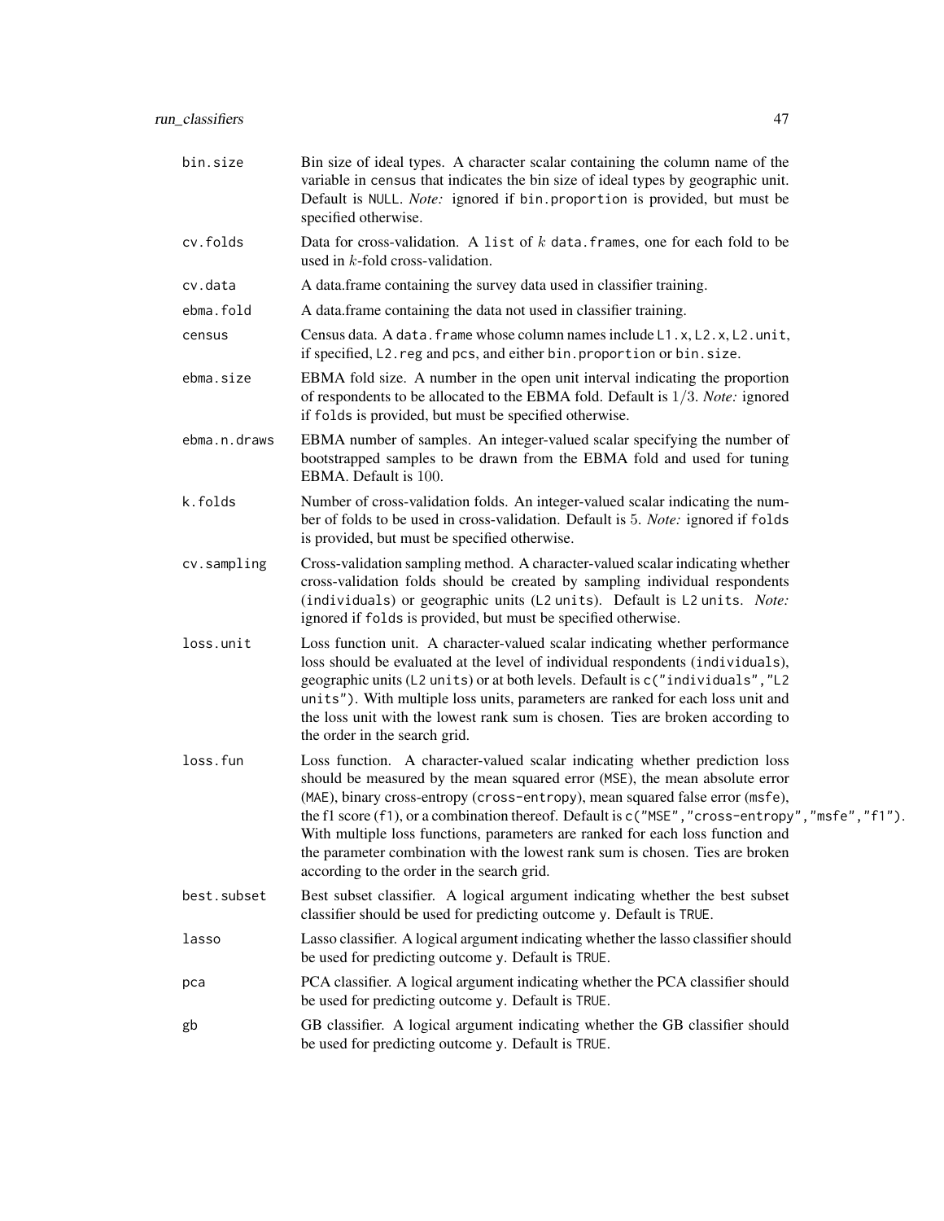| | |
|---|---|
| `bin.size` | Bin size of ideal types. A character scalar containing the column name of the variable in `census` that indicates the bin size of ideal types by geographic unit. Default is `NULL`. *Note:* ignored if `bin.proportion` is provided, but must be specified otherwise. |
| `cv.folds` | Data for cross-validation. A `list` of $k$ `data.frames`, one for each fold to be used in $k$-fold cross-validation. |
| `cv.data` | A data.frame containing the survey data used in classifier training. |
| `ebma.fold` | A data.frame containing the data not used in classifier training. |
| `census` | Census data. A `data.frame` whose column names include `L1.x`, `L2.x`, `L2.unit`, if specified, `L2.reg` and `pcs`, and either `bin.proportion` or `bin.size`. |
| `ebma.size` | EBMA fold size. A number in the open unit interval indicating the proportion of respondents to be allocated to the EBMA fold. Default is $1/3$. *Note:* ignored if `folds` is provided, but must be specified otherwise. |
| `ebma.n.draws` | EBMA number of samples. An integer-valued scalar specifying the number of bootstrapped samples to be drawn from the EBMA fold and used for tuning EBMA. Default is $100$. |
| `k.folds` | Number of cross-validation folds. An integer-valued scalar indicating the number of folds to be used in cross-validation. Default is $5$. *Note:* ignored if `folds` is provided, but must be specified otherwise. |
| `cv.sampling` | Cross-validation sampling method. A character-valued scalar indicating whether cross-validation folds should be created by sampling individual respondents (`individuals`) or geographic units (`L2 units`). Default is `L2 units`. *Note:* ignored if `folds` is provided, but must be specified otherwise. |
| `loss.unit` | Loss function unit. A character-valued scalar indicating whether performance loss should be evaluated at the level of individual respondents (`individuals`), geographic units (`L2 units`) or at both levels. Default is `c("individuals","L2 units")`. With multiple loss units, parameters are ranked for each loss unit and the loss unit with the lowest rank sum is chosen. Ties are broken according to the order in the search grid. |
| `loss.fun` | Loss function. A character-valued scalar indicating whether prediction loss should be measured by the mean squared error (`MSE`), the mean absolute error (`MAE`), binary cross-entropy (`cross-entropy`), mean squared false error (`msfe`), the f1 score (`f1`), or a combination thereof. Default is `c("MSE","cross-entropy","msfe","f1")`. With multiple loss functions, parameters are ranked for each loss function and the parameter combination with the lowest rank sum is chosen. Ties are broken according to the order in the search grid. |
| `best.subset` | Best subset classifier. A logical argument indicating whether the best subset classifier should be used for predicting outcome `y`. Default is `TRUE`. |
| `lasso` | Lasso classifier. A logical argument indicating whether the lasso classifier should be used for predicting outcome `y`. Default is `TRUE`. |
| `pca` | PCA classifier. A logical argument indicating whether the PCA classifier should be used for predicting outcome `y`. Default is `TRUE`. |
| `gb` | GB classifier. A logical argument indicating whether the GB classifier should be used for predicting outcome `y`. Default is `TRUE`. |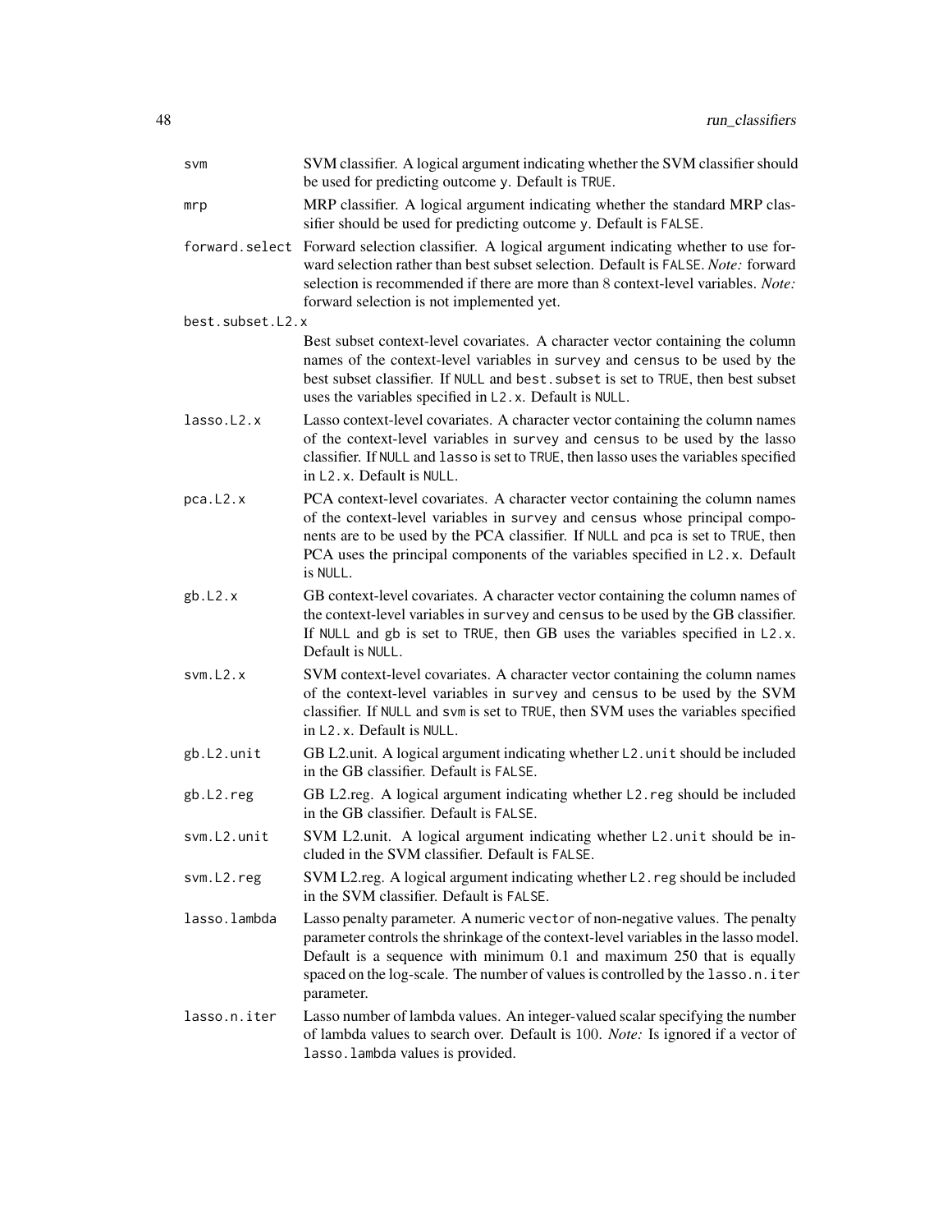| | |
|---|---|
| `svm` | SVM classifier. A logical argument indicating whether the SVM classifier should be used for predicting outcome `y`. Default is `TRUE`. |
| `mrp` | MRP classifier. A logical argument indicating whether the standard MRP classifier should be used for predicting outcome `y`. Default is `FALSE`. |
| `forward.select` | Forward selection classifier. A logical argument indicating whether to use forward selection rather than best subset selection. Default is `FALSE`. *Note:* forward selection is recommended if there are more than 8 context-level variables. *Note:* forward selection is not implemented yet. |
| `best.subset.L2.x` | Best subset context-level covariates. A character vector containing the column names of the context-level variables in `survey` and `census` to be used by the best subset classifier. If `NULL` and `best.subset` is set to `TRUE`, then best subset uses the variables specified in `L2.x`. Default is `NULL`. |
| `lasso.L2.x` | Lasso context-level covariates. A character vector containing the column names of the context-level variables in `survey` and `census` to be used by the lasso classifier. If `NULL` and `lasso` is set to `TRUE`, then lasso uses the variables specified in `L2.x`. Default is `NULL`. |
| `pca.L2.x` | PCA context-level covariates. A character vector containing the column names of the context-level variables in `survey` and `census` whose principal components are to be used by the PCA classifier. If `NULL` and `pca` is set to `TRUE`, then PCA uses the principal components of the variables specified in `L2.x`. Default is `NULL`. |
| `gb.L2.x` | GB context-level covariates. A character vector containing the column names of the context-level variables in `survey` and `census` to be used by the GB classifier. If `NULL` and `gb` is set to `TRUE`, then GB uses the variables specified in `L2.x`. Default is `NULL`. |
| `svm.L2.x` | SVM context-level covariates. A character vector containing the column names of the context-level variables in `survey` and `census` to be used by the SVM classifier. If `NULL` and `svm` is set to `TRUE`, then SVM uses the variables specified in `L2.x`. Default is `NULL`. |
| `gb.L2.unit` | GB L2.unit. A logical argument indicating whether `L2.unit` should be included in the GB classifier. Default is `FALSE`. |
| `gb.L2.reg` | GB L2.reg. A logical argument indicating whether `L2.reg` should be included in the GB classifier. Default is `FALSE`. |
| `svm.L2.unit` | SVM L2.unit. A logical argument indicating whether `L2.unit` should be included in the SVM classifier. Default is `FALSE`. |
| `svm.L2.reg` | SVM L2.reg. A logical argument indicating whether `L2.reg` should be included in the SVM classifier. Default is `FALSE`. |
| `lasso.lambda` | Lasso penalty parameter. A numeric `vector` of non-negative values. The penalty parameter controls the shrinkage of the context-level variables in the lasso model. Default is a sequence with minimum 0.1 and maximum 250 that is equally spaced on the log-scale. The number of values is controlled by the `lasso.n.iter` parameter. |
| `lasso.n.iter` | Lasso number of lambda values. An integer-valued scalar specifying the number of lambda values to search over. Default is 100. *Note:* Is ignored if a vector of `lasso.lambda` values is provided. |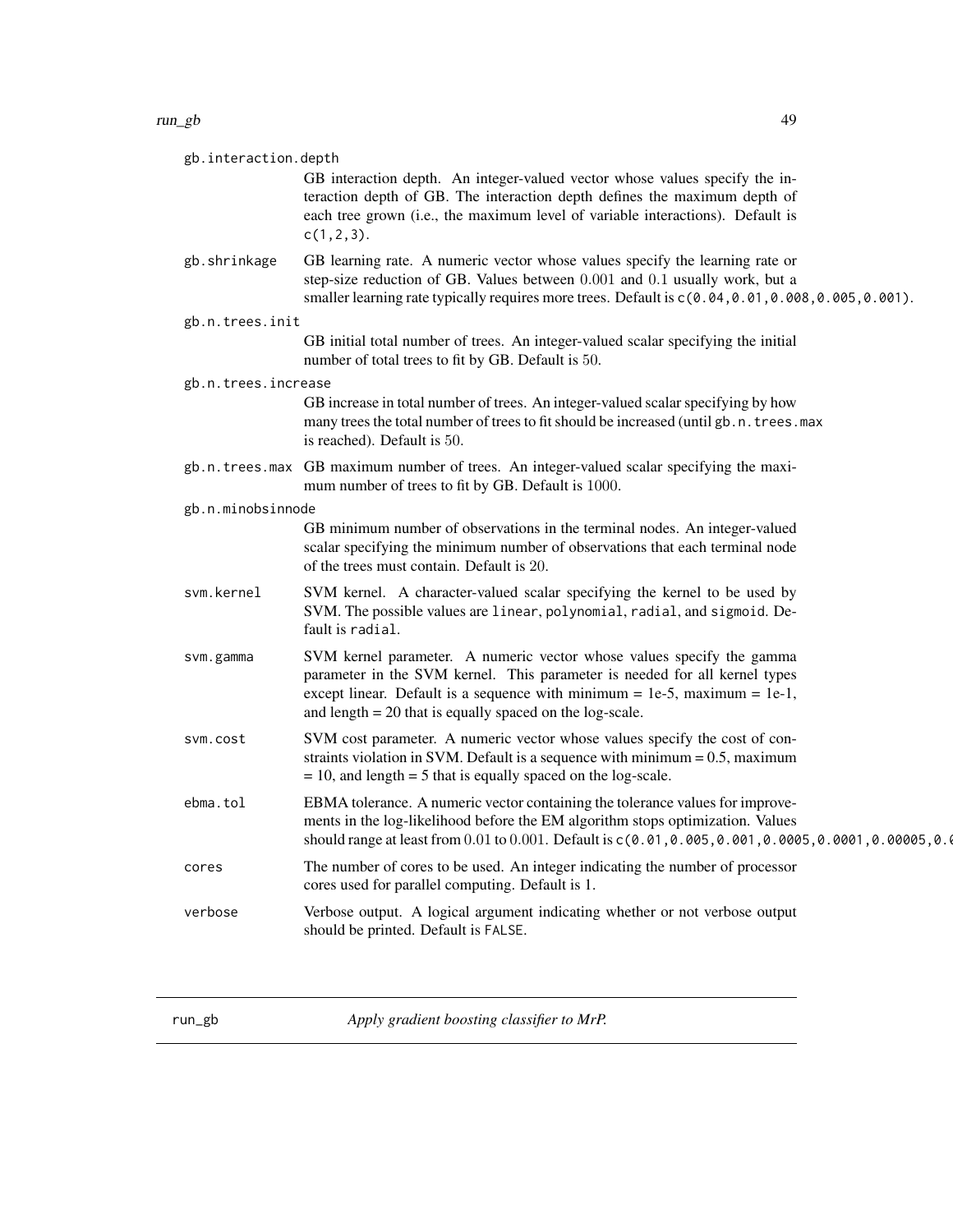`gb.interaction.depth`
: GB interaction depth. An integer-valued vector whose values specify the interaction depth of GB. The interaction depth defines the maximum depth of each tree grown (i.e., the maximum level of variable interactions). Default is `c(1,2,3)`.

`gb.shrinkage`
: GB learning rate. A numeric vector whose values specify the learning rate or step-size reduction of GB. Values between 0.001 and 0.1 usually work, but a smaller learning rate typically requires more trees. Default is `c(0.04,0.01,0.008,0.005,0.001)`.

`gb.n.trees.init`
: GB initial total number of trees. An integer-valued scalar specifying the initial number of total trees to fit by GB. Default is 50.

`gb.n.trees.increase`
: GB increase in total number of trees. An integer-valued scalar specifying by how many trees the total number of trees to fit should be increased (until `gb.n.trees.max` is reached). Default is 50.

`gb.n.trees.max`
: GB maximum number of trees. An integer-valued scalar specifying the maximum number of trees to fit by GB. Default is 1000.

`gb.n.minobsinnode`
: GB minimum number of observations in the terminal nodes. An integer-valued scalar specifying the minimum number of observations that each terminal node of the trees must contain. Default is 20.

`svm.kernel`
: SVM kernel. A character-valued scalar specifying the kernel to be used by SVM. The possible values are `linear`, `polynomial`, `radial`, and `sigmoid`. Default is `radial`.

`svm.gamma`
: SVM kernel parameter. A numeric vector whose values specify the gamma parameter in the SVM kernel. This parameter is needed for all kernel types except linear. Default is a sequence with minimum = 1e-5, maximum = 1e-1, and length = 20 that is equally spaced on the log-scale.

`svm.cost`
: SVM cost parameter. A numeric vector whose values specify the cost of constraints violation in SVM. Default is a sequence with minimum = 0.5, maximum = 10, and length = 5 that is equally spaced on the log-scale.

`ebma.tol`
: EBMA tolerance. A numeric vector containing the tolerance values for improvements in the log-likelihood before the EM algorithm stops optimization. Values should range at least from 0.01 to 0.001. Default is `c(0.01,0.005,0.001,0.0005,0.0001,0.00005,0.0`

`cores`
: The number of cores to be used. An integer indicating the number of processor cores used for parallel computing. Default is 1.

`verbose`
: Verbose output. A logical argument indicating whether or not verbose output should be printed. Default is `FALSE`.

---

## `run_gb` — *Apply gradient boosting classifier to MrP.*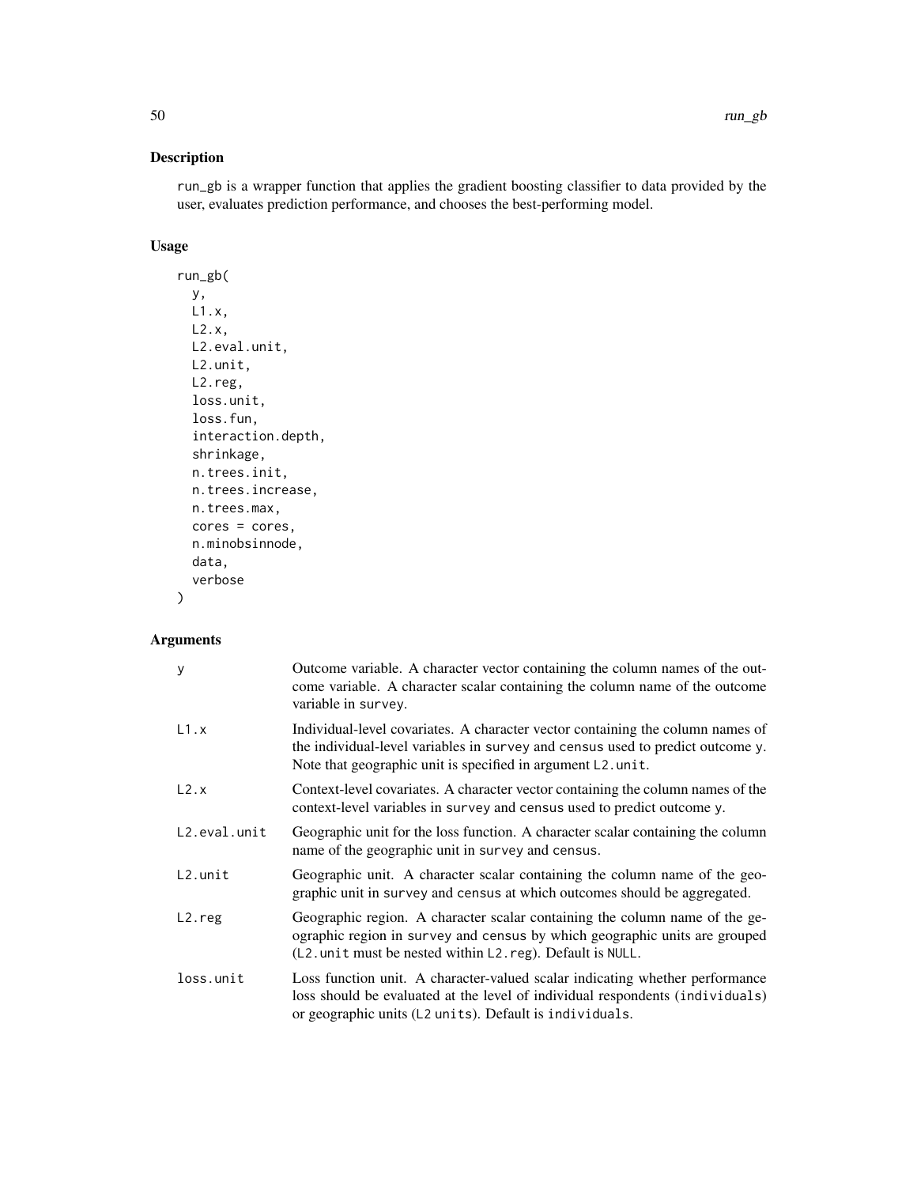## Description

run_gb is a wrapper function that applies the gradient boosting classifier to data provided by the user, evaluates prediction performance, and chooses the best-performing model.

## Usage

```
run_gb(
  y,
  L1.x,
  L2.x,
  L2.eval.unit,
  L2.unit,
  L2.reg,
  loss.unit,
  loss.fun,
  interaction.depth,
  shrinkage,
  n.trees.init,
  n.trees.increase,
  n.trees.max,
  cores = cores,
  n.minobsinnode,
  data,
  verbose
)
```

## Arguments

| | |
|---|---|
| y | Outcome variable. A character vector containing the column names of the outcome variable. A character scalar containing the column name of the outcome variable in survey. |
| L1.x | Individual-level covariates. A character vector containing the column names of the individual-level variables in survey and census used to predict outcome y. Note that geographic unit is specified in argument L2.unit. |
| L2.x | Context-level covariates. A character vector containing the column names of the context-level variables in survey and census used to predict outcome y. |
| L2.eval.unit | Geographic unit for the loss function. A character scalar containing the column name of the geographic unit in survey and census. |
| L2.unit | Geographic unit. A character scalar containing the column name of the geographic unit in survey and census at which outcomes should be aggregated. |
| L2.reg | Geographic region. A character scalar containing the column name of the geographic region in survey and census by which geographic units are grouped (L2.unit must be nested within L2.reg). Default is NULL. |
| loss.unit | Loss function unit. A character-valued scalar indicating whether performance loss should be evaluated at the level of individual respondents (individuals) or geographic units (L2 units). Default is individuals. |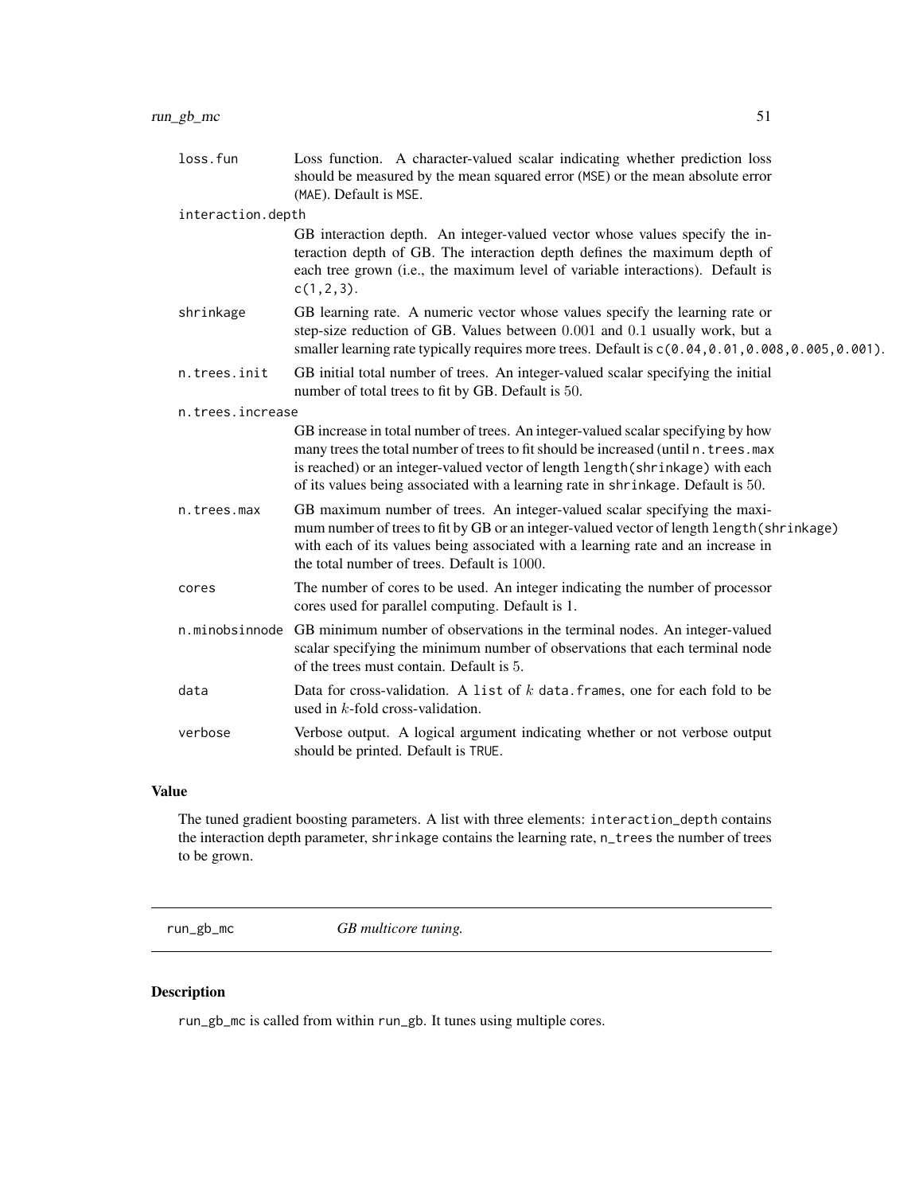| | |
|---|---|
| `loss.fun` | Loss function. A character-valued scalar indicating whether prediction loss should be measured by the mean squared error (`MSE`) or the mean absolute error (`MAE`). Default is `MSE`. |
| `interaction.depth` | GB interaction depth. An integer-valued vector whose values specify the interaction depth of GB. The interaction depth defines the maximum depth of each tree grown (i.e., the maximum level of variable interactions). Default is `c(1,2,3)`. |
| `shrinkage` | GB learning rate. A numeric vector whose values specify the learning rate or step-size reduction of GB. Values between $0.001$ and $0.1$ usually work, but a smaller learning rate typically requires more trees. Default is `c(0.04,0.01,0.008,0.005,0.001)`. |
| `n.trees.init` | GB initial total number of trees. An integer-valued scalar specifying the initial number of total trees to fit by GB. Default is $50$. |
| `n.trees.increase` | GB increase in total number of trees. An integer-valued scalar specifying by how many trees the total number of trees to fit should be increased (until `n.trees.max` is reached) or an integer-valued vector of length `length(shrinkage)` with each of its values being associated with a learning rate in `shrinkage`. Default is $50$. |
| `n.trees.max` | GB maximum number of trees. An integer-valued scalar specifying the maximum number of trees to fit by GB or an integer-valued vector of length `length(shrinkage)` with each of its values being associated with a learning rate and an increase in the total number of trees. Default is $1000$. |
| `cores` | The number of cores to be used. An integer indicating the number of processor cores used for parallel computing. Default is 1. |
| `n.minobsinnode` | GB minimum number of observations in the terminal nodes. An integer-valued scalar specifying the minimum number of observations that each terminal node of the trees must contain. Default is $5$. |
| `data` | Data for cross-validation. A `list` of $k$ `data.frames`, one for each fold to be used in $k$-fold cross-validation. |
| `verbose` | Verbose output. A logical argument indicating whether or not verbose output should be printed. Default is `TRUE`. |

## Value

The tuned gradient boosting parameters. A list with three elements: `interaction_depth` contains the interaction depth parameter, `shrinkage` contains the learning rate, `n_trees` the number of trees to be grown.

---

# `run_gb_mc` *GB multicore tuning.*

---

## Description

`run_gb_mc` is called from within `run_gb`. It tunes using multiple cores.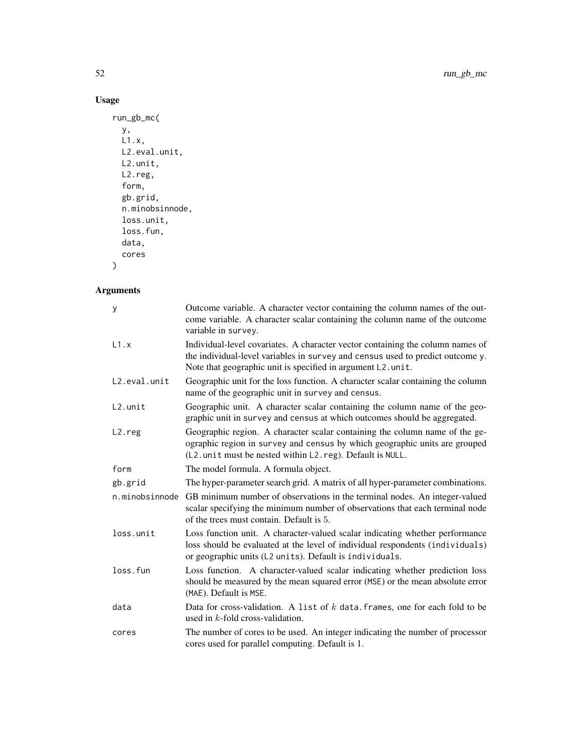## Usage

```
run_gb_mc(
  y,
  L1.x,
  L2.eval.unit,
  L2.unit,
  L2.reg,
  form,
  gb.grid,
  n.minobsinnode,
  loss.unit,
  loss.fun,
  data,
  cores
)
```

## Arguments

| | |
|---|---|
| y | Outcome variable. A character vector containing the column names of the outcome variable. A character scalar containing the column name of the outcome variable in survey. |
| L1.x | Individual-level covariates. A character vector containing the column names of the individual-level variables in survey and census used to predict outcome y. Note that geographic unit is specified in argument L2.unit. |
| L2.eval.unit | Geographic unit for the loss function. A character scalar containing the column name of the geographic unit in survey and census. |
| L2.unit | Geographic unit. A character scalar containing the column name of the geographic unit in survey and census at which outcomes should be aggregated. |
| L2.reg | Geographic region. A character scalar containing the column name of the geographic region in survey and census by which geographic units are grouped (L2.unit must be nested within L2.reg). Default is NULL. |
| form | The model formula. A formula object. |
| gb.grid | The hyper-parameter search grid. A matrix of all hyper-parameter combinations. |
| n.minobsinnode | GB minimum number of observations in the terminal nodes. An integer-valued scalar specifying the minimum number of observations that each terminal node of the trees must contain. Default is 5. |
| loss.unit | Loss function unit. A character-valued scalar indicating whether performance loss should be evaluated at the level of individual respondents (individuals) or geographic units (L2 units). Default is individuals. |
| loss.fun | Loss function. A character-valued scalar indicating whether prediction loss should be measured by the mean squared error (MSE) or the mean absolute error (MAE). Default is MSE. |
| data | Data for cross-validation. A list of $k$ data.frames, one for each fold to be used in $k$-fold cross-validation. |
| cores | The number of cores to be used. An integer indicating the number of processor cores used for parallel computing. Default is 1. |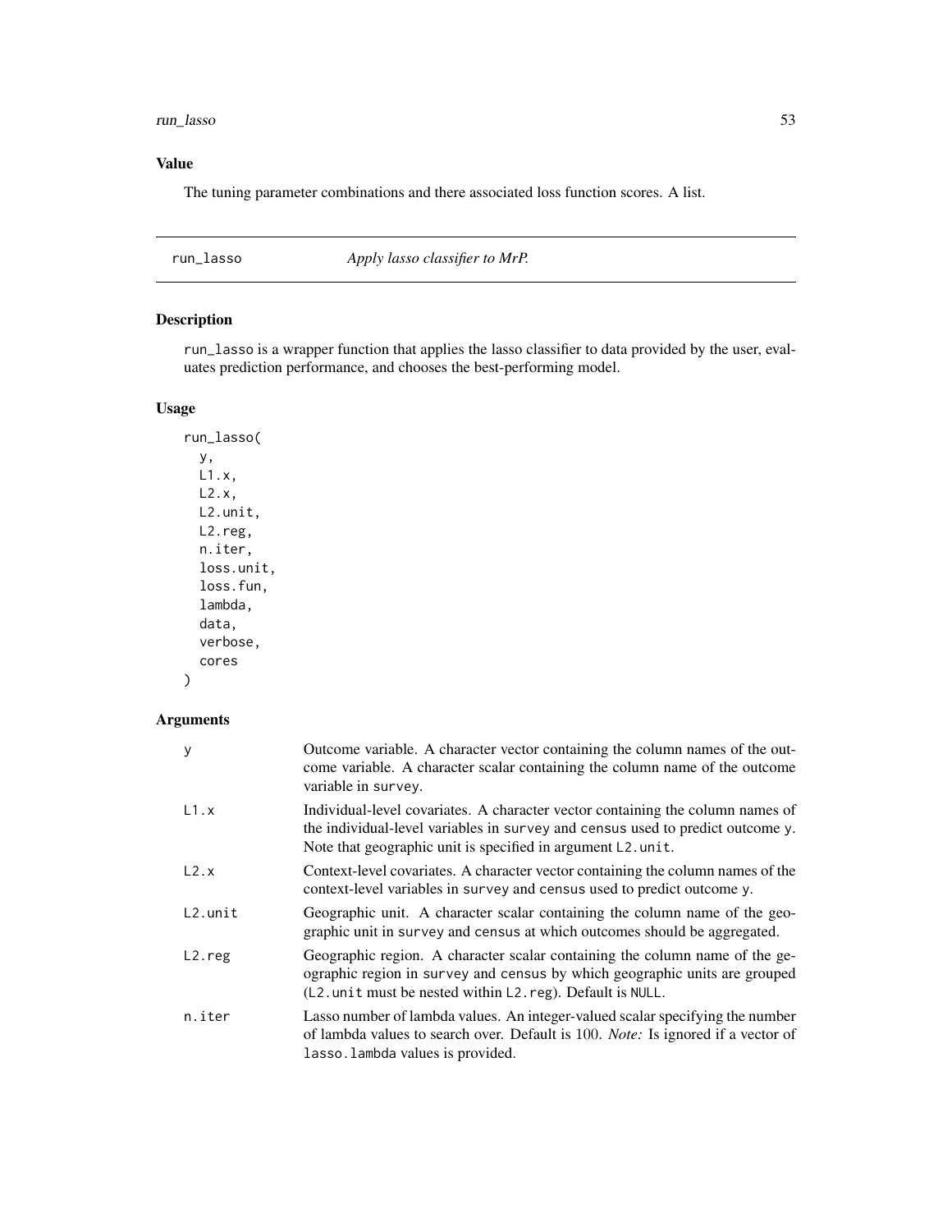### Value

The tuning parameter combinations and there associated loss function scores. A list.

---

## run_lasso *Apply lasso classifier to MrP.*

---

### Description

run_lasso is a wrapper function that applies the lasso classifier to data provided by the user, evaluates prediction performance, and chooses the best-performing model.

### Usage

```
run_lasso(
  y,
  L1.x,
  L2.x,
  L2.unit,
  L2.reg,
  n.iter,
  loss.unit,
  loss.fun,
  lambda,
  data,
  verbose,
  cores
)
```

### Arguments

| | |
|---|---|
| y | Outcome variable. A character vector containing the column names of the outcome variable. A character scalar containing the column name of the outcome variable in survey. |
| L1.x | Individual-level covariates. A character vector containing the column names of the individual-level variables in survey and census used to predict outcome y. Note that geographic unit is specified in argument L2.unit. |
| L2.x | Context-level covariates. A character vector containing the column names of the context-level variables in survey and census used to predict outcome y. |
| L2.unit | Geographic unit. A character scalar containing the column name of the geographic unit in survey and census at which outcomes should be aggregated. |
| L2.reg | Geographic region. A character scalar containing the column name of the geographic region in survey and census by which geographic units are grouped (L2.unit must be nested within L2.reg). Default is NULL. |
| n.iter | Lasso number of lambda values. An integer-valued scalar specifying the number of lambda values to search over. Default is 100. *Note:* Is ignored if a vector of lasso.lambda values is provided. |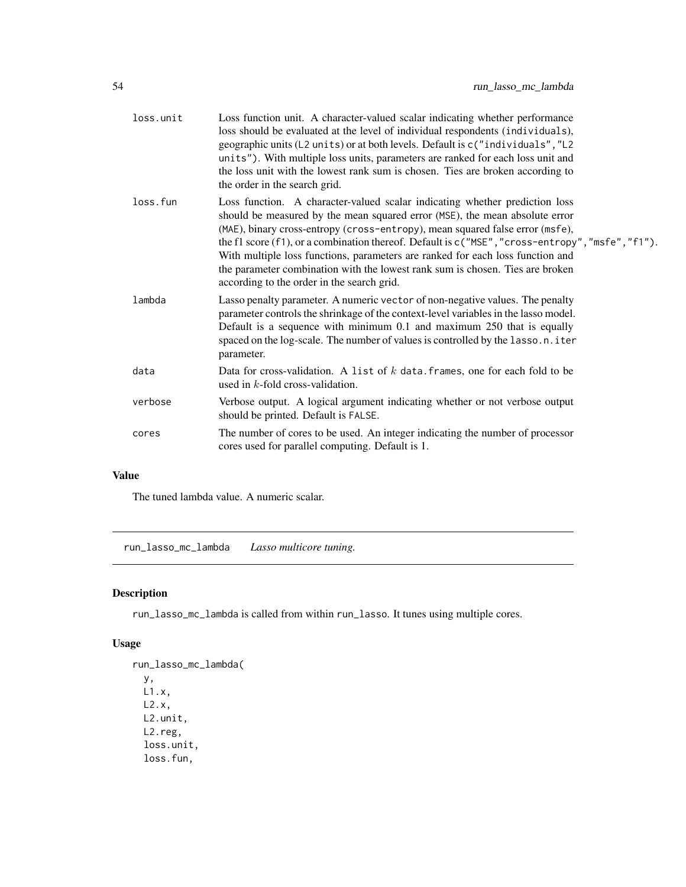| | |
|---|---|
| loss.unit | Loss function unit. A character-valued scalar indicating whether performance loss should be evaluated at the level of individual respondents (individuals), geographic units (L2 units) or at both levels. Default is c("individuals","L2 units"). With multiple loss units, parameters are ranked for each loss unit and the loss unit with the lowest rank sum is chosen. Ties are broken according to the order in the search grid. |
| loss.fun | Loss function. A character-valued scalar indicating whether prediction loss should be measured by the mean squared error (MSE), the mean absolute error (MAE), binary cross-entropy (cross-entropy), mean squared false error (msfe), the f1 score (f1), or a combination thereof. Default is c("MSE","cross-entropy","msfe","f1"). With multiple loss functions, parameters are ranked for each loss function and the parameter combination with the lowest rank sum is chosen. Ties are broken according to the order in the search grid. |
| lambda | Lasso penalty parameter. A numeric vector of non-negative values. The penalty parameter controls the shrinkage of the context-level variables in the lasso model. Default is a sequence with minimum 0.1 and maximum 250 that is equally spaced on the log-scale. The number of values is controlled by the lasso.n.iter parameter. |
| data | Data for cross-validation. A list of $k$ data.frames, one for each fold to be used in $k$-fold cross-validation. |
| verbose | Verbose output. A logical argument indicating whether or not verbose output should be printed. Default is FALSE. |
| cores | The number of cores to be used. An integer indicating the number of processor cores used for parallel computing. Default is 1. |

## Value

The tuned lambda value. A numeric scalar.

---

# run_lasso_mc_lambda *Lasso multicore tuning.*

## Description

run_lasso_mc_lambda is called from within run_lasso. It tunes using multiple cores.

## Usage

```
run_lasso_mc_lambda(
  y,
  L1.x,
  L2.x,
  L2.unit,
  L2.reg,
  loss.unit,
  loss.fun,
```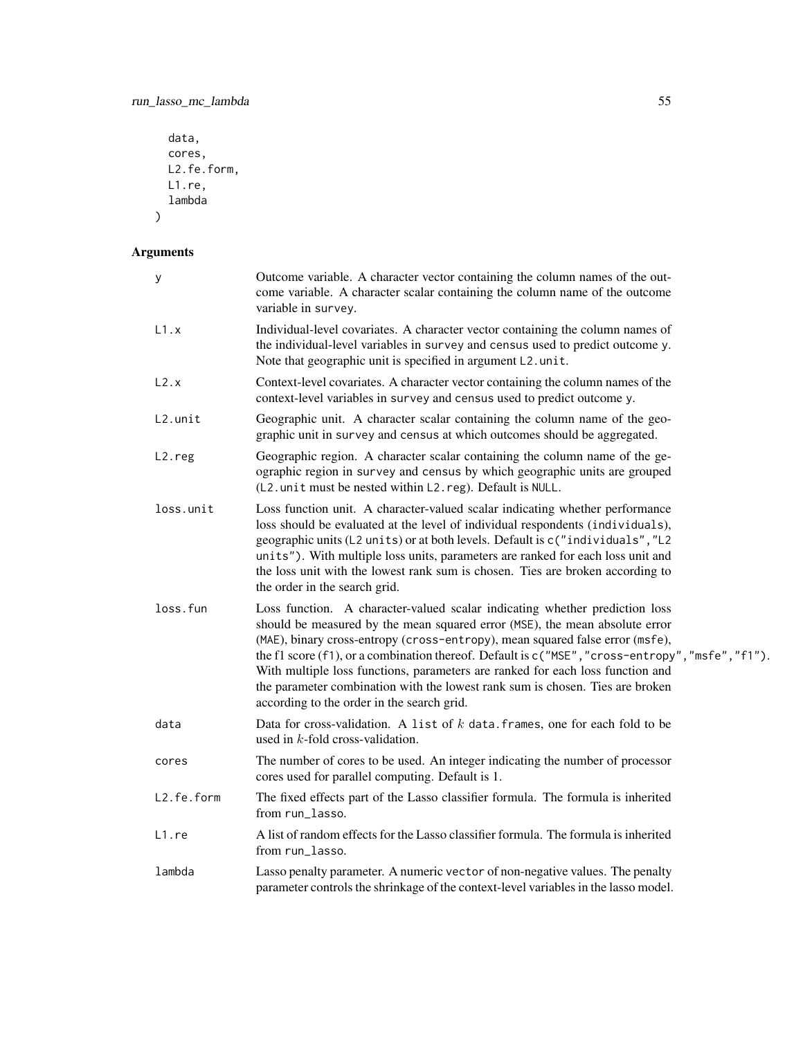```
  data,
  cores,
  L2.fe.form,
  L1.re,
  lambda
)
```

## Arguments

| Argument | Description |
|---|---|
| y | Outcome variable. A character vector containing the column names of the outcome variable. A character scalar containing the column name of the outcome variable in survey. |
| L1.x | Individual-level covariates. A character vector containing the column names of the individual-level variables in survey and census used to predict outcome y. Note that geographic unit is specified in argument L2.unit. |
| L2.x | Context-level covariates. A character vector containing the column names of the context-level variables in survey and census used to predict outcome y. |
| L2.unit | Geographic unit. A character scalar containing the column name of the geographic unit in survey and census at which outcomes should be aggregated. |
| L2.reg | Geographic region. A character scalar containing the column name of the geographic region in survey and census by which geographic units are grouped (L2.unit must be nested within L2.reg). Default is NULL. |
| loss.unit | Loss function unit. A character-valued scalar indicating whether performance loss should be evaluated at the level of individual respondents (individuals), geographic units (L2 units) or at both levels. Default is c("individuals","L2 units"). With multiple loss units, parameters are ranked for each loss unit and the loss unit with the lowest rank sum is chosen. Ties are broken according to the order in the search grid. |
| loss.fun | Loss function. A character-valued scalar indicating whether prediction loss should be measured by the mean squared error (MSE), the mean absolute error (MAE), binary cross-entropy (cross-entropy), mean squared false error (msfe), the f1 score (f1), or a combination thereof. Default is c("MSE","cross-entropy","msfe","f1"). With multiple loss functions, parameters are ranked for each loss function and the parameter combination with the lowest rank sum is chosen. Ties are broken according to the order in the search grid. |
| data | Data for cross-validation. A list of $k$ data.frames, one for each fold to be used in $k$-fold cross-validation. |
| cores | The number of cores to be used. An integer indicating the number of processor cores used for parallel computing. Default is 1. |
| L2.fe.form | The fixed effects part of the Lasso classifier formula. The formula is inherited from run_lasso. |
| L1.re | A list of random effects for the Lasso classifier formula. The formula is inherited from run_lasso. |
| lambda | Lasso penalty parameter. A numeric vector of non-negative values. The penalty parameter controls the shrinkage of the context-level variables in the lasso model. |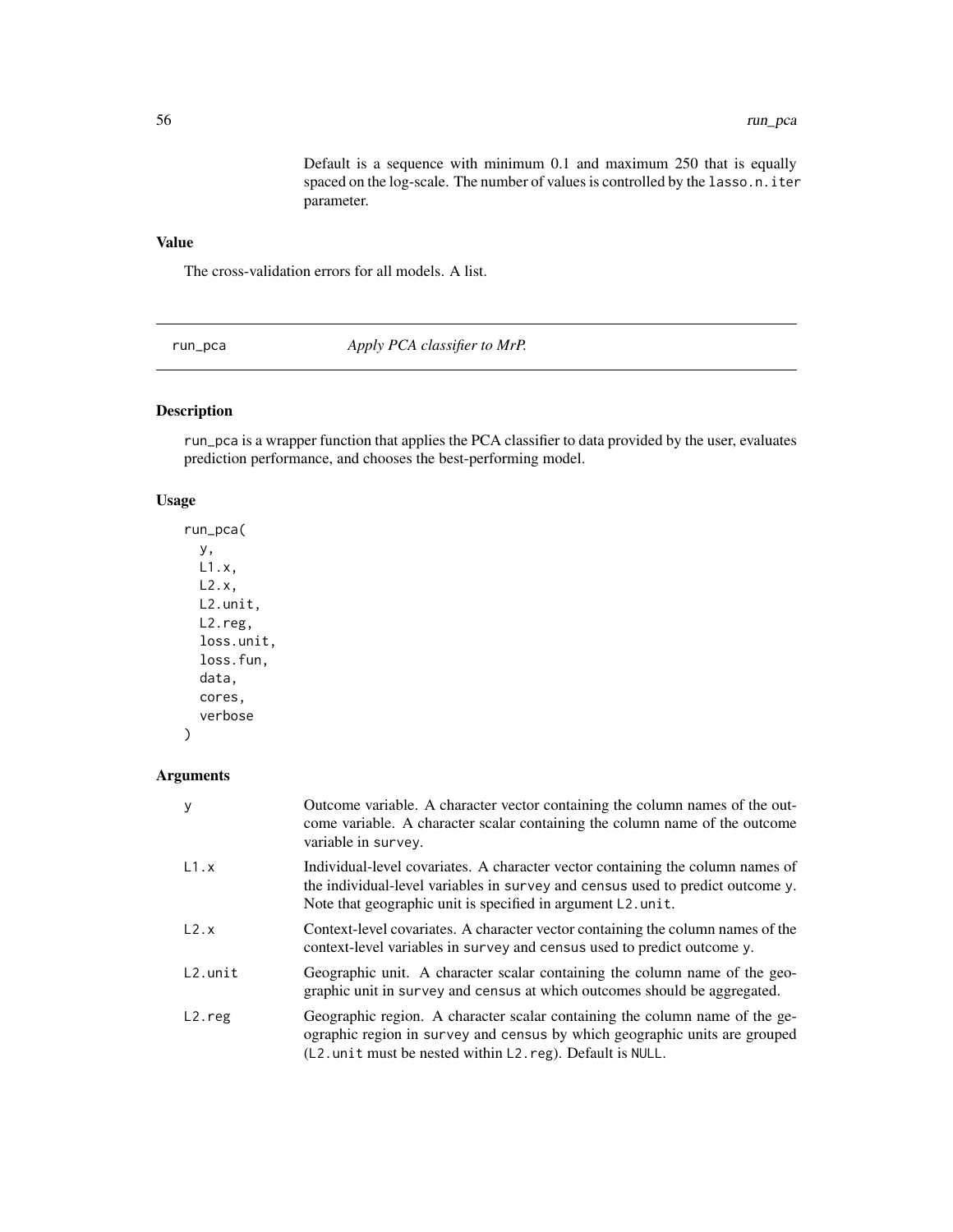Default is a sequence with minimum 0.1 and maximum 250 that is equally spaced on the log-scale. The number of values is controlled by the lasso.n.iter parameter.

## Value

The cross-validation errors for all models. A list.

---

run_pca *Apply PCA classifier to MrP.*

---

## Description

run_pca is a wrapper function that applies the PCA classifier to data provided by the user, evaluates prediction performance, and chooses the best-performing model.

## Usage

```
run_pca(
  y,
  L1.x,
  L2.x,
  L2.unit,
  L2.reg,
  loss.unit,
  loss.fun,
  data,
  cores,
  verbose
)
```

## Arguments

| | |
|---|---|
| y | Outcome variable. A character vector containing the column names of the outcome variable. A character scalar containing the column name of the outcome variable in survey. |
| L1.x | Individual-level covariates. A character vector containing the column names of the individual-level variables in survey and census used to predict outcome y. Note that geographic unit is specified in argument L2.unit. |
| L2.x | Context-level covariates. A character vector containing the column names of the context-level variables in survey and census used to predict outcome y. |
| L2.unit | Geographic unit. A character scalar containing the column name of the geographic unit in survey and census at which outcomes should be aggregated. |
| L2.reg | Geographic region. A character scalar containing the column name of the geographic region in survey and census by which geographic units are grouped (L2.unit must be nested within L2.reg). Default is NULL. |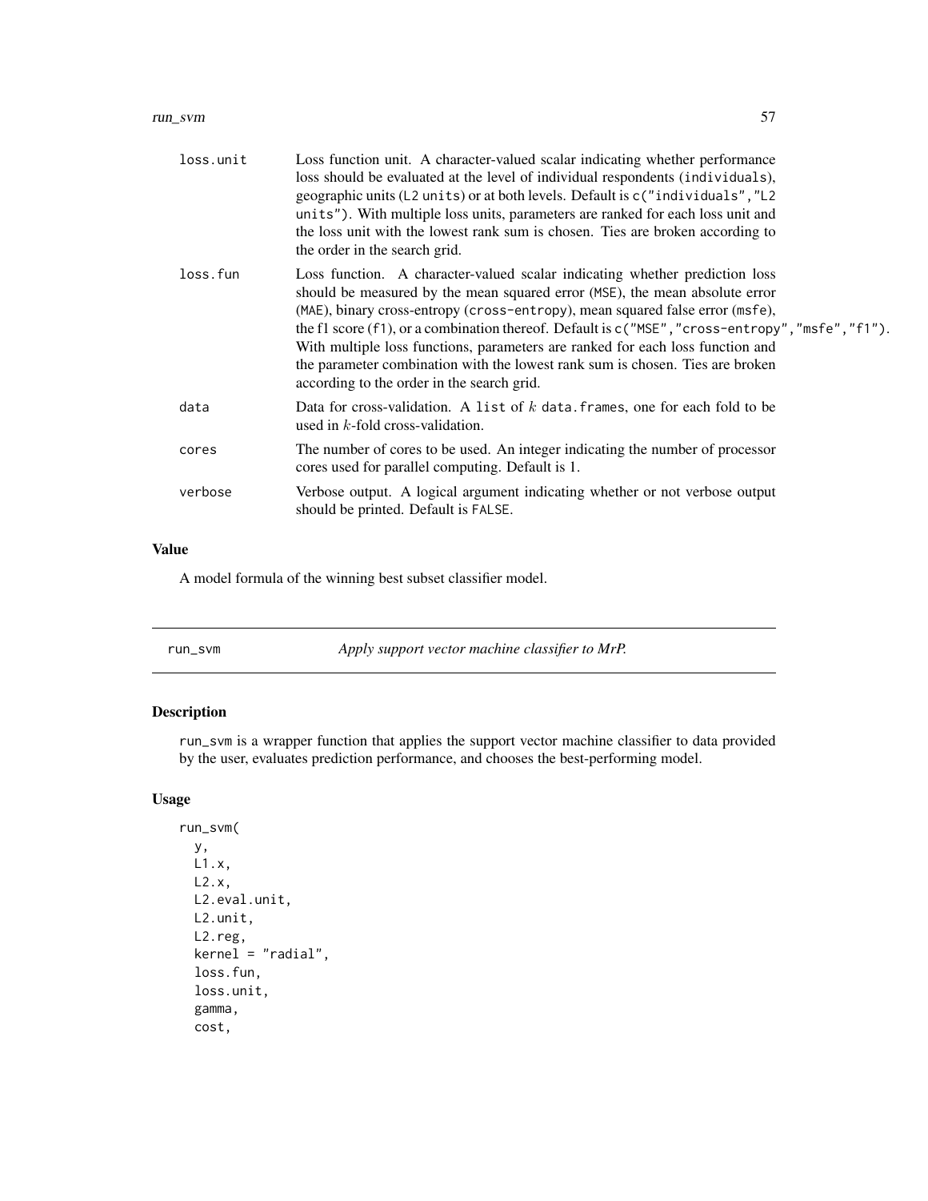| | |
|---|---|
| loss.unit | Loss function unit. A character-valued scalar indicating whether performance loss should be evaluated at the level of individual respondents (individuals), geographic units (L2 units) or at both levels. Default is c("individuals","L2 units"). With multiple loss units, parameters are ranked for each loss unit and the loss unit with the lowest rank sum is chosen. Ties are broken according to the order in the search grid. |
| loss.fun | Loss function. A character-valued scalar indicating whether prediction loss should be measured by the mean squared error (MSE), the mean absolute error (MAE), binary cross-entropy (cross-entropy), mean squared false error (msfe), the f1 score (f1), or a combination thereof. Default is c("MSE","cross-entropy","msfe","f1"). With multiple loss functions, parameters are ranked for each loss function and the parameter combination with the lowest rank sum is chosen. Ties are broken according to the order in the search grid. |
| data | Data for cross-validation. A list of $k$ data.frames, one for each fold to be used in $k$-fold cross-validation. |
| cores | The number of cores to be used. An integer indicating the number of processor cores used for parallel computing. Default is 1. |
| verbose | Verbose output. A logical argument indicating whether or not verbose output should be printed. Default is FALSE. |

## Value

A model formula of the winning best subset classifier model.

---

# run_svm — *Apply support vector machine classifier to MrP.*

---

## Description

run_svm is a wrapper function that applies the support vector machine classifier to data provided by the user, evaluates prediction performance, and chooses the best-performing model.

## Usage

```
run_svm(
  y,
  L1.x,
  L2.x,
  L2.eval.unit,
  L2.unit,
  L2.reg,
  kernel = "radial",
  loss.fun,
  loss.unit,
  gamma,
  cost,
```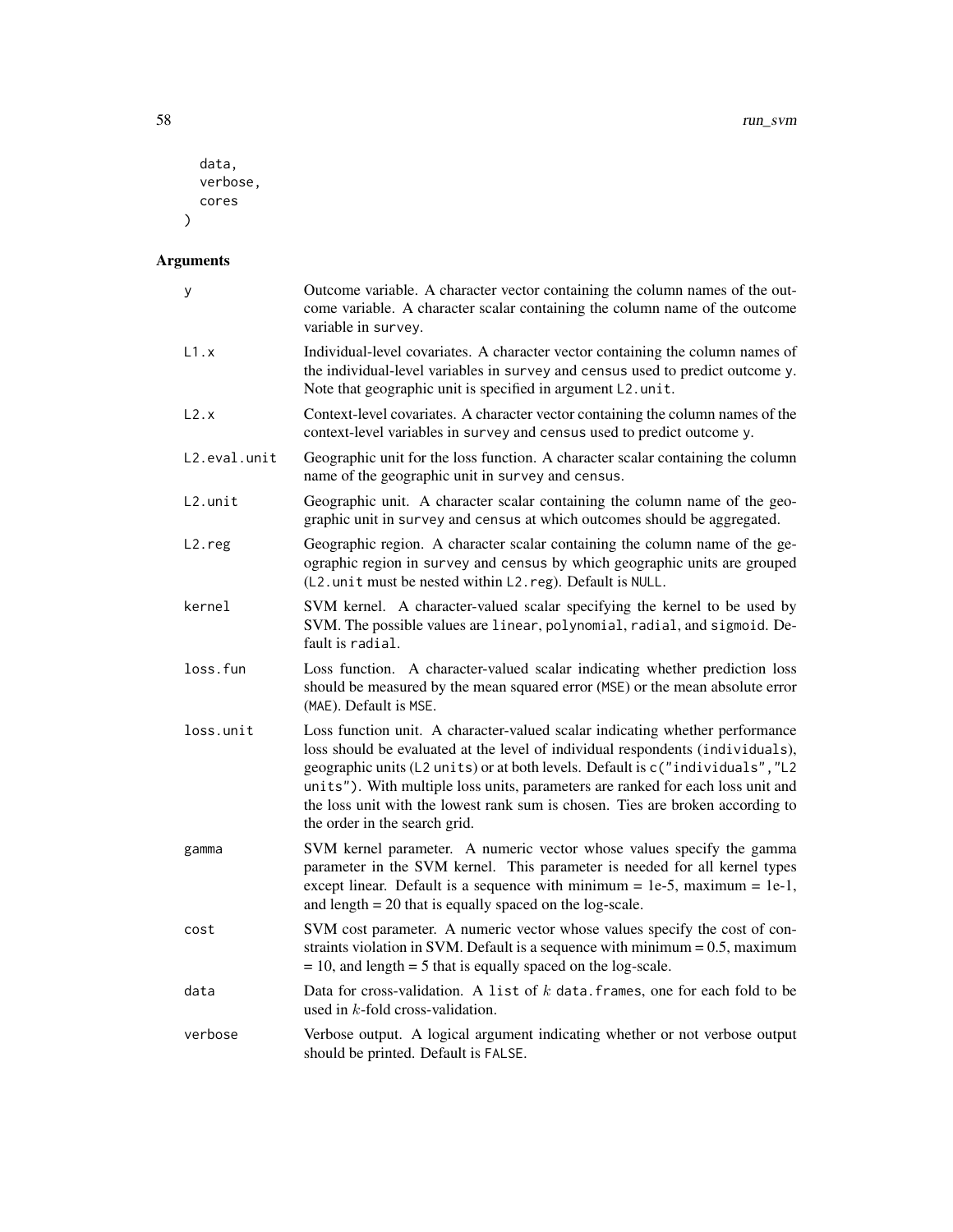```
  data,
  verbose,
  cores
)
```

## Arguments

| | |
|---|---|
| y | Outcome variable. A character vector containing the column names of the outcome variable. A character scalar containing the column name of the outcome variable in `survey`. |
| L1.x | Individual-level covariates. A character vector containing the column names of the individual-level variables in `survey` and `census` used to predict outcome `y`. Note that geographic unit is specified in argument `L2.unit`. |
| L2.x | Context-level covariates. A character vector containing the column names of the context-level variables in `survey` and `census` used to predict outcome `y`. |
| L2.eval.unit | Geographic unit for the loss function. A character scalar containing the column name of the geographic unit in `survey` and `census`. |
| L2.unit | Geographic unit. A character scalar containing the column name of the geographic unit in `survey` and `census` at which outcomes should be aggregated. |
| L2.reg | Geographic region. A character scalar containing the column name of the geographic region in `survey` and `census` by which geographic units are grouped (`L2.unit` must be nested within `L2.reg`). Default is `NULL`. |
| kernel | SVM kernel. A character-valued scalar specifying the kernel to be used by SVM. The possible values are `linear`, `polynomial`, `radial`, and `sigmoid`. Default is `radial`. |
| loss.fun | Loss function. A character-valued scalar indicating whether prediction loss should be measured by the mean squared error (`MSE`) or the mean absolute error (`MAE`). Default is `MSE`. |
| loss.unit | Loss function unit. A character-valued scalar indicating whether performance loss should be evaluated at the level of individual respondents (`individuals`), geographic units (`L2 units`) or at both levels. Default is `c("individuals","L2 units")`. With multiple loss units, parameters are ranked for each loss unit and the loss unit with the lowest rank sum is chosen. Ties are broken according to the order in the search grid. |
| gamma | SVM kernel parameter. A numeric vector whose values specify the gamma parameter in the SVM kernel. This parameter is needed for all kernel types except linear. Default is a sequence with minimum = 1e-5, maximum = 1e-1, and length = 20 that is equally spaced on the log-scale. |
| cost | SVM cost parameter. A numeric vector whose values specify the cost of constraints violation in SVM. Default is a sequence with minimum = 0.5, maximum = 10, and length = 5 that is equally spaced on the log-scale. |
| data | Data for cross-validation. A `list` of $k$ `data.frames`, one for each fold to be used in $k$-fold cross-validation. |
| verbose | Verbose output. A logical argument indicating whether or not verbose output should be printed. Default is `FALSE`. |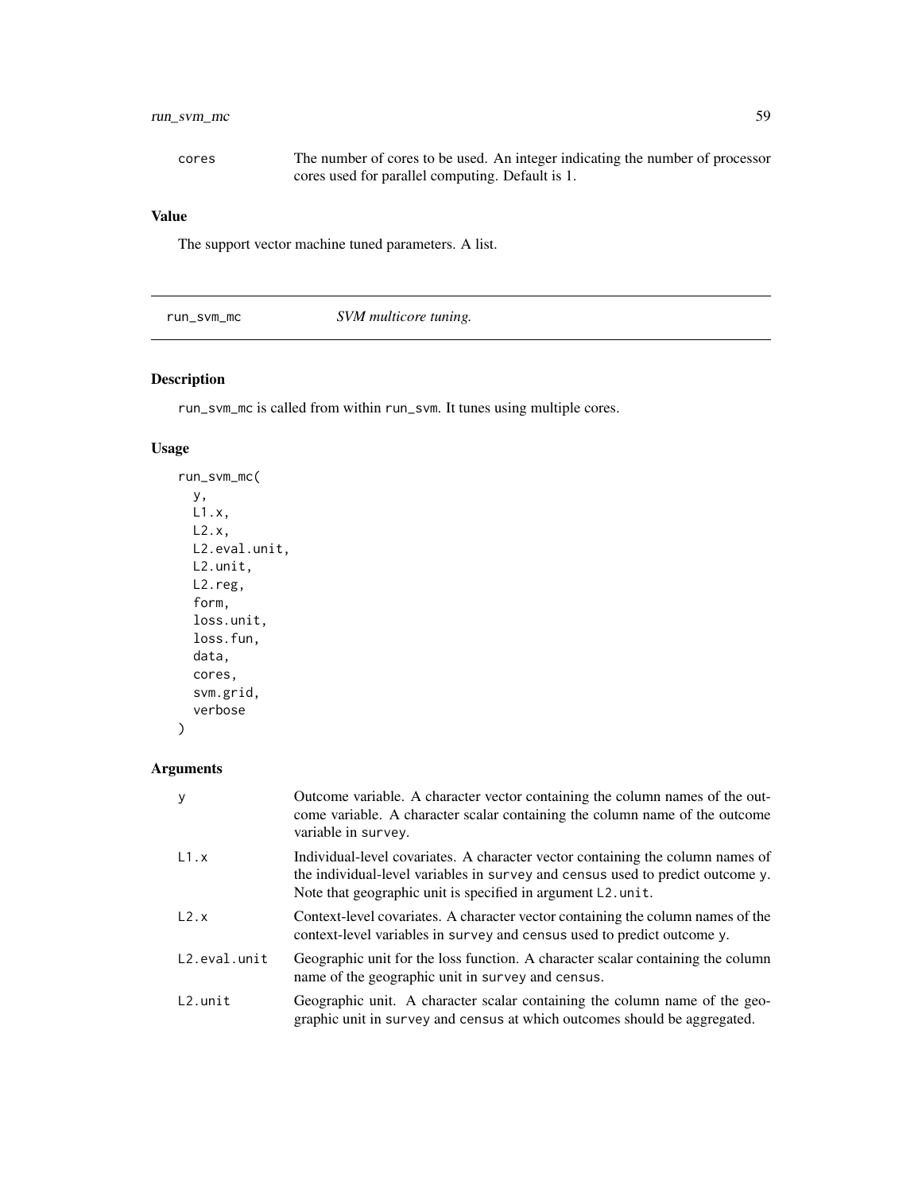| | |
|---|---|
| cores | The number of cores to be used. An integer indicating the number of processor cores used for parallel computing. Default is 1. |

### Value

The support vector machine tuned parameters. A list.

---

## run_svm_mc    *SVM multicore tuning.*

---

### Description

run_svm_mc is called from within run_svm. It tunes using multiple cores.

### Usage

```
run_svm_mc(
  y,
  L1.x,
  L2.x,
  L2.eval.unit,
  L2.unit,
  L2.reg,
  form,
  loss.unit,
  loss.fun,
  data,
  cores,
  svm.grid,
  verbose
)
```

### Arguments

| | |
|---|---|
| y | Outcome variable. A character vector containing the column names of the outcome variable. A character scalar containing the column name of the outcome variable in survey. |
| L1.x | Individual-level covariates. A character vector containing the column names of the individual-level variables in survey and census used to predict outcome y. Note that geographic unit is specified in argument L2.unit. |
| L2.x | Context-level covariates. A character vector containing the column names of the context-level variables in survey and census used to predict outcome y. |
| L2.eval.unit | Geographic unit for the loss function. A character scalar containing the column name of the geographic unit in survey and census. |
| L2.unit | Geographic unit. A character scalar containing the column name of the geographic unit in survey and census at which outcomes should be aggregated. |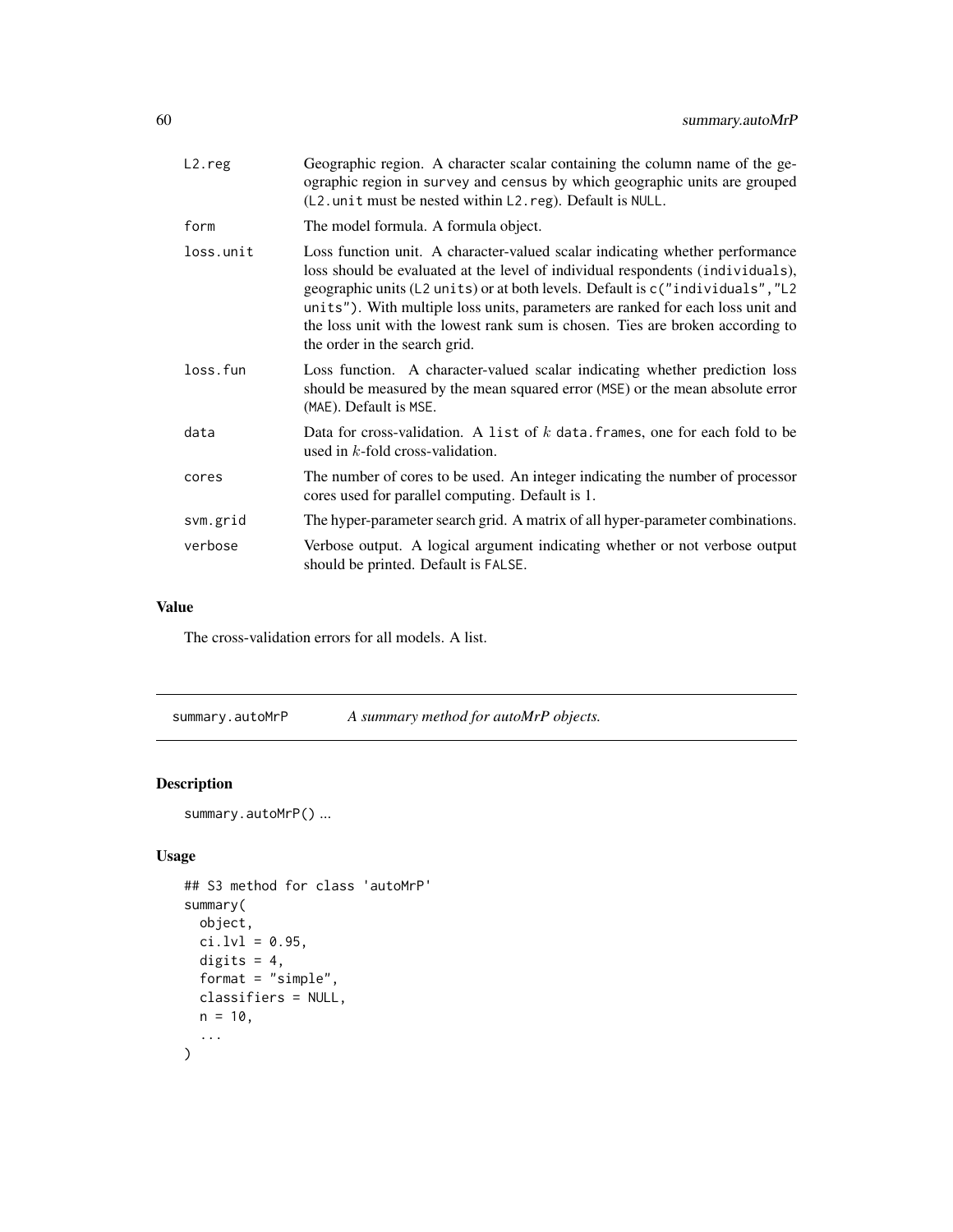| | |
|---|---|
| L2.reg | Geographic region. A character scalar containing the column name of the geographic region in survey and census by which geographic units are grouped (L2.unit must be nested within L2.reg). Default is NULL. |
| form | The model formula. A formula object. |
| loss.unit | Loss function unit. A character-valued scalar indicating whether performance loss should be evaluated at the level of individual respondents (individuals), geographic units (L2 units) or at both levels. Default is c("individuals","L2 units"). With multiple loss units, parameters are ranked for each loss unit and the loss unit with the lowest rank sum is chosen. Ties are broken according to the order in the search grid. |
| loss.fun | Loss function. A character-valued scalar indicating whether prediction loss should be measured by the mean squared error (MSE) or the mean absolute error (MAE). Default is MSE. |
| data | Data for cross-validation. A list of $k$ data.frames, one for each fold to be used in $k$-fold cross-validation. |
| cores | The number of cores to be used. An integer indicating the number of processor cores used for parallel computing. Default is 1. |
| svm.grid | The hyper-parameter search grid. A matrix of all hyper-parameter combinations. |
| verbose | Verbose output. A logical argument indicating whether or not verbose output should be printed. Default is FALSE. |

## Value

The cross-validation errors for all models. A list.

# summary.autoMrP — *A summary method for autoMrP objects.*

## Description

summary.autoMrP() ...

## Usage

```
## S3 method for class 'autoMrP'
summary(
  object,
  ci.lvl = 0.95,
  digits = 4,
  format = "simple",
  classifiers = NULL,
  n = 10,
  ...
)
```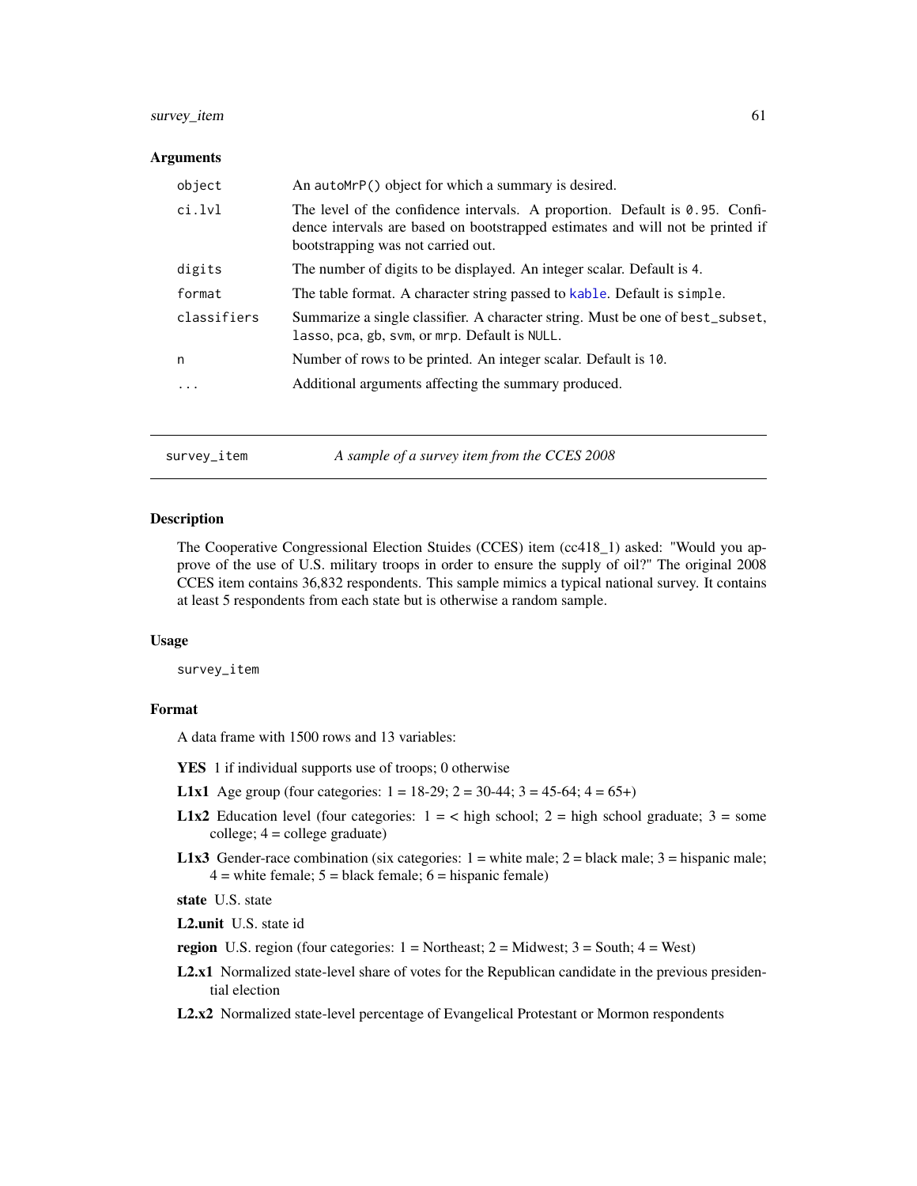### Arguments

| | |
|---|---|
| `object` | An `autoMrP()` object for which a summary is desired. |
| `ci.lvl` | The level of the confidence intervals. A proportion. Default is `0.95`. Confidence intervals are based on bootstrapped estimates and will not be printed if bootstrapping was not carried out. |
| `digits` | The number of digits to be displayed. An integer scalar. Default is `4`. |
| `format` | The table format. A character string passed to `kable`. Default is `simple`. |
| `classifiers` | Summarize a single classifier. A character string. Must be one of `best_subset`, `lasso`, `pca`, `gb`, `svm`, or `mrp`. Default is `NULL`. |
| `n` | Number of rows to be printed. An integer scalar. Default is `10`. |
| `...` | Additional arguments affecting the summary produced. |

---

## survey_item — *A sample of a survey item from the CCES 2008*

### Description

The Cooperative Congressional Election Stuides (CCES) item (cc418_1) asked: "Would you approve of the use of U.S. military troops in order to ensure the supply of oil?" The original 2008 CCES item contains 36,832 respondents. This sample mimics a typical national survey. It contains at least 5 respondents from each state but is otherwise a random sample.

### Usage

```
survey_item
```

### Format

A data frame with 1500 rows and 13 variables:

- **YES** 1 if individual supports use of troops; 0 otherwise
- **L1x1** Age group (four categories: 1 = 18-29; 2 = 30-44; 3 = 45-64; 4 = 65+)
- **L1x2** Education level (four categories: 1 = < high school; 2 = high school graduate; 3 = some college; 4 = college graduate)
- **L1x3** Gender-race combination (six categories: 1 = white male; 2 = black male; 3 = hispanic male; 4 = white female; 5 = black female; 6 = hispanic female)
- **state** U.S. state
- **L2.unit** U.S. state id
- **region** U.S. region (four categories: 1 = Northeast; 2 = Midwest; 3 = South; 4 = West)
- **L2.x1** Normalized state-level share of votes for the Republican candidate in the previous presidential election
- **L2.x2** Normalized state-level percentage of Evangelical Protestant or Mormon respondents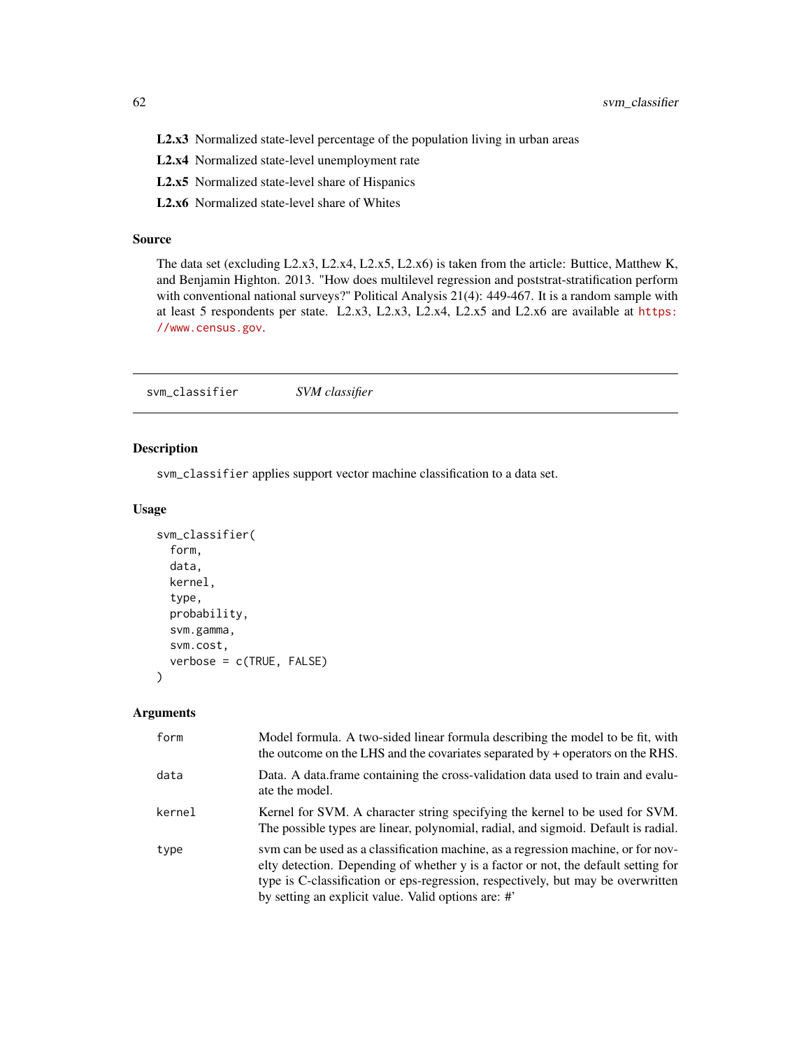**L2.x3** Normalized state-level percentage of the population living in urban areas

**L2.x4** Normalized state-level unemployment rate

**L2.x5** Normalized state-level share of Hispanics

**L2.x6** Normalized state-level share of Whites

## Source

The data set (excluding L2.x3, L2.x4, L2.x5, L2.x6) is taken from the article: Buttice, Matthew K, and Benjamin Highton. 2013. "How does multilevel regression and poststrat-stratification perform with conventional national surveys?" Political Analysis 21(4): 449-467. It is a random sample with at least 5 respondents per state. L2.x3, L2.x3, L2.x4, L2.x5 and L2.x6 are available at https://www.census.gov.

---

# svm_classifier *SVM classifier*

---

## Description

`svm_classifier` applies support vector machine classification to a data set.

## Usage

```
svm_classifier(
  form,
  data,
  kernel,
  type,
  probability,
  svm.gamma,
  svm.cost,
  verbose = c(TRUE, FALSE)
)
```

## Arguments

| | |
|---|---|
| `form` | Model formula. A two-sided linear formula describing the model to be fit, with the outcome on the LHS and the covariates separated by + operators on the RHS. |
| `data` | Data. A data.frame containing the cross-validation data used to train and evaluate the model. |
| `kernel` | Kernel for SVM. A character string specifying the kernel to be used for SVM. The possible types are linear, polynomial, radial, and sigmoid. Default is radial. |
| `type` | svm can be used as a classification machine, as a regression machine, or for novelty detection. Depending of whether y is a factor or not, the default setting for type is C-classification or eps-regression, respectively, but may be overwritten by setting an explicit value. Valid options are: #' |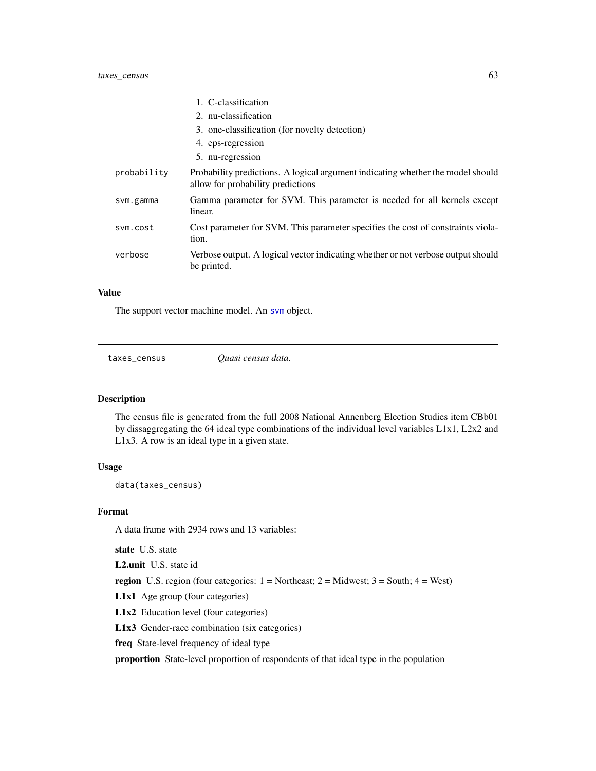1. C-classification
2. nu-classification
3. one-classification (for novelty detection)
4. eps-regression
5. nu-regression

| | |
|---|---|
| probability | Probability predictions. A logical argument indicating whether the model should allow for probability predictions |
| svm.gamma | Gamma parameter for SVM. This parameter is needed for all kernels except linear. |
| svm.cost | Cost parameter for SVM. This parameter specifies the cost of constraints violation. |
| verbose | Verbose output. A logical vector indicating whether or not verbose output should be printed. |

### Value

The support vector machine model. An svm object.

---

## taxes_census — *Quasi census data.*

---

### Description

The census file is generated from the full 2008 National Annenberg Election Studies item CBb01 by dissaggregating the 64 ideal type combinations of the individual level variables L1x1, L2x2 and L1x3. A row is an ideal type in a given state.

### Usage

```
data(taxes_census)
```

### Format

A data frame with 2934 rows and 13 variables:

**state** U.S. state

**L2.unit** U.S. state id

**region** U.S. region (four categories: 1 = Northeast; 2 = Midwest; 3 = South; 4 = West)

**L1x1** Age group (four categories)

**L1x2** Education level (four categories)

**L1x3** Gender-race combination (six categories)

**freq** State-level frequency of ideal type

**proportion** State-level proportion of respondents of that ideal type in the population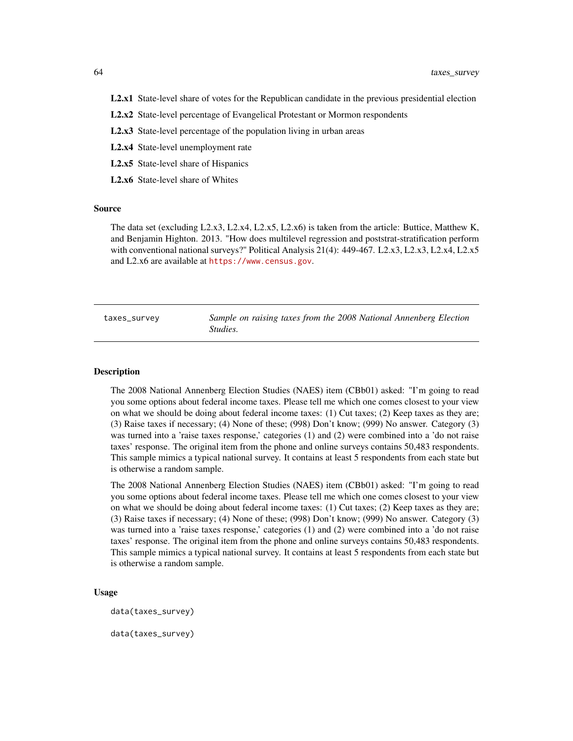**L2.x1** State-level share of votes for the Republican candidate in the previous presidential election

**L2.x2** State-level percentage of Evangelical Protestant or Mormon respondents

**L2.x3** State-level percentage of the population living in urban areas

**L2.x4** State-level unemployment rate

**L2.x5** State-level share of Hispanics

**L2.x6** State-level share of Whites

### Source

The data set (excluding L2.x3, L2.x4, L2.x5, L2.x6) is taken from the article: Buttice, Matthew K, and Benjamin Highton. 2013. "How does multilevel regression and poststrat-stratification perform with conventional national surveys?" Political Analysis 21(4): 449-467. L2.x3, L2.x3, L2.x4, L2.x5 and L2.x6 are available at https://www.census.gov.

---

`taxes_survey` *Sample on raising taxes from the 2008 National Annenberg Election Studies.*

---

### Description

The 2008 National Annenberg Election Studies (NAES) item (CBb01) asked: "I'm going to read you some options about federal income taxes. Please tell me which one comes closest to your view on what we should be doing about federal income taxes: (1) Cut taxes; (2) Keep taxes as they are; (3) Raise taxes if necessary; (4) None of these; (998) Don't know; (999) No answer. Category (3) was turned into a 'raise taxes response,' categories (1) and (2) were combined into a 'do not raise taxes' response. The original item from the phone and online surveys contains 50,483 respondents. This sample mimics a typical national survey. It contains at least 5 respondents from each state but is otherwise a random sample.

The 2008 National Annenberg Election Studies (NAES) item (CBb01) asked: "I'm going to read you some options about federal income taxes. Please tell me which one comes closest to your view on what we should be doing about federal income taxes: (1) Cut taxes; (2) Keep taxes as they are; (3) Raise taxes if necessary; (4) None of these; (998) Don't know; (999) No answer. Category (3) was turned into a 'raise taxes response,' categories (1) and (2) were combined into a 'do not raise taxes' response. The original item from the phone and online surveys contains 50,483 respondents. This sample mimics a typical national survey. It contains at least 5 respondents from each state but is otherwise a random sample.

### Usage

```
data(taxes_survey)

data(taxes_survey)
```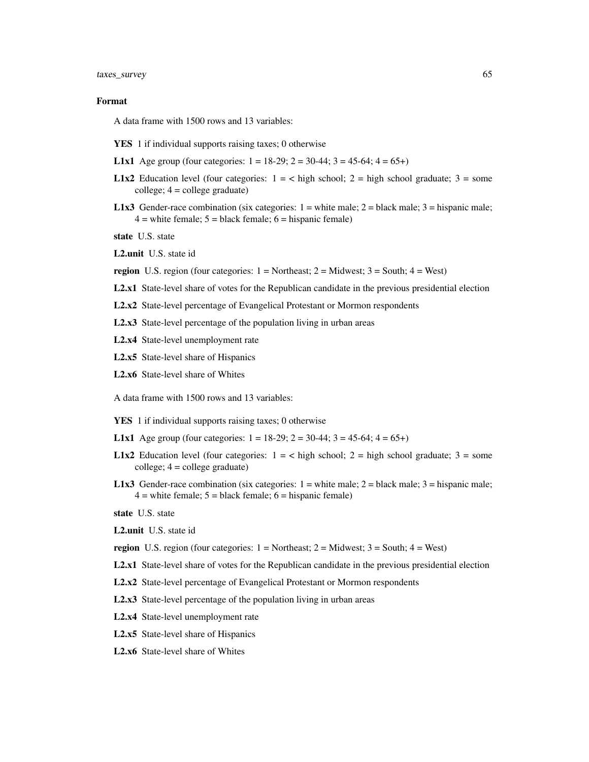## Format

A data frame with 1500 rows and 13 variables:

**YES** 1 if individual supports raising taxes; 0 otherwise

**L1x1** Age group (four categories: 1 = 18-29; 2 = 30-44; 3 = 45-64; 4 = 65+)

**L1x2** Education level (four categories: 1 = < high school; 2 = high school graduate; 3 = some college; 4 = college graduate)

**L1x3** Gender-race combination (six categories: 1 = white male; 2 = black male; 3 = hispanic male; 4 = white female; 5 = black female; 6 = hispanic female)

**state** U.S. state

**L2.unit** U.S. state id

**region** U.S. region (four categories: 1 = Northeast; 2 = Midwest; 3 = South; 4 = West)

**L2.x1** State-level share of votes for the Republican candidate in the previous presidential election

**L2.x2** State-level percentage of Evangelical Protestant or Mormon respondents

**L2.x3** State-level percentage of the population living in urban areas

**L2.x4** State-level unemployment rate

**L2.x5** State-level share of Hispanics

**L2.x6** State-level share of Whites

A data frame with 1500 rows and 13 variables:

**YES** 1 if individual supports raising taxes; 0 otherwise

**L1x1** Age group (four categories: 1 = 18-29; 2 = 30-44; 3 = 45-64; 4 = 65+)

**L1x2** Education level (four categories: 1 = < high school; 2 = high school graduate; 3 = some college; 4 = college graduate)

**L1x3** Gender-race combination (six categories: 1 = white male; 2 = black male; 3 = hispanic male; 4 = white female; 5 = black female; 6 = hispanic female)

**state** U.S. state

**L2.unit** U.S. state id

**region** U.S. region (four categories: 1 = Northeast; 2 = Midwest; 3 = South; 4 = West)

**L2.x1** State-level share of votes for the Republican candidate in the previous presidential election

**L2.x2** State-level percentage of Evangelical Protestant or Mormon respondents

**L2.x3** State-level percentage of the population living in urban areas

**L2.x4** State-level unemployment rate

**L2.x5** State-level share of Hispanics

**L2.x6** State-level share of Whites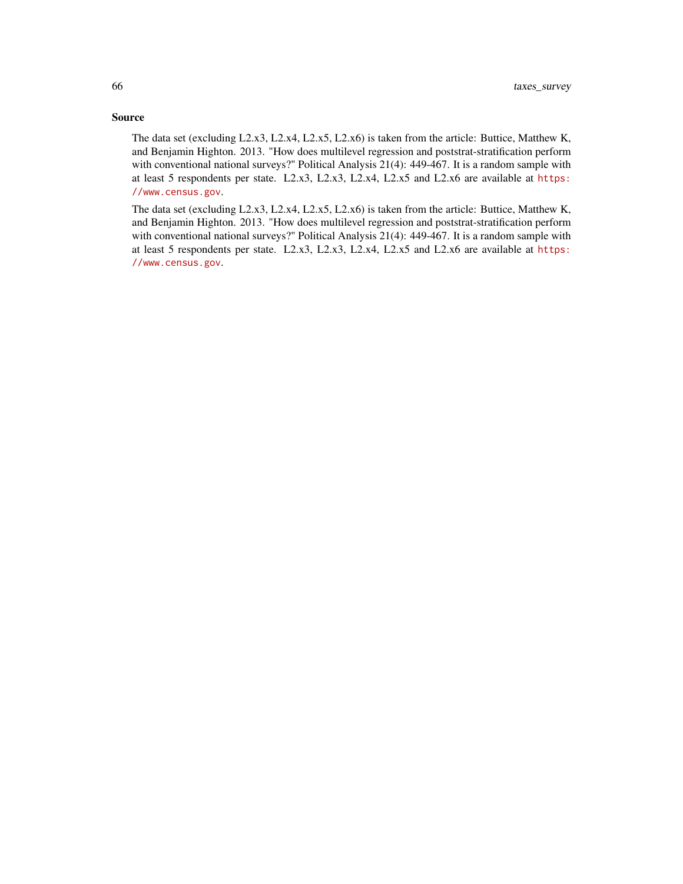### Source

The data set (excluding L2.x3, L2.x4, L2.x5, L2.x6) is taken from the article: Buttice, Matthew K, and Benjamin Highton. 2013. "How does multilevel regression and poststrat-stratification perform with conventional national surveys?" Political Analysis 21(4): 449-467. It is a random sample with at least 5 respondents per state. L2.x3, L2.x3, L2.x4, L2.x5 and L2.x6 are available at https://www.census.gov.

The data set (excluding L2.x3, L2.x4, L2.x5, L2.x6) is taken from the article: Buttice, Matthew K, and Benjamin Highton. 2013. "How does multilevel regression and poststrat-stratification perform with conventional national surveys?" Political Analysis 21(4): 449-467. It is a random sample with at least 5 respondents per state. L2.x3, L2.x3, L2.x4, L2.x5 and L2.x6 are available at https://www.census.gov.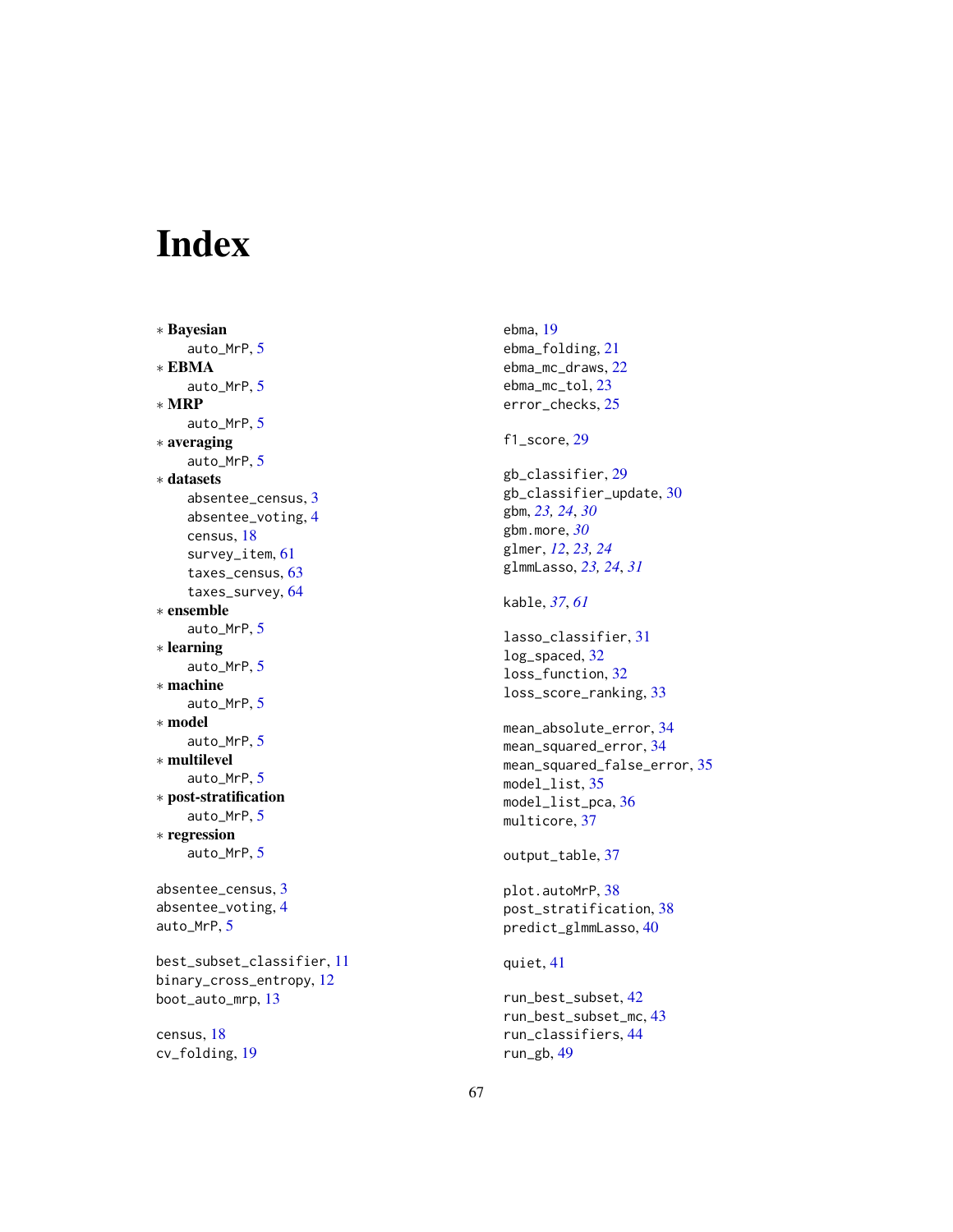# Index

* **Bayesian**
  auto_MrP, 5
* **EBMA**
  auto_MrP, 5
* **MRP**
  auto_MrP, 5
* **averaging**
  auto_MrP, 5
* **datasets**
  absentee_census, 3
  absentee_voting, 4
  census, 18
  survey_item, 61
  taxes_census, 63
  taxes_survey, 64
* **ensemble**
  auto_MrP, 5
* **learning**
  auto_MrP, 5
* **machine**
  auto_MrP, 5
* **model**
  auto_MrP, 5
* **multilevel**
  auto_MrP, 5
* **post-stratification**
  auto_MrP, 5
* **regression**
  auto_MrP, 5

absentee_census, 3
absentee_voting, 4
auto_MrP, 5

best_subset_classifier, 11
binary_cross_entropy, 12
boot_auto_mrp, 13

census, 18
cv_folding, 19

ebma, 19
ebma_folding, 21
ebma_mc_draws, 22
ebma_mc_tol, 23
error_checks, 25

f1_score, 29

gb_classifier, 29
gb_classifier_update, 30
gbm, *23, 24*, *30*
gbm.more, *30*
glmer, *12*, *23, 24*
glmmLasso, *23, 24*, *31*

kable, *37*, *61*

lasso_classifier, 31
log_spaced, 32
loss_function, 32
loss_score_ranking, 33

mean_absolute_error, 34
mean_squared_error, 34
mean_squared_false_error, 35
model_list, 35
model_list_pca, 36
multicore, 37

output_table, 37

plot.autoMrP, 38
post_stratification, 38
predict_glmmLasso, 40

quiet, 41

run_best_subset, 42
run_best_subset_mc, 43
run_classifiers, 44
run_gb, 49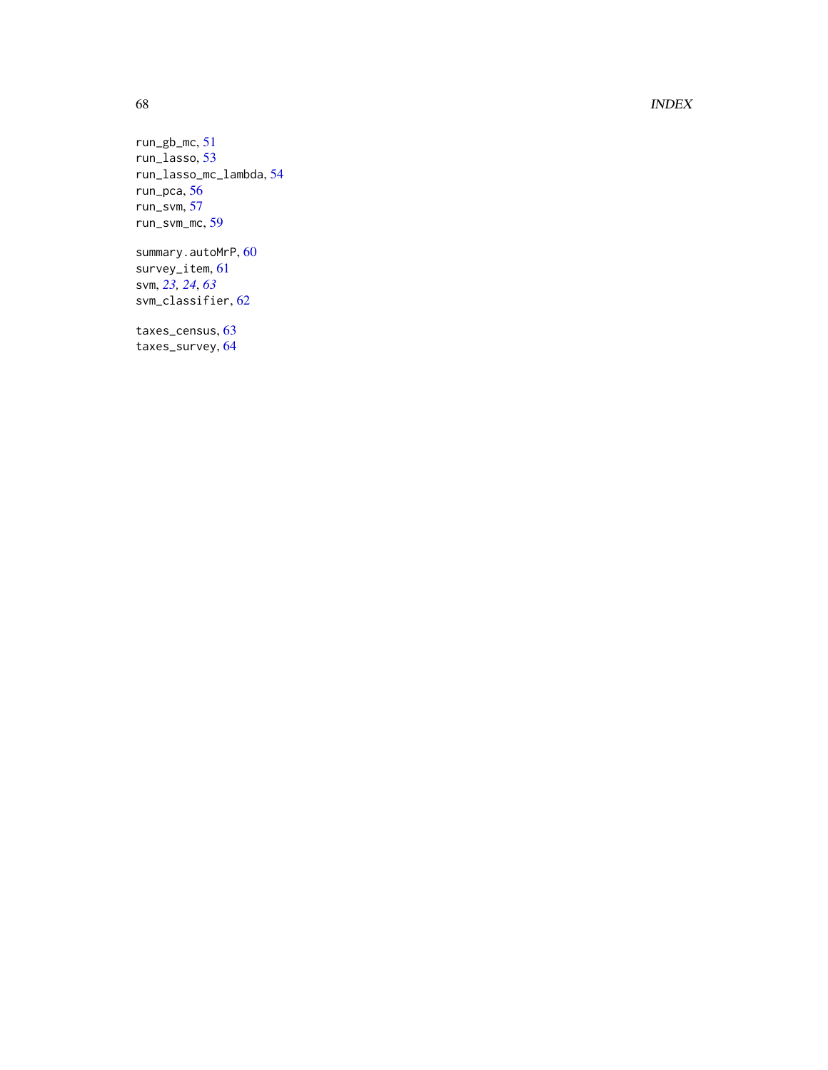run_gb_mc, 51
run_lasso, 53
run_lasso_mc_lambda, 54
run_pca, 56
run_svm, 57
run_svm_mc, 59

summary.autoMrP, 60
survey_item, 61
svm, *23, 24*, *63*
svm_classifier, 62

taxes_census, 63
taxes_survey, 64